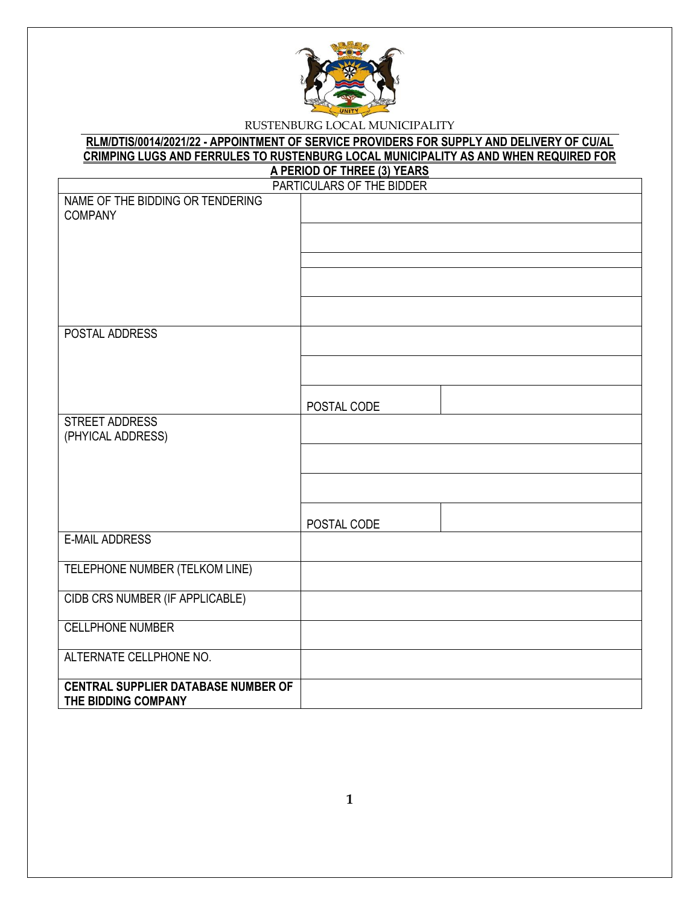RUSTENBURG LOCAL MUNICIPALITY

**RLM/DTIS/0014/2021/22 - APPOINTMENT OF SERVICE PROVIDERS FOR SUPPLY AND DELIVERY OF CU/AL CRIMPING LUGS AND FERRULES TO RUSTENBURG LOCAL MUNICIPALITY AS AND WHEN REQUIRED FOR A PERIOD OF THREE (3) YEARS**

| PARTICULARS OF THE BIDDER | | |
|---|---|---|
| NAME OF THE BIDDING OR TENDERING COMPANY | | |
| | | |
| | | |
| | | |
| | | |
| POSTAL ADDRESS | | |
| | | |
| | POSTAL CODE | |
| STREET ADDRESS (PHYICAL ADDRESS) | | |
| | | |
| | | |
| | POSTAL CODE | |
| E-MAIL ADDRESS | | |
| TELEPHONE NUMBER (TELKOM LINE) | | |
| CIDB CRS NUMBER (IF APPLICABLE) | | |
| CELLPHONE NUMBER | | |
| ALTERNATE CELLPHONE NO. | | |
| **CENTRAL SUPPLIER DATABASE NUMBER OF THE BIDDING COMPANY** | | |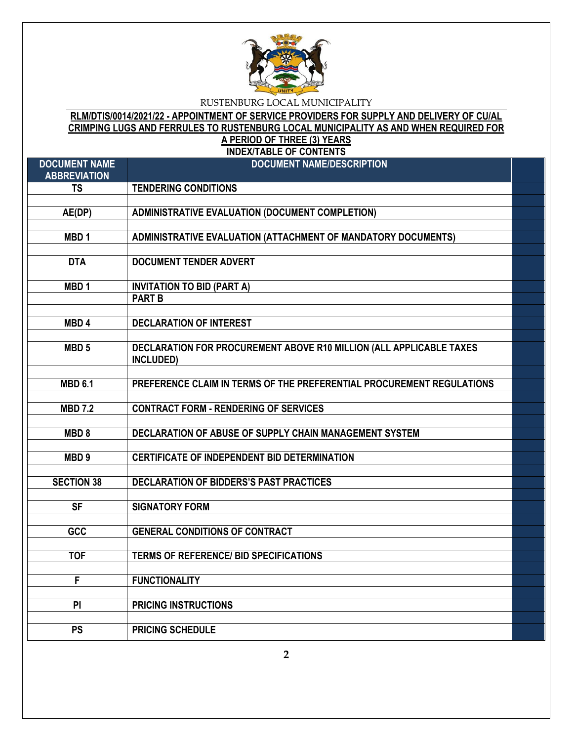RUSTENBURG LOCAL MUNICIPALITY

**RLM/DTIS/0014/2021/22 - APPOINTMENT OF SERVICE PROVIDERS FOR SUPPLY AND DELIVERY OF CU/AL CRIMPING LUGS AND FERRULES TO RUSTENBURG LOCAL MUNICIPALITY AS AND WHEN REQUIRED FOR A PERIOD OF THREE (3) YEARS**

**INDEX/TABLE OF CONTENTS**

| DOCUMENT NAME ABBREVIATION | DOCUMENT NAME/DESCRIPTION | |
|---|---|---|
| TS | TENDERING CONDITIONS | |
| | | |
| AE(DP) | ADMINISTRATIVE EVALUATION (DOCUMENT COMPLETION) | |
| | | |
| MBD 1 | ADMINISTRATIVE EVALUATION (ATTACHMENT OF MANDATORY DOCUMENTS) | |
| | | |
| DTA | DOCUMENT TENDER ADVERT | |
| | | |
| MBD 1 | INVITATION TO BID (PART A) | |
| | PART B | |
| | | |
| MBD 4 | DECLARATION OF INTEREST | |
| | | |
| MBD 5 | DECLARATION FOR PROCUREMENT ABOVE R10 MILLION (ALL APPLICABLE TAXES INCLUDED) | |
| | | |
| MBD 6.1 | PREFERENCE CLAIM IN TERMS OF THE PREFERENTIAL PROCUREMENT REGULATIONS | |
| | | |
| MBD 7.2 | CONTRACT FORM - RENDERING OF SERVICES | |
| | | |
| MBD 8 | DECLARATION OF ABUSE OF SUPPLY CHAIN MANAGEMENT SYSTEM | |
| | | |
| MBD 9 | CERTIFICATE OF INDEPENDENT BID DETERMINATION | |
| | | |
| SECTION 38 | DECLARATION OF BIDDERS'S PAST PRACTICES | |
| | | |
| SF | SIGNATORY FORM | |
| | | |
| GCC | GENERAL CONDITIONS OF CONTRACT | |
| | | |
| TOF | TERMS OF REFERENCE/ BID SPECIFICATIONS | |
| | | |
| F | FUNCTIONALITY | |
| | | |
| PI | PRICING INSTRUCTIONS | |
| | | |
| PS | PRICING SCHEDULE | |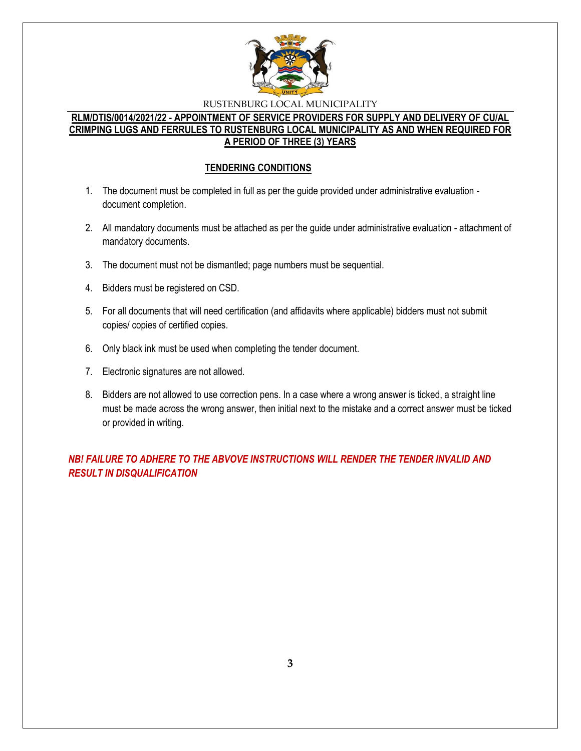RUSTENBURG LOCAL MUNICIPALITY

**RLM/DTIS/0014/2021/22 - APPOINTMENT OF SERVICE PROVIDERS FOR SUPPLY AND DELIVERY OF CU/AL CRIMPING LUGS AND FERRULES TO RUSTENBURG LOCAL MUNICIPALITY AS AND WHEN REQUIRED FOR A PERIOD OF THREE (3) YEARS**

## TENDERING CONDITIONS

1. The document must be completed in full as per the guide provided under administrative evaluation - document completion.

2. All mandatory documents must be attached as per the guide under administrative evaluation - attachment of mandatory documents.

3. The document must not be dismantled; page numbers must be sequential.

4. Bidders must be registered on CSD.

5. For all documents that will need certification (and affidavits where applicable) bidders must not submit copies/ copies of certified copies.

6. Only black ink must be used when completing the tender document.

7. Electronic signatures are not allowed.

8. Bidders are not allowed to use correction pens. In a case where a wrong answer is ticked, a straight line must be made across the wrong answer, then initial next to the mistake and a correct answer must be ticked or provided in writing.

***NB! FAILURE TO ADHERE TO THE ABVOVE INSTRUCTIONS WILL RENDER THE TENDER INVALID AND RESULT IN DISQUALIFICATION***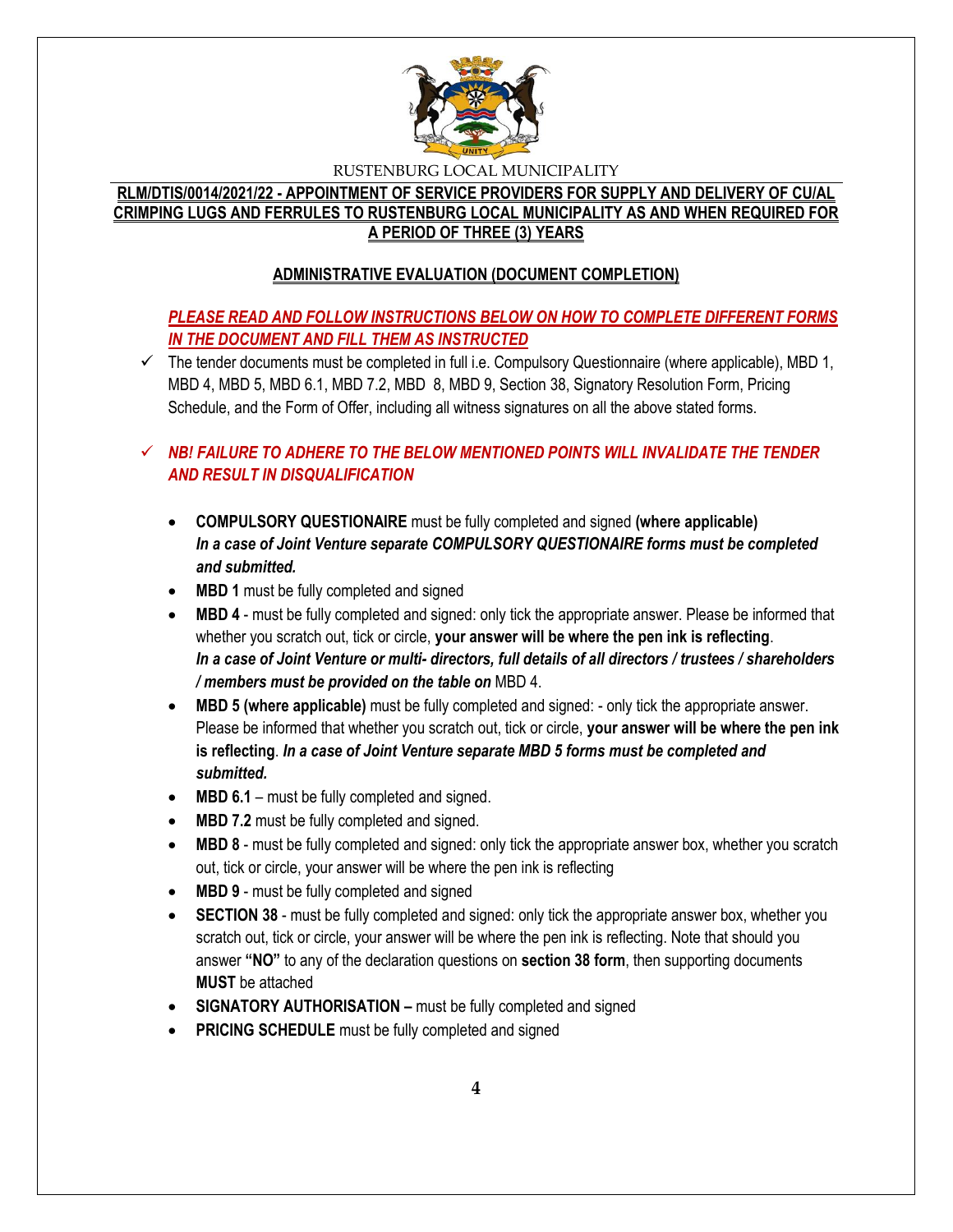RUSTENBURG LOCAL MUNICIPALITY

**RLM/DTIS/0014/2021/22 - APPOINTMENT OF SERVICE PROVIDERS FOR SUPPLY AND DELIVERY OF CU/AL CRIMPING LUGS AND FERRULES TO RUSTENBURG LOCAL MUNICIPALITY AS AND WHEN REQUIRED FOR A PERIOD OF THREE (3) YEARS**

**ADMINISTRATIVE EVALUATION (DOCUMENT COMPLETION)**

***PLEASE READ AND FOLLOW INSTRUCTIONS BELOW ON HOW TO COMPLETE DIFFERENT FORMS IN THE DOCUMENT AND FILL THEM AS INSTRUCTED***

- ✓ The tender documents must be completed in full i.e. Compulsory Questionnaire (where applicable), MBD 1, MBD 4, MBD 5, MBD 6.1, MBD 7.2, MBD 8, MBD 9, Section 38, Signatory Resolution Form, Pricing Schedule, and the Form of Offer, including all witness signatures on all the above stated forms.

- ✓ ***NB! FAILURE TO ADHERE TO THE BELOW MENTIONED POINTS WILL INVALIDATE THE TENDER AND RESULT IN DISQUALIFICATION***

  - **COMPULSORY QUESTIONAIRE** must be fully completed and signed **(where applicable)** ***In a case of Joint Venture separate COMPULSORY QUESTIONAIRE forms must be completed and submitted.***
  - **MBD 1** must be fully completed and signed
  - **MBD 4** - must be fully completed and signed: only tick the appropriate answer. Please be informed that whether you scratch out, tick or circle, **your answer will be where the pen ink is reflecting**. ***In a case of Joint Venture or multi- directors, full details of all directors / trustees / shareholders / members must be provided on the table on*** MBD 4.
  - **MBD 5 (where applicable)** must be fully completed and signed: - only tick the appropriate answer. Please be informed that whether you scratch out, tick or circle, **your answer will be where the pen ink is reflecting**. ***In a case of Joint Venture separate MBD 5 forms must be completed and submitted.***
  - **MBD 6.1** – must be fully completed and signed.
  - **MBD 7.2** must be fully completed and signed.
  - **MBD 8** - must be fully completed and signed: only tick the appropriate answer box, whether you scratch out, tick or circle, your answer will be where the pen ink is reflecting
  - **MBD 9** - must be fully completed and signed
  - **SECTION 38** - must be fully completed and signed: only tick the appropriate answer box, whether you scratch out, tick or circle, your answer will be where the pen ink is reflecting. Note that should you answer **"NO"** to any of the declaration questions on **section 38 form**, then supporting documents **MUST** be attached
  - **SIGNATORY AUTHORISATION –** must be fully completed and signed
  - **PRICING SCHEDULE** must be fully completed and signed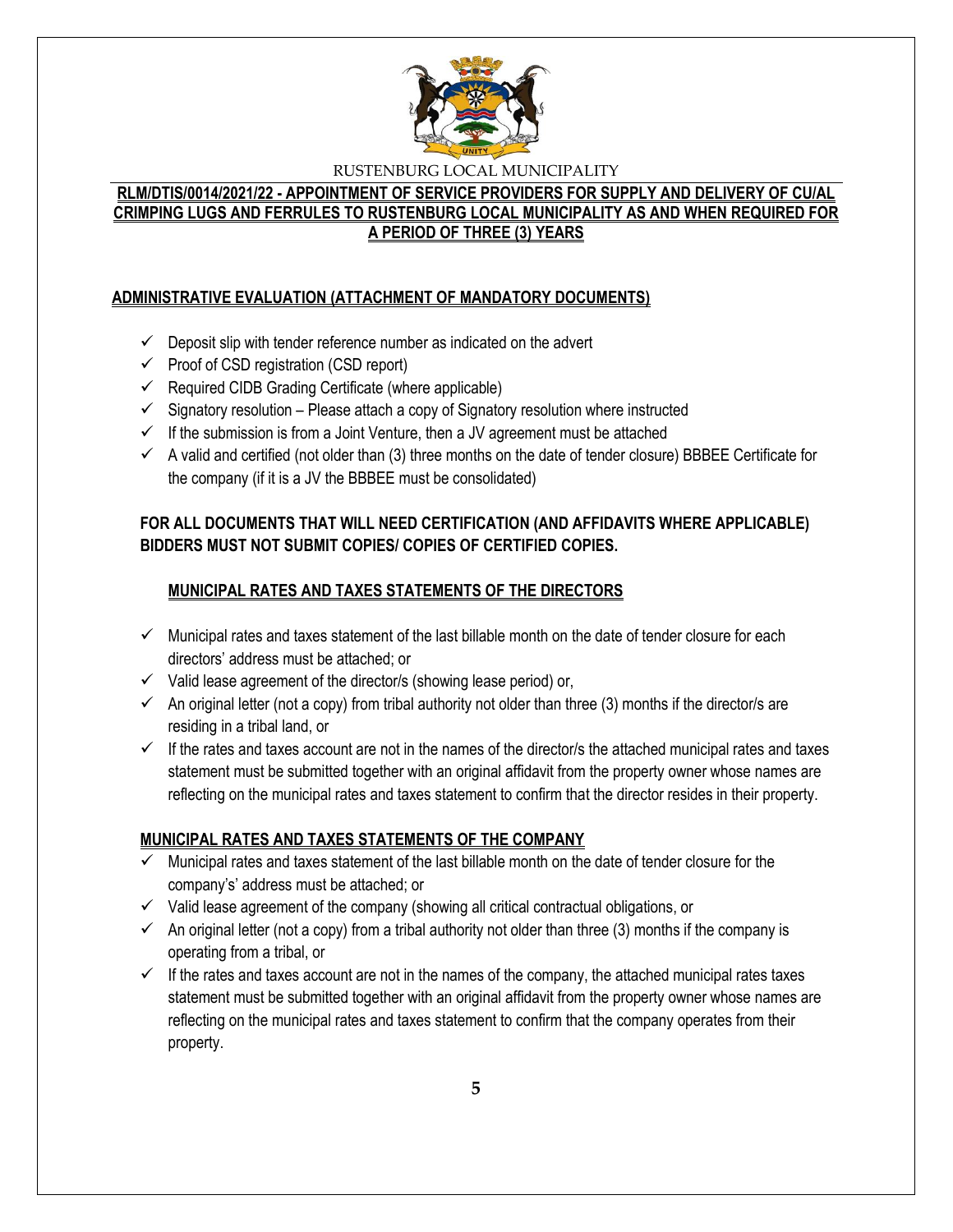RUSTENBURG LOCAL MUNICIPALITY

**RLM/DTIS/0014/2021/22 - APPOINTMENT OF SERVICE PROVIDERS FOR SUPPLY AND DELIVERY OF CU/AL CRIMPING LUGS AND FERRULES TO RUSTENBURG LOCAL MUNICIPALITY AS AND WHEN REQUIRED FOR A PERIOD OF THREE (3) YEARS**

**ADMINISTRATIVE EVALUATION (ATTACHMENT OF MANDATORY DOCUMENTS)**

- ✓ Deposit slip with tender reference number as indicated on the advert
- ✓ Proof of CSD registration (CSD report)
- ✓ Required CIDB Grading Certificate (where applicable)
- ✓ Signatory resolution – Please attach a copy of Signatory resolution where instructed
- ✓ If the submission is from a Joint Venture, then a JV agreement must be attached
- ✓ A valid and certified (not older than (3) three months on the date of tender closure) BBBEE Certificate for the company (if it is a JV the BBBEE must be consolidated)

**FOR ALL DOCUMENTS THAT WILL NEED CERTIFICATION (AND AFFIDAVITS WHERE APPLICABLE) BIDDERS MUST NOT SUBMIT COPIES/ COPIES OF CERTIFIED COPIES.**

**MUNICIPAL RATES AND TAXES STATEMENTS OF THE DIRECTORS**

- ✓ Municipal rates and taxes statement of the last billable month on the date of tender closure for each directors' address must be attached; or
- ✓ Valid lease agreement of the director/s (showing lease period) or,
- ✓ An original letter (not a copy) from tribal authority not older than three (3) months if the director/s are residing in a tribal land, or
- ✓ If the rates and taxes account are not in the names of the director/s the attached municipal rates and taxes statement must be submitted together with an original affidavit from the property owner whose names are reflecting on the municipal rates and taxes statement to confirm that the director resides in their property.

**MUNICIPAL RATES AND TAXES STATEMENTS OF THE COMPANY**

- ✓ Municipal rates and taxes statement of the last billable month on the date of tender closure for the company's' address must be attached; or
- ✓ Valid lease agreement of the company (showing all critical contractual obligations, or
- ✓ An original letter (not a copy) from a tribal authority not older than three (3) months if the company is operating from a tribal, or
- ✓ If the rates and taxes account are not in the names of the company, the attached municipal rates taxes statement must be submitted together with an original affidavit from the property owner whose names are reflecting on the municipal rates and taxes statement to confirm that the company operates from their property.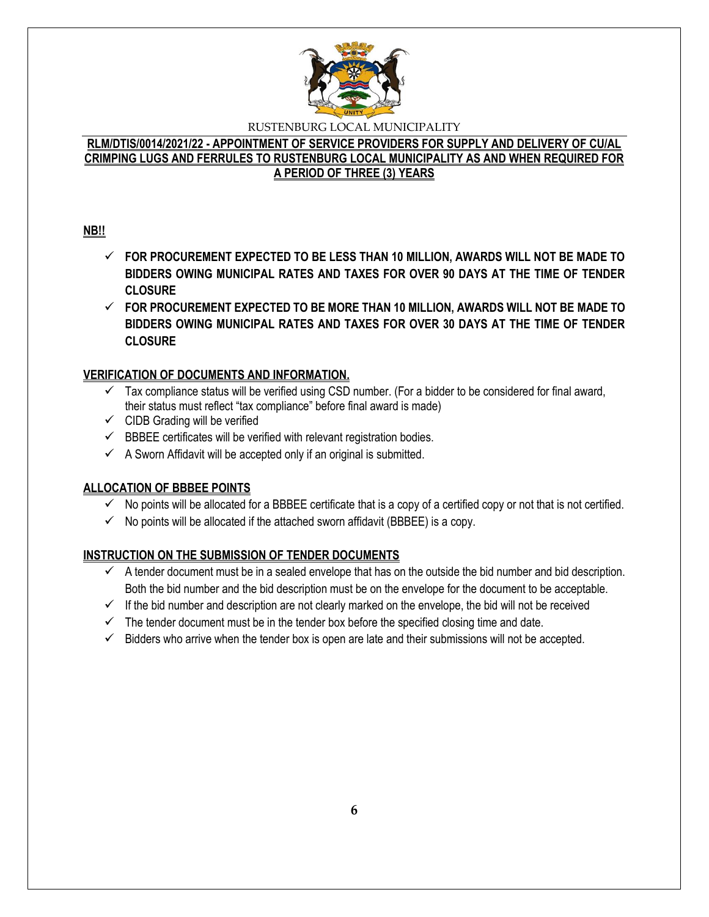RUSTENBURG LOCAL MUNICIPALITY

**RLM/DTIS/0014/2021/22 - APPOINTMENT OF SERVICE PROVIDERS FOR SUPPLY AND DELIVERY OF CU/AL CRIMPING LUGS AND FERRULES TO RUSTENBURG LOCAL MUNICIPALITY AS AND WHEN REQUIRED FOR A PERIOD OF THREE (3) YEARS**

**NB!!**

- ✓ **FOR PROCUREMENT EXPECTED TO BE LESS THAN 10 MILLION, AWARDS WILL NOT BE MADE TO BIDDERS OWING MUNICIPAL RATES AND TAXES FOR OVER 90 DAYS AT THE TIME OF TENDER CLOSURE**
- ✓ **FOR PROCUREMENT EXPECTED TO BE MORE THAN 10 MILLION, AWARDS WILL NOT BE MADE TO BIDDERS OWING MUNICIPAL RATES AND TAXES FOR OVER 30 DAYS AT THE TIME OF TENDER CLOSURE**

**VERIFICATION OF DOCUMENTS AND INFORMATION.**

- ✓ Tax compliance status will be verified using CSD number. (For a bidder to be considered for final award, their status must reflect "tax compliance" before final award is made)
- ✓ CIDB Grading will be verified
- ✓ BBBEE certificates will be verified with relevant registration bodies.
- ✓ A Sworn Affidavit will be accepted only if an original is submitted.

**ALLOCATION OF BBBEE POINTS**

- ✓ No points will be allocated for a BBBEE certificate that is a copy of a certified copy or not that is not certified.
- ✓ No points will be allocated if the attached sworn affidavit (BBBEE) is a copy.

**INSTRUCTION ON THE SUBMISSION OF TENDER DOCUMENTS**

- ✓ A tender document must be in a sealed envelope that has on the outside the bid number and bid description. Both the bid number and the bid description must be on the envelope for the document to be acceptable.
- ✓ If the bid number and description are not clearly marked on the envelope, the bid will not be received
- ✓ The tender document must be in the tender box before the specified closing time and date.
- ✓ Bidders who arrive when the tender box is open are late and their submissions will not be accepted.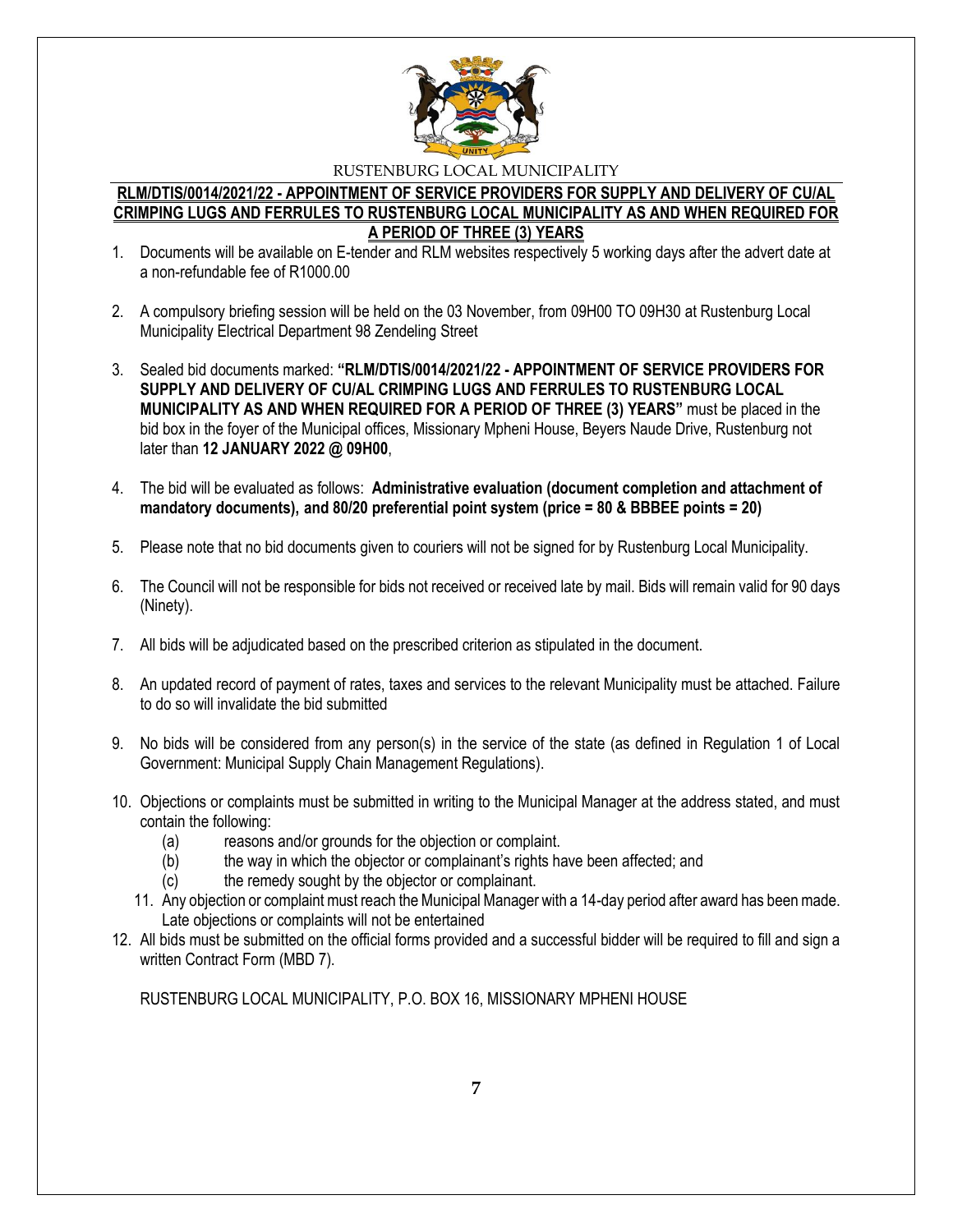RUSTENBURG LOCAL MUNICIPALITY

**RLM/DTIS/0014/2021/22 - APPOINTMENT OF SERVICE PROVIDERS FOR SUPPLY AND DELIVERY OF CU/AL CRIMPING LUGS AND FERRULES TO RUSTENBURG LOCAL MUNICIPALITY AS AND WHEN REQUIRED FOR A PERIOD OF THREE (3) YEARS**

1. Documents will be available on E-tender and RLM websites respectively 5 working days after the advert date at a non-refundable fee of R1000.00

2. A compulsory briefing session will be held on the 03 November, from 09H00 TO 09H30 at Rustenburg Local Municipality Electrical Department 98 Zendeling Street

3. Sealed bid documents marked: **"RLM/DTIS/0014/2021/22 - APPOINTMENT OF SERVICE PROVIDERS FOR SUPPLY AND DELIVERY OF CU/AL CRIMPING LUGS AND FERRULES TO RUSTENBURG LOCAL MUNICIPALITY AS AND WHEN REQUIRED FOR A PERIOD OF THREE (3) YEARS"** must be placed in the bid box in the foyer of the Municipal offices, Missionary Mpheni House, Beyers Naude Drive, Rustenburg not later than **12 JANUARY 2022 @ 09H00**,

4. The bid will be evaluated as follows: **Administrative evaluation (document completion and attachment of mandatory documents), and 80/20 preferential point system (price = 80 & BBBEE points = 20)**

5. Please note that no bid documents given to couriers will not be signed for by Rustenburg Local Municipality.

6. The Council will not be responsible for bids not received or received late by mail. Bids will remain valid for 90 days (Ninety).

7. All bids will be adjudicated based on the prescribed criterion as stipulated in the document.

8. An updated record of payment of rates, taxes and services to the relevant Municipality must be attached. Failure to do so will invalidate the bid submitted

9. No bids will be considered from any person(s) in the service of the state (as defined in Regulation 1 of Local Government: Municipal Supply Chain Management Regulations).

10. Objections or complaints must be submitted in writing to the Municipal Manager at the address stated, and must contain the following:
    (a) reasons and/or grounds for the objection or complaint.
    (b) the way in which the objector or complainant's rights have been affected; and
    (c) the remedy sought by the objector or complainant.

11. Any objection or complaint must reach the Municipal Manager with a 14-day period after award has been made. Late objections or complaints will not be entertained

12. All bids must be submitted on the official forms provided and a successful bidder will be required to fill and sign a written Contract Form (MBD 7).

RUSTENBURG LOCAL MUNICIPALITY, P.O. BOX 16, MISSIONARY MPHENI HOUSE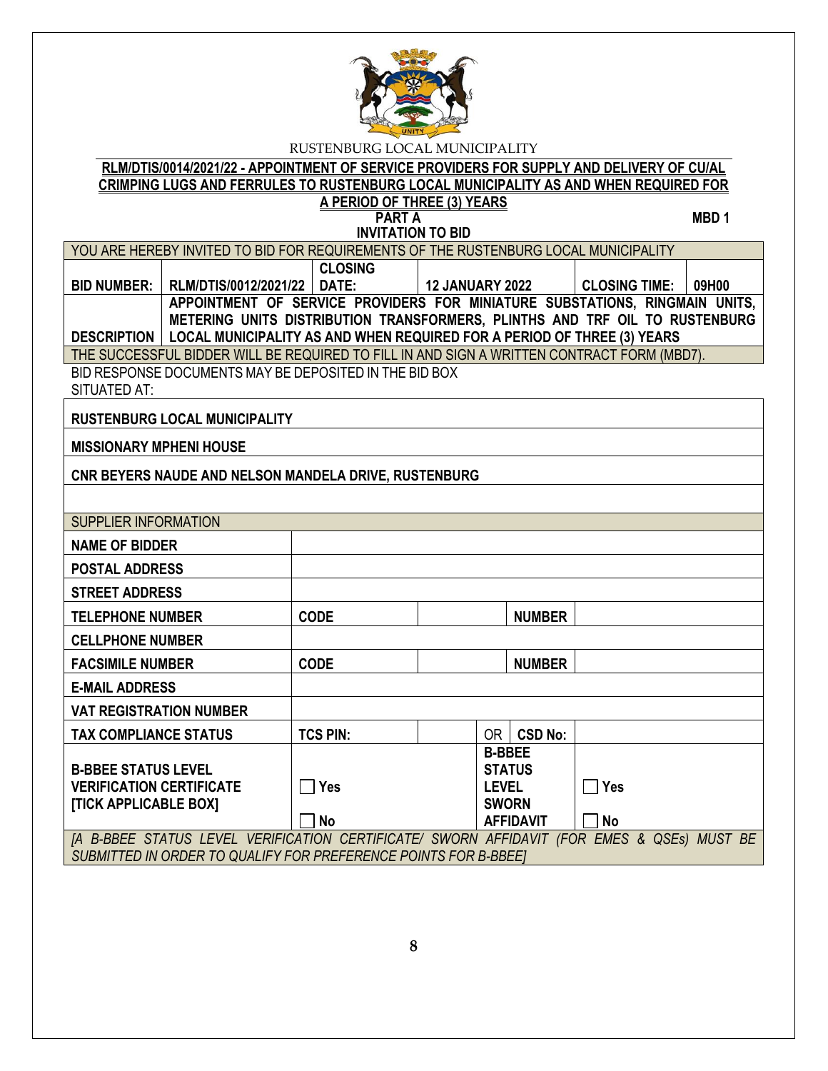RUSTENBURG LOCAL MUNICIPALITY

**RLM/DTIS/0014/2021/22 - APPOINTMENT OF SERVICE PROVIDERS FOR SUPPLY AND DELIVERY OF CU/AL CRIMPING LUGS AND FERRULES TO RUSTENBURG LOCAL MUNICIPALITY AS AND WHEN REQUIRED FOR A PERIOD OF THREE (3) YEARS**

**PART A** **MBD 1**

**INVITATION TO BID**

| YOU ARE HEREBY INVITED TO BID FOR REQUIREMENTS OF THE RUSTENBURG LOCAL MUNICIPALITY | | | | | |
|---|---|---|---|---|---|
| **BID NUMBER:** | **RLM/DTIS/0012/2021/22** | **CLOSING DATE:** | **12 JANUARY 2022** | **CLOSING TIME:** | **09H00** |
| **DESCRIPTION** | **APPOINTMENT OF SERVICE PROVIDERS FOR MINIATURE SUBSTATIONS, RINGMAIN UNITS, METERING UNITS DISTRIBUTION TRANSFORMERS, PLINTHS AND TRF OIL TO RUSTENBURG LOCAL MUNICIPALITY AS AND WHEN REQUIRED FOR A PERIOD OF THREE (3) YEARS** | | | | |
| THE SUCCESSFUL BIDDER WILL BE REQUIRED TO FILL IN AND SIGN A WRITTEN CONTRACT FORM (MBD7). | | | | | |

BID RESPONSE DOCUMENTS MAY BE DEPOSITED IN THE BID BOX SITUATED AT:

| |
|---|
| **RUSTENBURG LOCAL MUNICIPALITY** |
| **MISSIONARY MPHENI HOUSE** |
| **CNR BEYERS NAUDE AND NELSON MANDELA DRIVE, RUSTENBURG** |
| |

| SUPPLIER INFORMATION | | | | | |
|---|---|---|---|---|---|
| **NAME OF BIDDER** | | | | | |
| **POSTAL ADDRESS** | | | | | |
| **STREET ADDRESS** | | | | | |
| **TELEPHONE NUMBER** | **CODE** | | | **NUMBER** | |
| **CELLPHONE NUMBER** | | | | | |
| **FACSIMILE NUMBER** | **CODE** | | | **NUMBER** | |
| **E-MAIL ADDRESS** | | | | | |
| **VAT REGISTRATION NUMBER** | | | | | |
| **TAX COMPLIANCE STATUS** | **TCS PIN:** | | OR | **CSD No:** | |
| **B-BBEE STATUS LEVEL VERIFICATION CERTIFICATE [TICK APPLICABLE BOX]** | ☐ **Yes** ☐ **No** | | **B-BBEE STATUS LEVEL SWORN AFFIDAVIT** | | ☐ **Yes** ☐ **No** |
| *[A B-BBEE STATUS LEVEL VERIFICATION CERTIFICATE/ SWORN AFFIDAVIT (FOR EMES & QSEs) MUST BE SUBMITTED IN ORDER TO QUALIFY FOR PREFERENCE POINTS FOR B-BBEE]* | | | | | |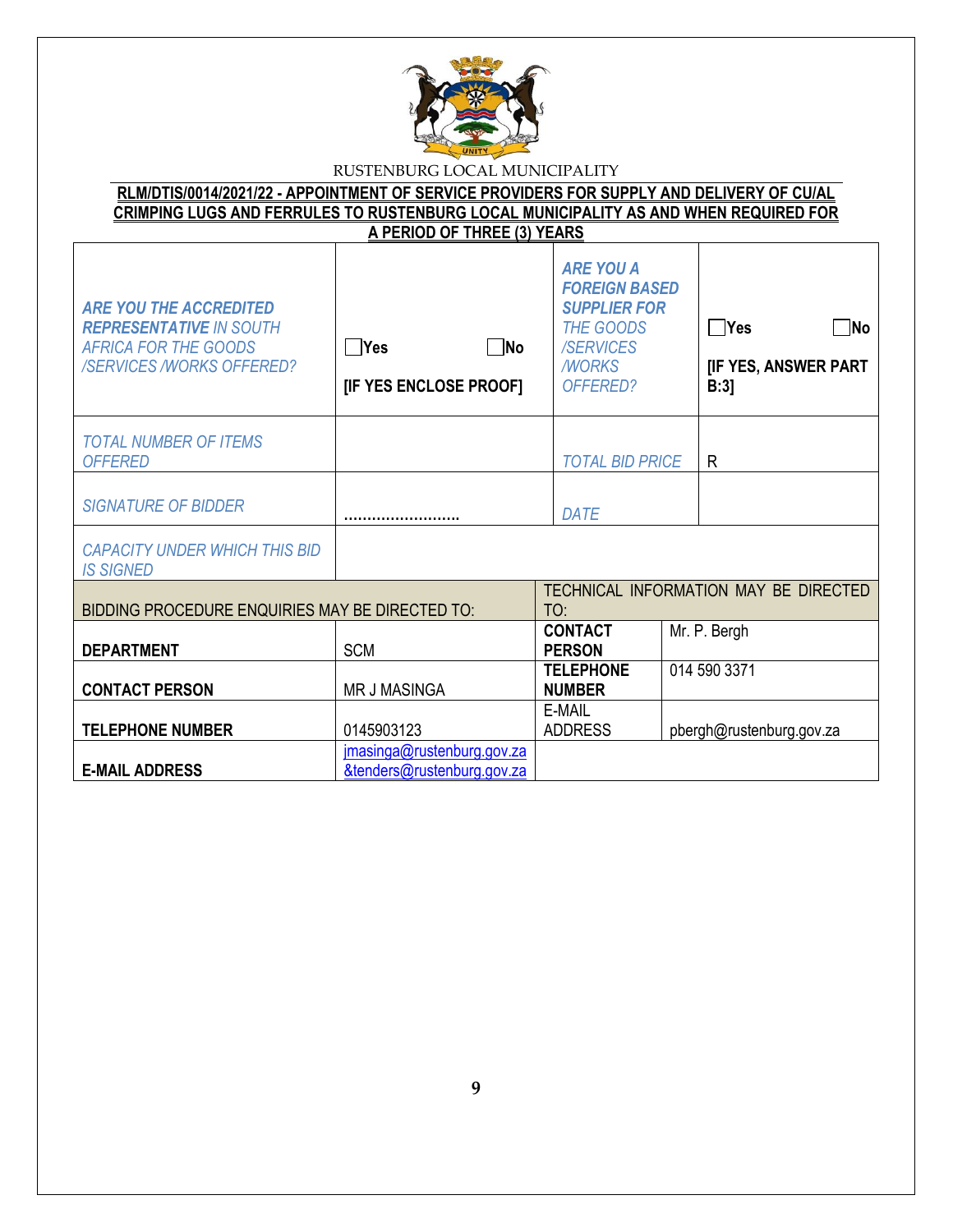RUSTENBURG LOCAL MUNICIPALITY

**RLM/DTIS/0014/2021/22 - APPOINTMENT OF SERVICE PROVIDERS FOR SUPPLY AND DELIVERY OF CU/AL CRIMPING LUGS AND FERRULES TO RUSTENBURG LOCAL MUNICIPALITY AS AND WHEN REQUIRED FOR A PERIOD OF THREE (3) YEARS**

| *ARE YOU THE ACCREDITED REPRESENTATIVE IN SOUTH AFRICA FOR THE GOODS /SERVICES /WORKS OFFERED?* | ☐Yes ☐No [IF YES ENCLOSE PROOF] | *ARE YOU A FOREIGN BASED SUPPLIER FOR THE GOODS /SERVICES /WORKS OFFERED?* | ☐Yes ☐No [IF YES, ANSWER PART B:3] |
|---|---|---|---|
| *TOTAL NUMBER OF ITEMS OFFERED* | | *TOTAL BID PRICE* | R |
| *SIGNATURE OF BIDDER* | …………………… | *DATE* | |
| *CAPACITY UNDER WHICH THIS BID IS SIGNED* | | | |

| BIDDING PROCEDURE ENQUIRIES MAY BE DIRECTED TO: | | TECHNICAL INFORMATION MAY BE DIRECTED TO: | |
|---|---|---|---|
| **DEPARTMENT** | SCM | **CONTACT PERSON** | Mr. P. Bergh |
| **CONTACT PERSON** | MR J MASINGA | **TELEPHONE NUMBER** | 014 590 3371 |
| **TELEPHONE NUMBER** | 0145903123 | E-MAIL ADDRESS | pbergh@rustenburg.gov.za |
| **E-MAIL ADDRESS** | jmasinga@rustenburg.gov.za &tenders@rustenburg.gov.za | | |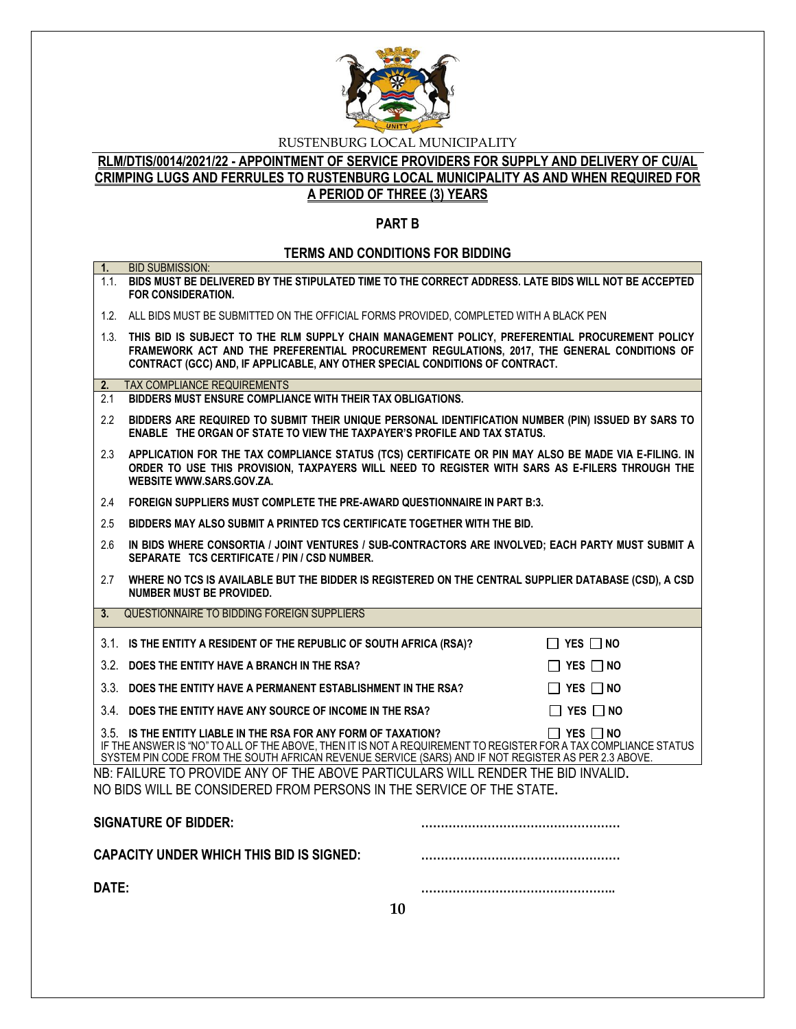RUSTENBURG LOCAL MUNICIPALITY

**RLM/DTIS/0014/2021/22 - APPOINTMENT OF SERVICE PROVIDERS FOR SUPPLY AND DELIVERY OF CU/AL CRIMPING LUGS AND FERRULES TO RUSTENBURG LOCAL MUNICIPALITY AS AND WHEN REQUIRED FOR A PERIOD OF THREE (3) YEARS**

## PART B

## TERMS AND CONDITIONS FOR BIDDING

**1.** BID SUBMISSION:

1.1. **BIDS MUST BE DELIVERED BY THE STIPULATED TIME TO THE CORRECT ADDRESS. LATE BIDS WILL NOT BE ACCEPTED FOR CONSIDERATION.**

1.2. ALL BIDS MUST BE SUBMITTED ON THE OFFICIAL FORMS PROVIDED, COMPLETED WITH A BLACK PEN

1.3. **THIS BID IS SUBJECT TO THE RLM SUPPLY CHAIN MANAGEMENT POLICY, PREFERENTIAL PROCUREMENT POLICY FRAMEWORK ACT AND THE PREFERENTIAL PROCUREMENT REGULATIONS, 2017, THE GENERAL CONDITIONS OF CONTRACT (GCC) AND, IF APPLICABLE, ANY OTHER SPECIAL CONDITIONS OF CONTRACT.**

**2.** TAX COMPLIANCE REQUIREMENTS

2.1 **BIDDERS MUST ENSURE COMPLIANCE WITH THEIR TAX OBLIGATIONS.**

2.2 **BIDDERS ARE REQUIRED TO SUBMIT THEIR UNIQUE PERSONAL IDENTIFICATION NUMBER (PIN) ISSUED BY SARS TO ENABLE THE ORGAN OF STATE TO VIEW THE TAXPAYER'S PROFILE AND TAX STATUS.**

2.3 **APPLICATION FOR THE TAX COMPLIANCE STATUS (TCS) CERTIFICATE OR PIN MAY ALSO BE MADE VIA E-FILING. IN ORDER TO USE THIS PROVISION, TAXPAYERS WILL NEED TO REGISTER WITH SARS AS E-FILERS THROUGH THE WEBSITE WWW.SARS.GOV.ZA.**

2.4 **FOREIGN SUPPLIERS MUST COMPLETE THE PRE-AWARD QUESTIONNAIRE IN PART B:3.**

2.5 **BIDDERS MAY ALSO SUBMIT A PRINTED TCS CERTIFICATE TOGETHER WITH THE BID.**

2.6 **IN BIDS WHERE CONSORTIA / JOINT VENTURES / SUB-CONTRACTORS ARE INVOLVED; EACH PARTY MUST SUBMIT A SEPARATE TCS CERTIFICATE / PIN / CSD NUMBER.**

2.7 **WHERE NO TCS IS AVAILABLE BUT THE BIDDER IS REGISTERED ON THE CENTRAL SUPPLIER DATABASE (CSD), A CSD NUMBER MUST BE PROVIDED.**

**3.** QUESTIONNAIRE TO BIDDING FOREIGN SUPPLIERS

3.1. **IS THE ENTITY A RESIDENT OF THE REPUBLIC OF SOUTH AFRICA (RSA)?** ☐ **YES** ☐ **NO**

3.2. **DOES THE ENTITY HAVE A BRANCH IN THE RSA?** ☐ **YES** ☐ **NO**

3.3. **DOES THE ENTITY HAVE A PERMANENT ESTABLISHMENT IN THE RSA?** ☐ **YES** ☐ **NO**

3.4. **DOES THE ENTITY HAVE ANY SOURCE OF INCOME IN THE RSA?** ☐ **YES** ☐ **NO**

3.5. **IS THE ENTITY LIABLE IN THE RSA FOR ANY FORM OF TAXATION?** ☐ **YES** ☐ **NO**

IF THE ANSWER IS "NO" TO ALL OF THE ABOVE, THEN IT IS NOT A REQUIREMENT TO REGISTER FOR A TAX COMPLIANCE STATUS SYSTEM PIN CODE FROM THE SOUTH AFRICAN REVENUE SERVICE (SARS) AND IF NOT REGISTER AS PER 2.3 ABOVE.

NB: FAILURE TO PROVIDE ANY OF THE ABOVE PARTICULARS WILL RENDER THE BID INVALID.
NO BIDS WILL BE CONSIDERED FROM PERSONS IN THE SERVICE OF THE STATE.

**SIGNATURE OF BIDDER:** ……………………………………………

**CAPACITY UNDER WHICH THIS BID IS SIGNED:** ……………………………………………

**DATE:** …………………………………………..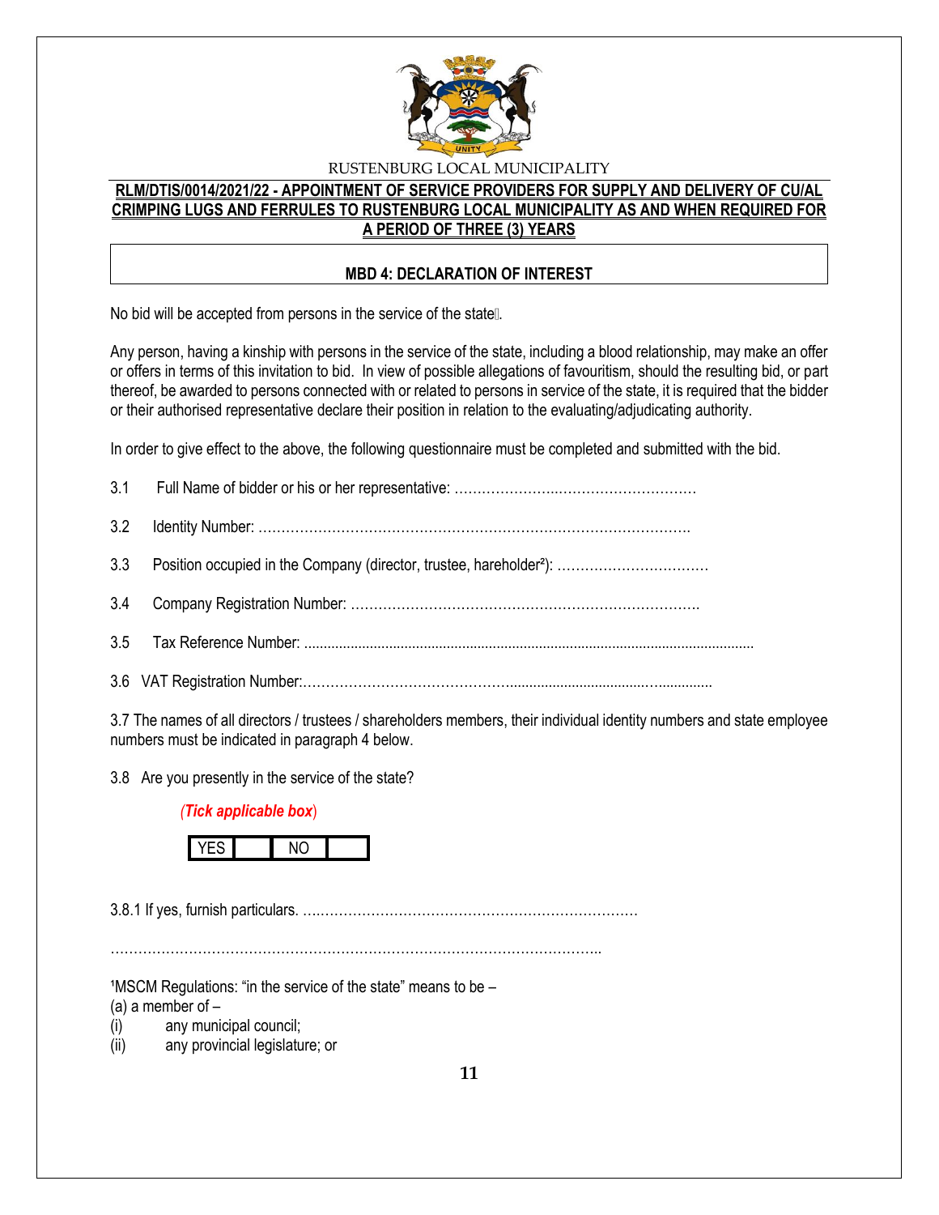RUSTENBURG LOCAL MUNICIPALITY

**RLM/DTIS/0014/2021/22 - APPOINTMENT OF SERVICE PROVIDERS FOR SUPPLY AND DELIVERY OF CU/AL CRIMPING LUGS AND FERRULES TO RUSTENBURG LOCAL MUNICIPALITY AS AND WHEN REQUIRED FOR A PERIOD OF THREE (3) YEARS**

## MBD 4: DECLARATION OF INTEREST

No bid will be accepted from persons in the service of the state[1].

Any person, having a kinship with persons in the service of the state, including a blood relationship, may make an offer or offers in terms of this invitation to bid. In view of possible allegations of favouritism, should the resulting bid, or part thereof, be awarded to persons connected with or related to persons in service of the state, it is required that the bidder or their authorised representative declare their position in relation to the evaluating/adjudicating authority.

In order to give effect to the above, the following questionnaire must be completed and submitted with the bid.

3.1 Full Name of bidder or his or her representative: ………………..……………………………

3.2 Identity Number: ………………………………………………………………………………….

3.3 Position occupied in the Company (director, trustee, hareholder[2]): ……………………………

3.4 Company Registration Number: ………………………………………………………………….

3.5 Tax Reference Number: ......................................................................................................................

3.6 VAT Registration Number:……………………………………...................................…..............

3.7 The names of all directors / trustees / shareholders members, their individual identity numbers and state employee numbers must be indicated in paragraph 4 below.

3.8 Are you presently in the service of the state?

*(Tick applicable box)*

| YES | | NO | |
|---|---|---|---|

3.8.1 If yes, furnish particulars. ….………………………………………………………………

……………………………………………………………………………………………………..

[1]MSCM Regulations: "in the service of the state" means to be –
(a) a member of –
(i) any municipal council;
(ii) any provincial legislature; or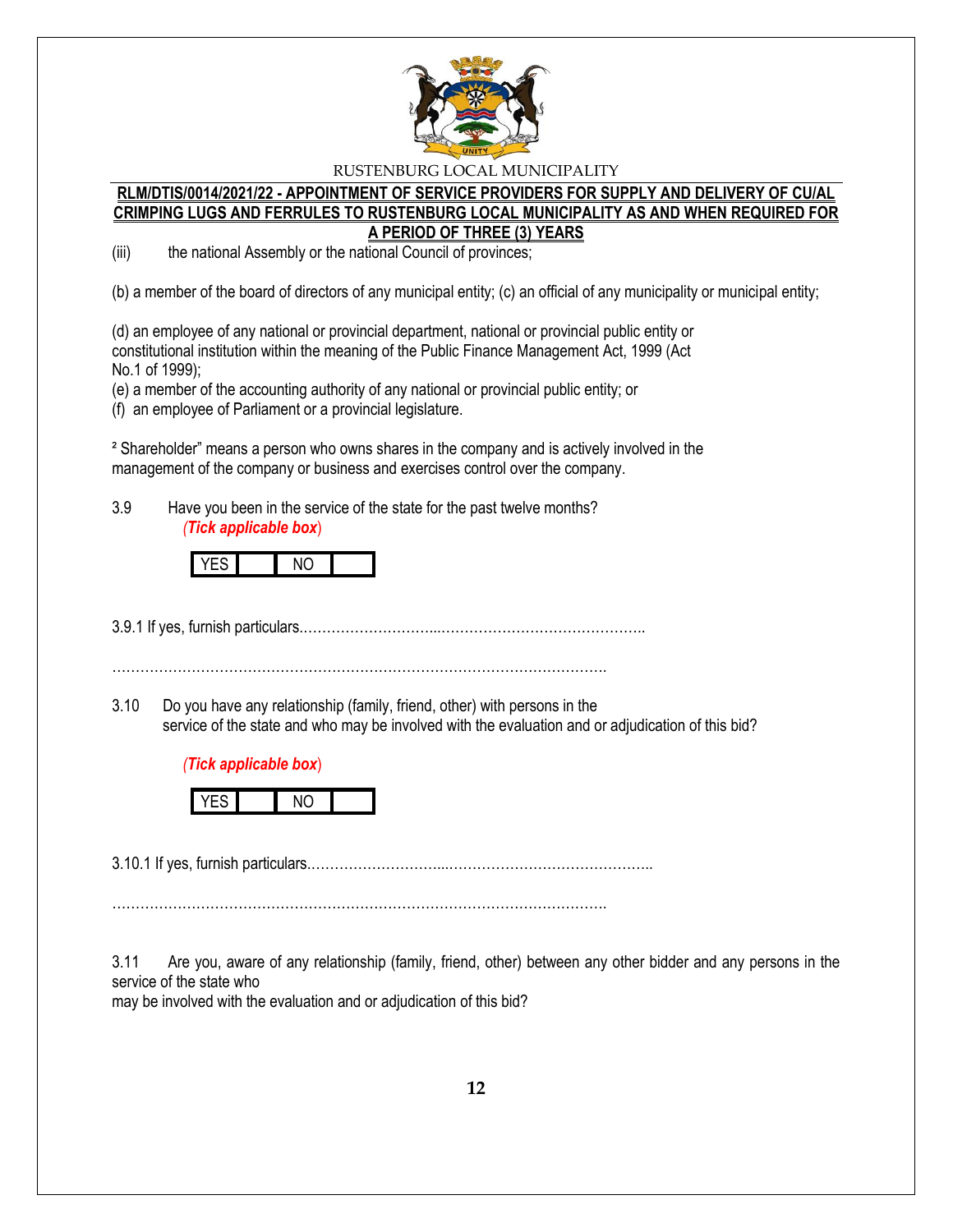(iii) the national Assembly or the national Council of provinces;

(b) a member of the board of directors of any municipal entity; (c) an official of any municipality or municipal entity;

(d) an employee of any national or provincial department, national or provincial public entity or constitutional institution within the meaning of the Public Finance Management Act, 1999 (Act No.1 of 1999);
(e) a member of the accounting authority of any national or provincial public entity; or
(f) an employee of Parliament or a provincial legislature.

² Shareholder" means a person who owns shares in the company and is actively involved in the management of the company or business and exercises control over the company.

3.9 Have you been in the service of the state for the past twelve months? *(Tick applicable box)*

| YES | | NO | |
|---|---|---|---|

3.9.1 If yes, furnish particulars……………………...……………………………………..

…………………………………………………………………………………………….

3.10 Do you have any relationship (family, friend, other) with persons in the service of the state and who may be involved with the evaluation and or adjudication of this bid?

*(Tick applicable box)*

| YES | | NO | |
|---|---|---|---|

3.10.1 If yes, furnish particulars……………………...……………………………………..

…………………………………………………………………………………………….

3.11 Are you, aware of any relationship (family, friend, other) between any other bidder and any persons in the service of the state who may be involved with the evaluation and or adjudication of this bid?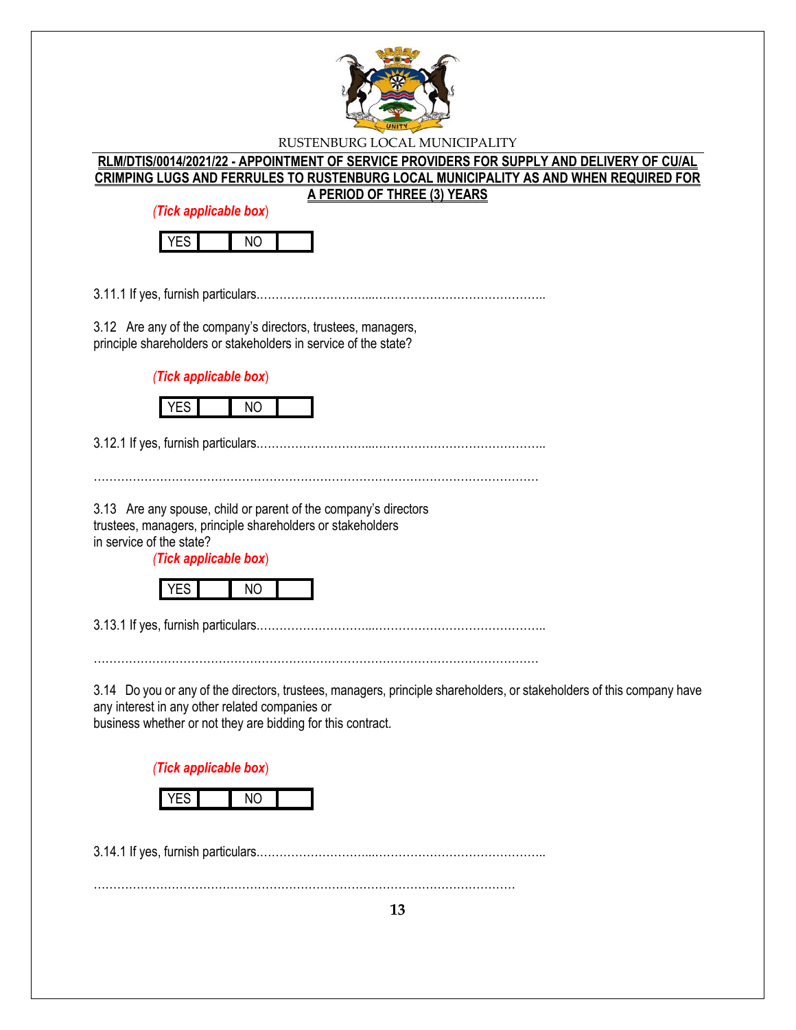**RLM/DTIS/0014/2021/22 - APPOINTMENT OF SERVICE PROVIDERS FOR SUPPLY AND DELIVERY OF CU/AL CRIMPING LUGS AND FERRULES TO RUSTENBURG LOCAL MUNICIPALITY AS AND WHEN REQUIRED FOR A PERIOD OF THREE (3) YEARS**

*(Tick applicable box)*

| YES | | NO | |
|---|---|---|---|

3.11.1 If yes, furnish particulars.………………………...……………………………………..

3.12 Are any of the company's directors, trustees, managers, principle shareholders or stakeholders in service of the state?

*(Tick applicable box)*

| YES | | NO | |
|---|---|---|---|

3.12.1 If yes, furnish particulars.………………………...……………………………………..

……………………………………………………………………………………………………

3.13 Are any spouse, child or parent of the company's directors trustees, managers, principle shareholders or stakeholders in service of the state?

*(Tick applicable box)*

| YES | | NO | |
|---|---|---|---|

3.13.1 If yes, furnish particulars.………………………...……………………………………..

……………………………………………………………………………………………………

3.14 Do you or any of the directors, trustees, managers, principle shareholders, or stakeholders of this company have any interest in any other related companies or business whether or not they are bidding for this contract.

*(Tick applicable box)*

| YES | | NO | |
|---|---|---|---|

3.14.1 If yes, furnish particulars.………………………...……………………………………..

………………………………………………………………………………………………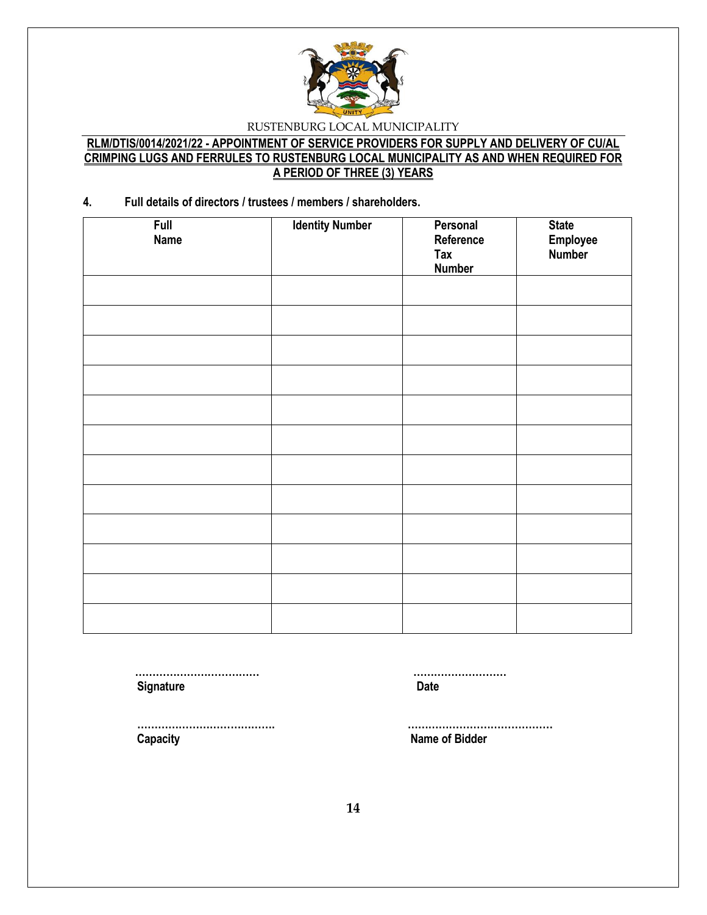RUSTENBURG LOCAL MUNICIPALITY

**RLM/DTIS/0014/2021/22 - APPOINTMENT OF SERVICE PROVIDERS FOR SUPPLY AND DELIVERY OF CU/AL CRIMPING LUGS AND FERRULES TO RUSTENBURG LOCAL MUNICIPALITY AS AND WHEN REQUIRED FOR A PERIOD OF THREE (3) YEARS**

**4. Full details of directors / trustees / members / shareholders.**

| Full Name | Identity Number | Personal Reference Tax Number | State Employee Number |
|---|---|---|---|
| | | | |
| | | | |
| | | | |
| | | | |
| | | | |
| | | | |
| | | | |
| | | | |
| | | | |
| | | | |
| | | | |
| | | | |

……………………………… **Signature**

……………………… **Date**

…………………………………. **Capacity**

…………………………………… **Name of Bidder**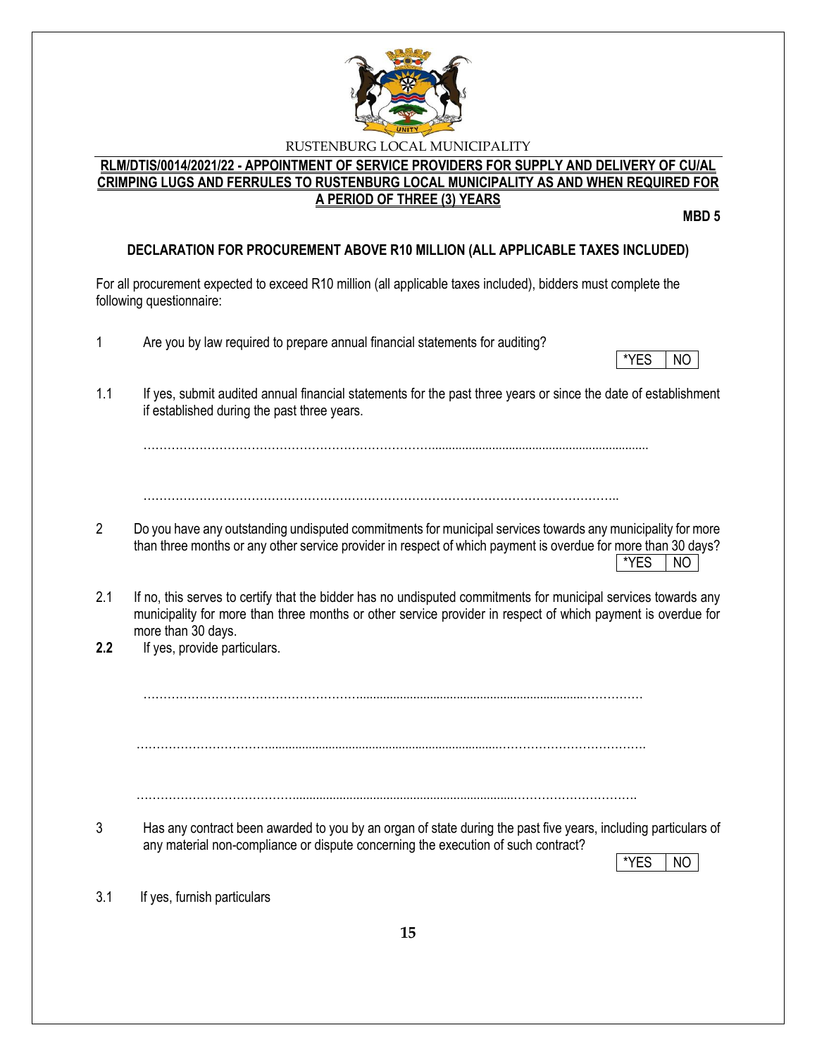RUSTENBURG LOCAL MUNICIPALITY

**RLM/DTIS/0014/2021/22 - APPOINTMENT OF SERVICE PROVIDERS FOR SUPPLY AND DELIVERY OF CU/AL CRIMPING LUGS AND FERRULES TO RUSTENBURG LOCAL MUNICIPALITY AS AND WHEN REQUIRED FOR A PERIOD OF THREE (3) YEARS**

**MBD 5**

**DECLARATION FOR PROCUREMENT ABOVE R10 MILLION (ALL APPLICABLE TAXES INCLUDED)**

For all procurement expected to exceed R10 million (all applicable taxes included), bidders must complete the following questionnaire:

1 Are you by law required to prepare annual financial statements for auditing?

| *YES | NO |
|---|---|

1.1 If yes, submit audited annual financial statements for the past three years or since the date of establishment if established during the past three years.

……………………………………………………………………………………………………………

……………………………………………………………………………………………………………

2 Do you have any outstanding undisputed commitments for municipal services towards any municipality for more than three months or any other service provider in respect of which payment is overdue for more than 30 days?

| *YES | NO |
|---|---|

2.1 If no, this serves to certify that the bidder has no undisputed commitments for municipal services towards any municipality for more than three months or other service provider in respect of which payment is overdue for more than 30 days.

**2.2** If yes, provide particulars.

……………………………………………………………………………………………………………

……………………………………………………………………………………………………………

……………………………………………………………………………………………………………

3 Has any contract been awarded to you by an organ of state during the past five years, including particulars of any material non-compliance or dispute concerning the execution of such contract?

| *YES | NO |
|---|---|

3.1 If yes, furnish particulars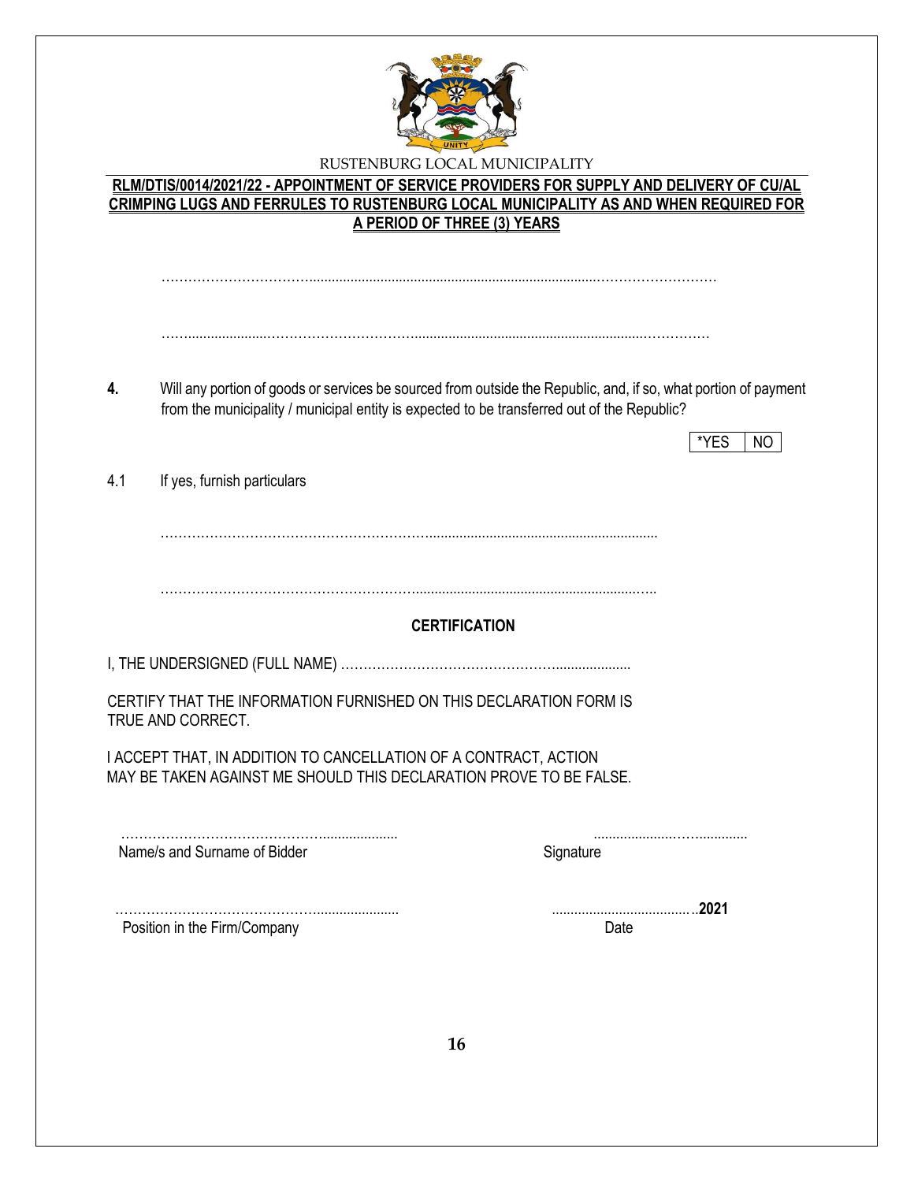RUSTENBURG LOCAL MUNICIPALITY

**RLM/DTIS/0014/2021/22 - APPOINTMENT OF SERVICE PROVIDERS FOR SUPPLY AND DELIVERY OF CU/AL CRIMPING LUGS AND FERRULES TO RUSTENBURG LOCAL MUNICIPALITY AS AND WHEN REQUIRED FOR A PERIOD OF THREE (3) YEARS**

………………………………………………………………………………………………………

………………………………………………………………………………………………………

**4.** Will any portion of goods or services be sourced from outside the Republic, and, if so, what portion of payment from the municipality / municipal entity is expected to be transferred out of the Republic?

| *YES | NO |
|---|---|

4.1 If yes, furnish particulars

………………………………………………………………………………………

………………………………………………………………………………………

**CERTIFICATION**

I, THE UNDERSIGNED (FULL NAME) ……………………………………………………………

CERTIFY THAT THE INFORMATION FURNISHED ON THIS DECLARATION FORM IS TRUE AND CORRECT.

I ACCEPT THAT, IN ADDITION TO CANCELLATION OF A CONTRACT, ACTION MAY BE TAKEN AGAINST ME SHOULD THIS DECLARATION PROVE TO BE FALSE.

……………………………………………… ……………………………

Name/s and Surname of Bidder Signature

……………………………………………… ……………………………**2021**

Position in the Firm/Company Date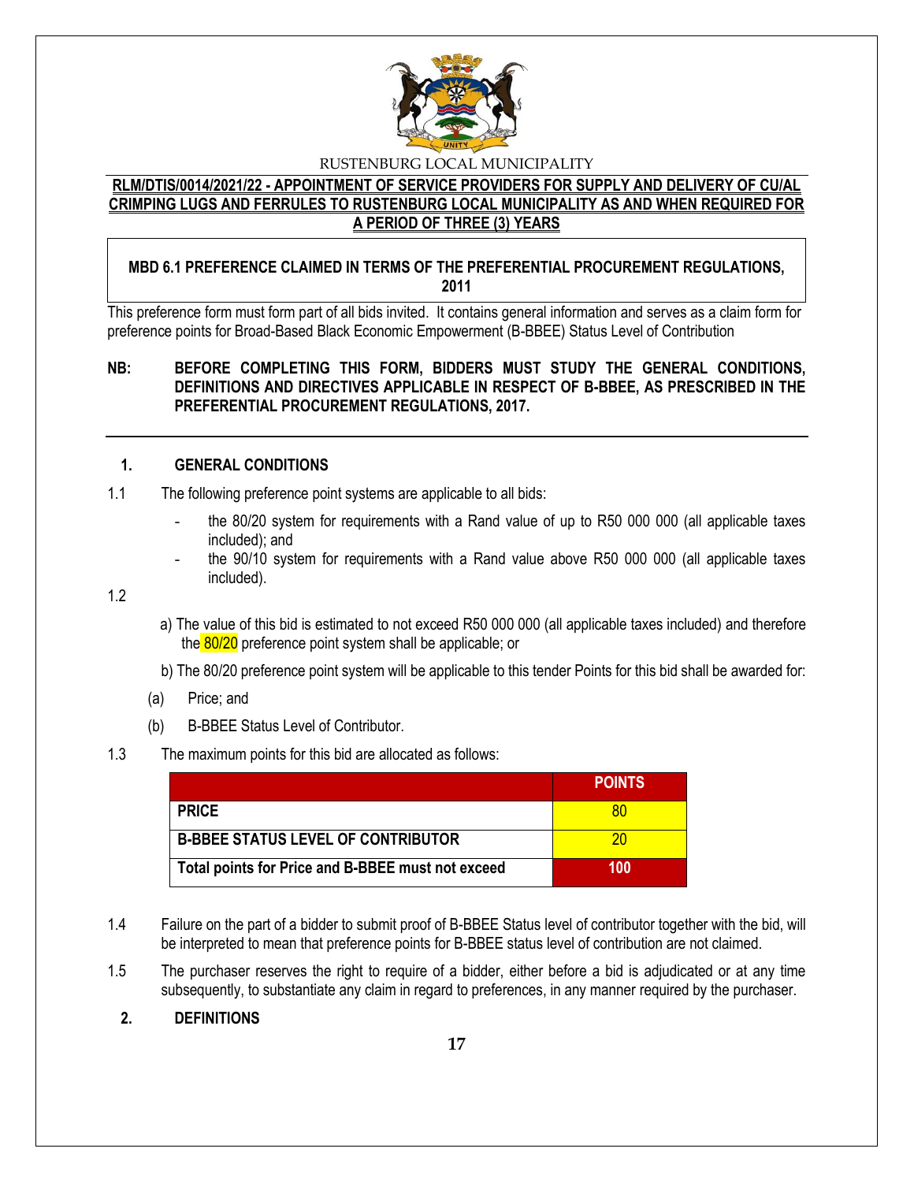RUSTENBURG LOCAL MUNICIPALITY

**RLM/DTIS/0014/2021/22 - APPOINTMENT OF SERVICE PROVIDERS FOR SUPPLY AND DELIVERY OF CU/AL CRIMPING LUGS AND FERRULES TO RUSTENBURG LOCAL MUNICIPALITY AS AND WHEN REQUIRED FOR A PERIOD OF THREE (3) YEARS**

**MBD 6.1 PREFERENCE CLAIMED IN TERMS OF THE PREFERENTIAL PROCUREMENT REGULATIONS, 2011**

This preference form must form part of all bids invited. It contains general information and serves as a claim form for preference points for Broad-Based Black Economic Empowerment (B-BBEE) Status Level of Contribution

**NB: BEFORE COMPLETING THIS FORM, BIDDERS MUST STUDY THE GENERAL CONDITIONS, DEFINITIONS AND DIRECTIVES APPLICABLE IN RESPECT OF B-BBEE, AS PRESCRIBED IN THE PREFERENTIAL PROCUREMENT REGULATIONS, 2017.**

## 1. GENERAL CONDITIONS

1.1 The following preference point systems are applicable to all bids:

- the 80/20 system for requirements with a Rand value of up to R50 000 000 (all applicable taxes included); and
- the 90/10 system for requirements with a Rand value above R50 000 000 (all applicable taxes included).

1.2

a) The value of this bid is estimated to not exceed R50 000 000 (all applicable taxes included) and therefore the 80/20 preference point system shall be applicable; or

b) The 80/20 preference point system will be applicable to this tender Points for this bid shall be awarded for:

(a) Price; and

(b) B-BBEE Status Level of Contributor.

1.3 The maximum points for this bid are allocated as follows:

| | POINTS |
|---|---|
| **PRICE** | 80 |
| **B-BBEE STATUS LEVEL OF CONTRIBUTOR** | 20 |
| **Total points for Price and B-BBEE must not exceed** | **100** |

1.4 Failure on the part of a bidder to submit proof of B-BBEE Status level of contributor together with the bid, will be interpreted to mean that preference points for B-BBEE status level of contribution are not claimed.

1.5 The purchaser reserves the right to require of a bidder, either before a bid is adjudicated or at any time subsequently, to substantiate any claim in regard to preferences, in any manner required by the purchaser.

## 2. DEFINITIONS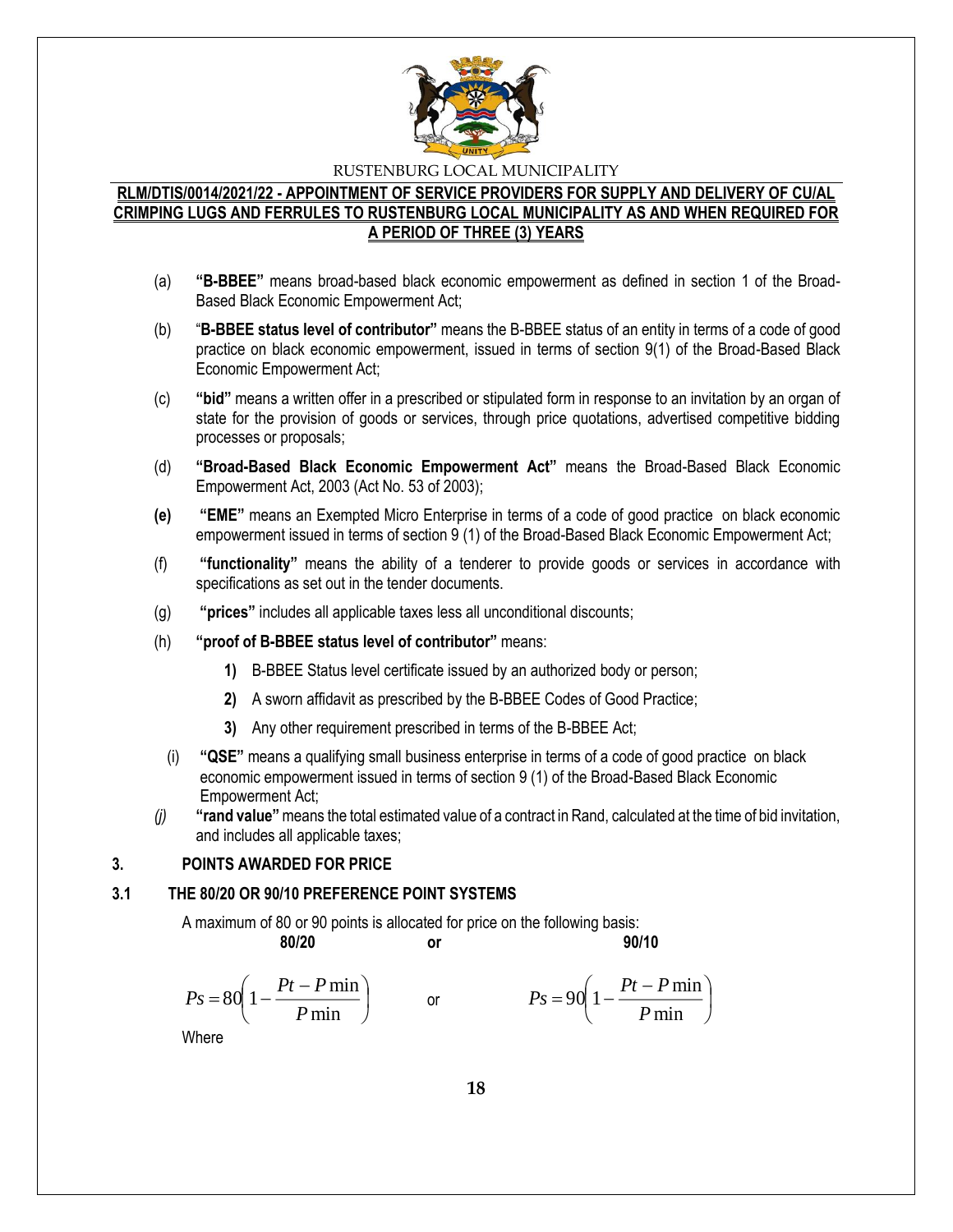(a) **"B-BBEE"** means broad-based black economic empowerment as defined in section 1 of the Broad-Based Black Economic Empowerment Act;

(b) "**B-BBEE status level of contributor"** means the B-BBEE status of an entity in terms of a code of good practice on black economic empowerment, issued in terms of section 9(1) of the Broad-Based Black Economic Empowerment Act;

(c) **"bid"** means a written offer in a prescribed or stipulated form in response to an invitation by an organ of state for the provision of goods or services, through price quotations, advertised competitive bidding processes or proposals;

(d) **"Broad-Based Black Economic Empowerment Act"** means the Broad-Based Black Economic Empowerment Act, 2003 (Act No. 53 of 2003);

**(e)** **"EME"** means an Exempted Micro Enterprise in terms of a code of good practice on black economic empowerment issued in terms of section 9 (1) of the Broad-Based Black Economic Empowerment Act;

(f) **"functionality"** means the ability of a tenderer to provide goods or services in accordance with specifications as set out in the tender documents.

(g) **"prices"** includes all applicable taxes less all unconditional discounts;

(h) **"proof of B-BBEE status level of contributor"** means:

**1)** B-BBEE Status level certificate issued by an authorized body or person;

**2)** A sworn affidavit as prescribed by the B-BBEE Codes of Good Practice;

**3)** Any other requirement prescribed in terms of the B-BBEE Act;

(i) **"QSE"** means a qualifying small business enterprise in terms of a code of good practice on black economic empowerment issued in terms of section 9 (1) of the Broad-Based Black Economic Empowerment Act;

*(j)* **"rand value"** means the total estimated value of a contract in Rand, calculated at the time of bid invitation, and includes all applicable taxes;

## 3. POINTS AWARDED FOR PRICE

### 3.1 THE 80/20 OR 90/10 PREFERENCE POINT SYSTEMS

A maximum of 80 or 90 points is allocated for price on the following basis:

**80/20** **or** **90/10**

$$Ps = 80\left(1 - \frac{Pt - P\min}{P\min}\right) \quad \text{or} \quad Ps = 90\left(1 - \frac{Pt - P\min}{P\min}\right)$$

Where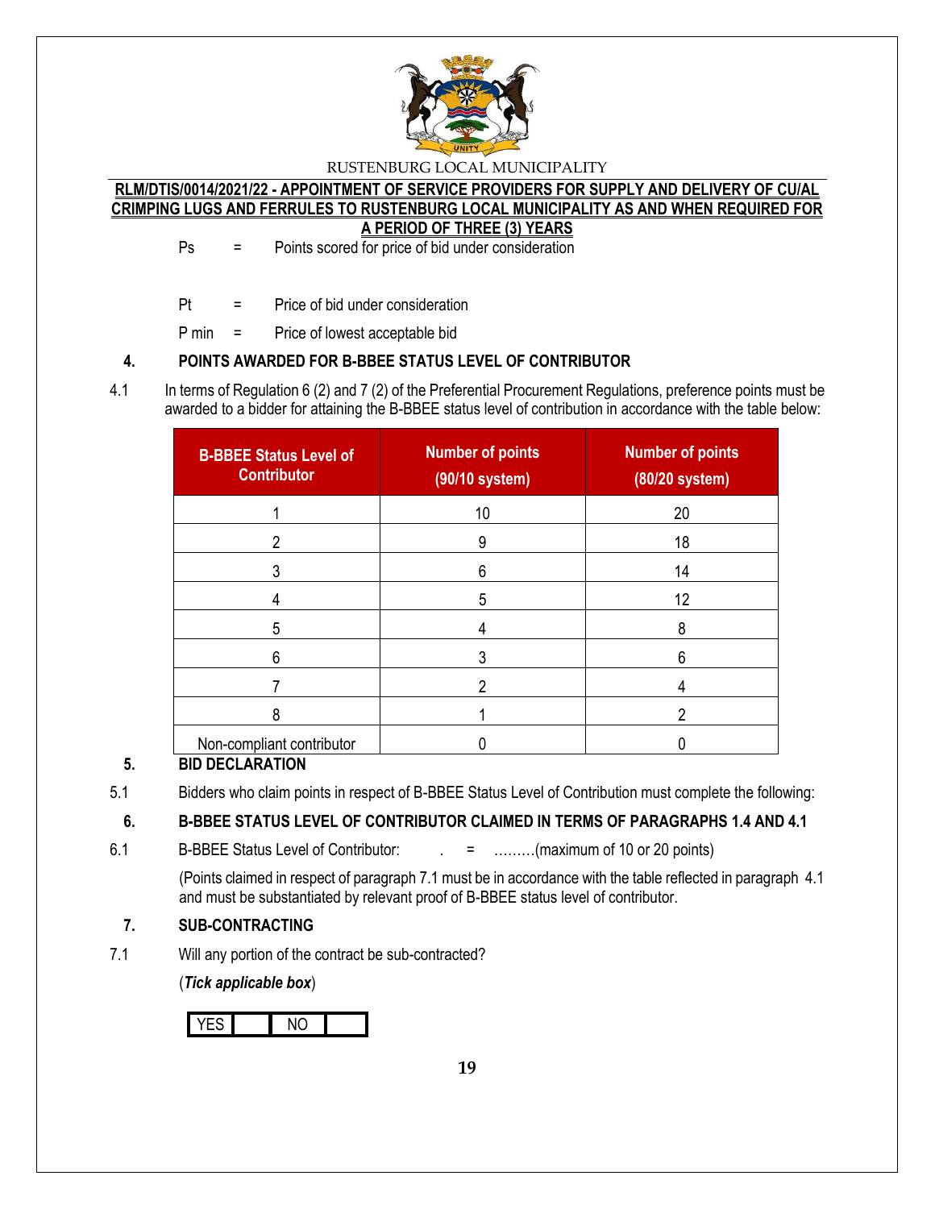Ps = Points scored for price of bid under consideration

Pt = Price of bid under consideration

P min = Price of lowest acceptable bid

**4. POINTS AWARDED FOR B-BBEE STATUS LEVEL OF CONTRIBUTOR**

4.1 In terms of Regulation 6 (2) and 7 (2) of the Preferential Procurement Regulations, preference points must be awarded to a bidder for attaining the B-BBEE status level of contribution in accordance with the table below:

| B-BBEE Status Level of Contributor | Number of points (90/10 system) | Number of points (80/20 system) |
|---|---|---|
| 1 | 10 | 20 |
| 2 | 9 | 18 |
| 3 | 6 | 14 |
| 4 | 5 | 12 |
| 5 | 4 | 8 |
| 6 | 3 | 6 |
| 7 | 2 | 4 |
| 8 | 1 | 2 |
| Non-compliant contributor | 0 | 0 |

**5. BID DECLARATION**

5.1 Bidders who claim points in respect of B-BBEE Status Level of Contribution must complete the following:

**6. B-BBEE STATUS LEVEL OF CONTRIBUTOR CLAIMED IN TERMS OF PARAGRAPHS 1.4 AND 4.1**

6.1 B-BBEE Status Level of Contributor: . = ………(maximum of 10 or 20 points)

(Points claimed in respect of paragraph 7.1 must be in accordance with the table reflected in paragraph 4.1 and must be substantiated by relevant proof of B-BBEE status level of contributor.

**7. SUB-CONTRACTING**

7.1 Will any portion of the contract be sub-contracted?

(***Tick applicable box***)

| YES | | NO | |
|---|---|---|---|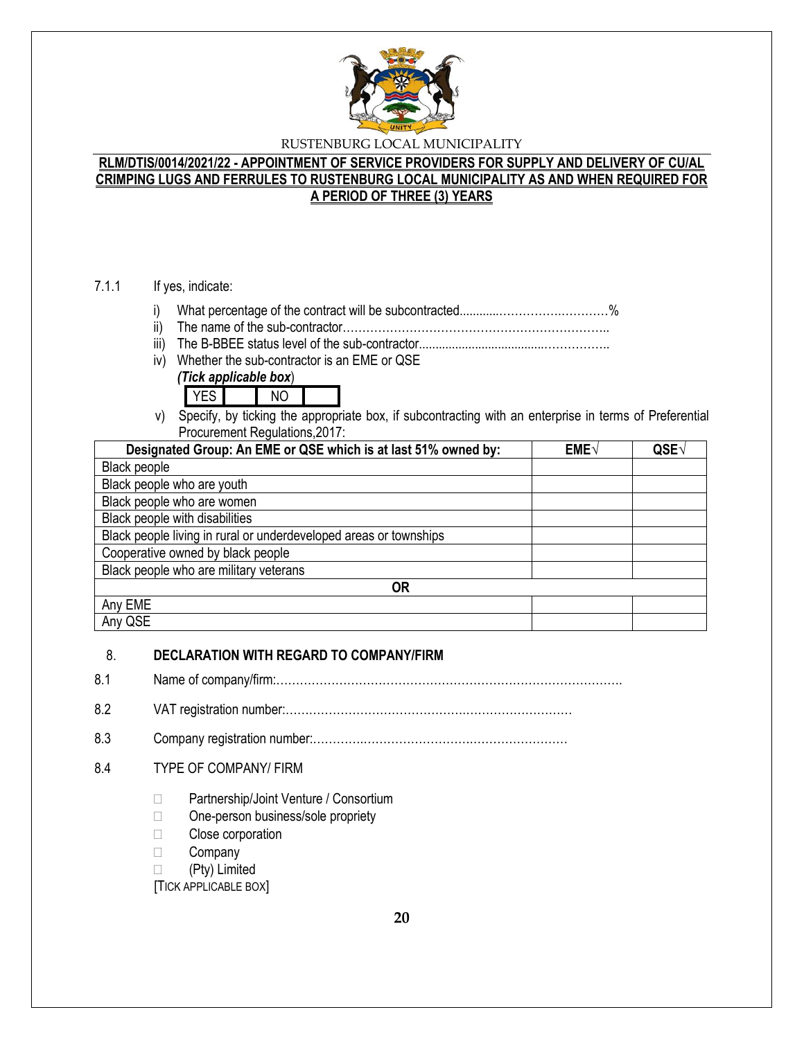RUSTENBURG LOCAL MUNICIPALITY

**RLM/DTIS/0014/2021/22 - APPOINTMENT OF SERVICE PROVIDERS FOR SUPPLY AND DELIVERY OF CU/AL CRIMPING LUGS AND FERRULES TO RUSTENBURG LOCAL MUNICIPALITY AS AND WHEN REQUIRED FOR A PERIOD OF THREE (3) YEARS**

7.1.1 If yes, indicate:

i) What percentage of the contract will be subcontracted............…………….………%
ii) The name of the sub-contractor…………………………………………………………..
iii) The B-BBEE status level of the sub-contractor......................................……………..
iv) Whether the sub-contractor is an EME or QSE
*(Tick applicable box)*

| YES | | NO | |
|---|---|---|---|

v) Specify, by ticking the appropriate box, if subcontracting with an enterprise in terms of Preferential Procurement Regulations,2017:

| Designated Group: An EME or QSE which is at last 51% owned by: | EME√ | QSE√ |
|---|---|---|
| Black people | | |
| Black people who are youth | | |
| Black people who are women | | |
| Black people with disabilities | | |
| Black people living in rural or underdeveloped areas or townships | | |
| Cooperative owned by black people | | |
| Black people who are military veterans | | |
| **OR** | | |
| Any EME | | |
| Any QSE | | |

## 8. DECLARATION WITH REGARD TO COMPANY/FIRM

8.1 Name of company/firm:…………………………………………………………………………….

8.2 VAT registration number:……………………………………….…………………………

8.3 Company registration number:…………….……………………….…………………

8.4 TYPE OF COMPANY/ FIRM

- ☐ Partnership/Joint Venture / Consortium
- ☐ One-person business/sole propriety
- ☐ Close corporation
- ☐ Company
- ☐ (Pty) Limited

[TICK APPLICABLE BOX]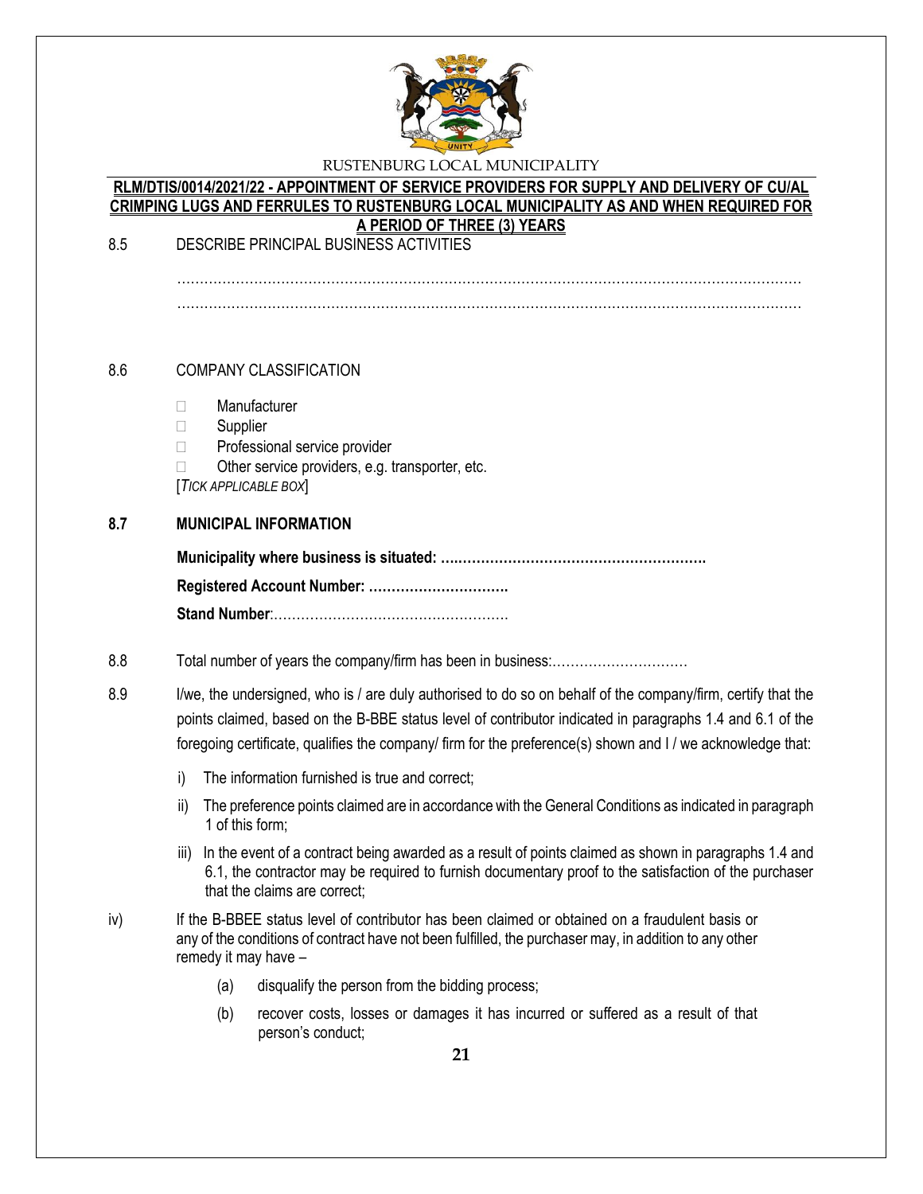8.5 DESCRIBE PRINCIPAL BUSINESS ACTIVITIES

……………………………………………………………………………………………………………………………
……………………………………………………………………………………………………………………………

8.6 COMPANY CLASSIFICATION

- ☐ Manufacturer
- ☐ Supplier
- ☐ Professional service provider
- ☐ Other service providers, e.g. transporter, etc.

[*TICK APPLICABLE BOX*]

**8.7 MUNICIPAL INFORMATION**

**Municipality where business is situated: ….………………………………………………….**

**Registered Account Number: ………………………….**

**Stand Number**:…………………………………………….

8.8 Total number of years the company/firm has been in business:…………………………

8.9 I/we, the undersigned, who is / are duly authorised to do so on behalf of the company/firm, certify that the points claimed, based on the B-BBE status level of contributor indicated in paragraphs 1.4 and 6.1 of the foregoing certificate, qualifies the company/ firm for the preference(s) shown and I / we acknowledge that:

i) The information furnished is true and correct;

ii) The preference points claimed are in accordance with the General Conditions as indicated in paragraph 1 of this form;

iii) In the event of a contract being awarded as a result of points claimed as shown in paragraphs 1.4 and 6.1, the contractor may be required to furnish documentary proof to the satisfaction of the purchaser that the claims are correct;

iv) If the B-BBEE status level of contributor has been claimed or obtained on a fraudulent basis or any of the conditions of contract have not been fulfilled, the purchaser may, in addition to any other remedy it may have –

(a) disqualify the person from the bidding process;

(b) recover costs, losses or damages it has incurred or suffered as a result of that person's conduct;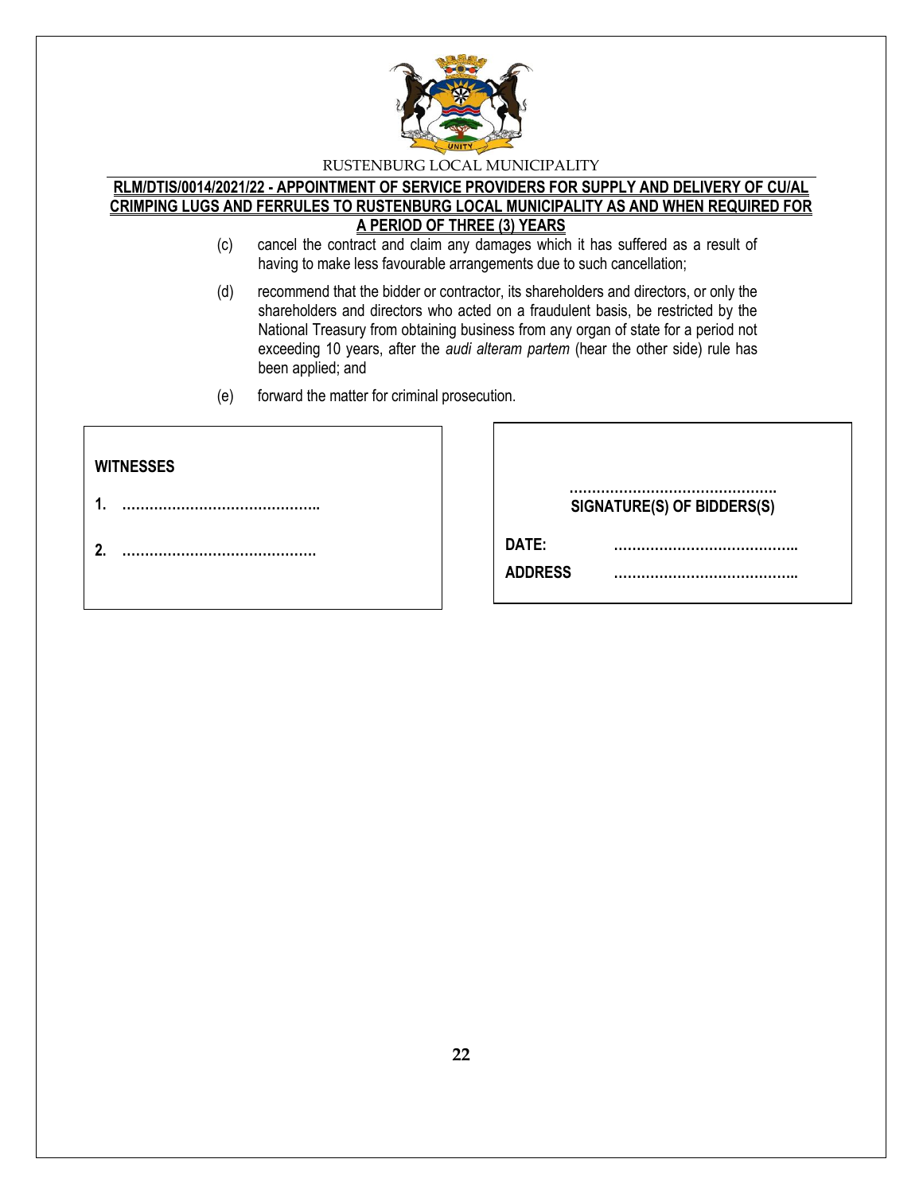(c) cancel the contract and claim any damages which it has suffered as a result of having to make less favourable arrangements due to such cancellation;

(d) recommend that the bidder or contractor, its shareholders and directors, or only the shareholders and directors who acted on a fraudulent basis, be restricted by the National Treasury from obtaining business from any organ of state for a period not exceeding 10 years, after the *audi alteram partem* (hear the other side) rule has been applied; and

(e) forward the matter for criminal prosecution.

**WITNESSES**

**1.** ……………………………………..

**2.** …………………………………….

……………………………………….
**SIGNATURE(S) OF BIDDERS(S)**

**DATE:** …………………………………..

**ADDRESS** …………………………………..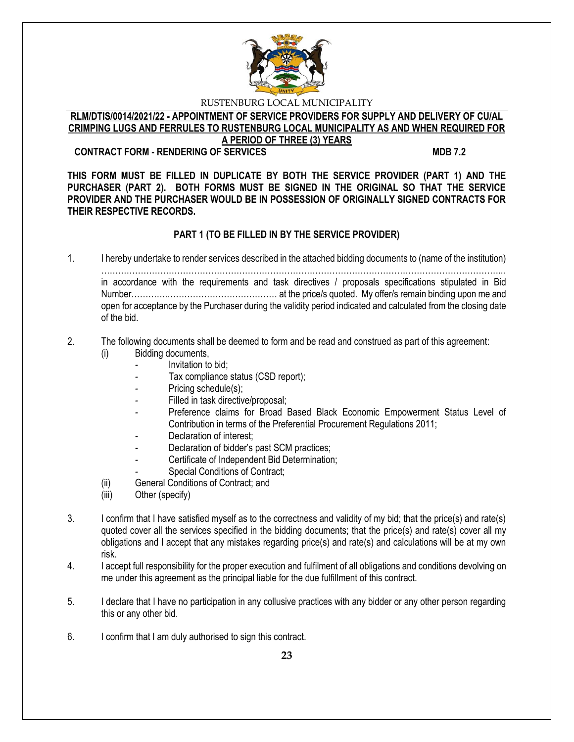RUSTENBURG LOCAL MUNICIPALITY

**RLM/DTIS/0014/2021/22 - APPOINTMENT OF SERVICE PROVIDERS FOR SUPPLY AND DELIVERY OF CU/AL CRIMPING LUGS AND FERRULES TO RUSTENBURG LOCAL MUNICIPALITY AS AND WHEN REQUIRED FOR A PERIOD OF THREE (3) YEARS**

**CONTRACT FORM - RENDERING OF SERVICES** **MDB 7.2**

**THIS FORM MUST BE FILLED IN DUPLICATE BY BOTH THE SERVICE PROVIDER (PART 1) AND THE PURCHASER (PART 2). BOTH FORMS MUST BE SIGNED IN THE ORIGINAL SO THAT THE SERVICE PROVIDER AND THE PURCHASER WOULD BE IN POSSESSION OF ORIGINALLY SIGNED CONTRACTS FOR THEIR RESPECTIVE RECORDS.**

**PART 1 (TO BE FILLED IN BY THE SERVICE PROVIDER)**

1. I hereby undertake to render services described in the attached bidding documents to (name of the institution) ………………………………………………………………………………………………………………………... in accordance with the requirements and task directives / proposals specifications stipulated in Bid Number………….…………………………………… at the price/s quoted. My offer/s remain binding upon me and open for acceptance by the Purchaser during the validity period indicated and calculated from the closing date of the bid.

2. The following documents shall be deemed to form and be read and construed as part of this agreement:
   - (i) Bidding documents,
     - Invitation to bid;
     - Tax compliance status (CSD report);
     - Pricing schedule(s);
     - Filled in task directive/proposal;
     - Preference claims for Broad Based Black Economic Empowerment Status Level of Contribution in terms of the Preferential Procurement Regulations 2011;
     - Declaration of interest;
     - Declaration of bidder's past SCM practices;
     - Certificate of Independent Bid Determination;
     - Special Conditions of Contract;
   - (ii) General Conditions of Contract; and
   - (iii) Other (specify)

3. I confirm that I have satisfied myself as to the correctness and validity of my bid; that the price(s) and rate(s) quoted cover all the services specified in the bidding documents; that the price(s) and rate(s) cover all my obligations and I accept that any mistakes regarding price(s) and rate(s) and calculations will be at my own risk.

4. I accept full responsibility for the proper execution and fulfilment of all obligations and conditions devolving on me under this agreement as the principal liable for the due fulfillment of this contract.

5. I declare that I have no participation in any collusive practices with any bidder or any other person regarding this or any other bid.

6. I confirm that I am duly authorised to sign this contract.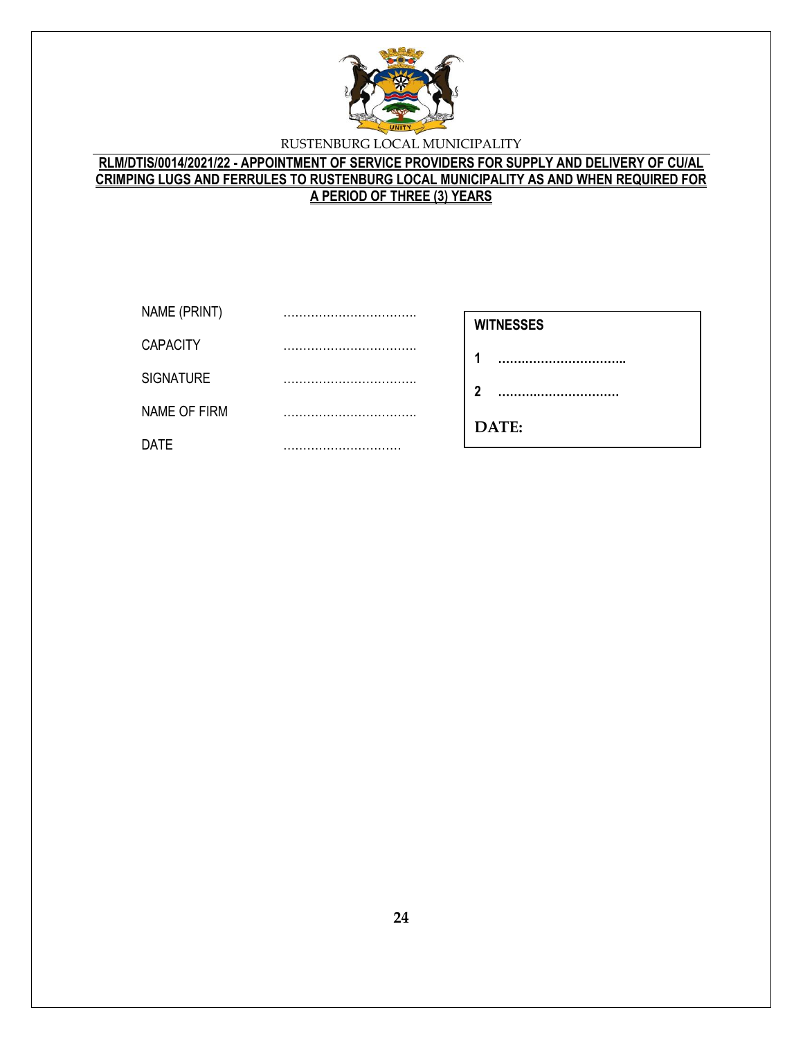RUSTENBURG LOCAL MUNICIPALITY

**RLM/DTIS/0014/2021/22 - APPOINTMENT OF SERVICE PROVIDERS FOR SUPPLY AND DELIVERY OF CU/AL CRIMPING LUGS AND FERRULES TO RUSTENBURG LOCAL MUNICIPALITY AS AND WHEN REQUIRED FOR A PERIOD OF THREE (3) YEARS**

NAME (PRINT) ……………………………

CAPACITY ……………………………

SIGNATURE ……………………………

NAME OF FIRM ……………………………

DATE …………………………

**WITNESSES**

**1** ……………………………

**2** ……………………………

**DATE:**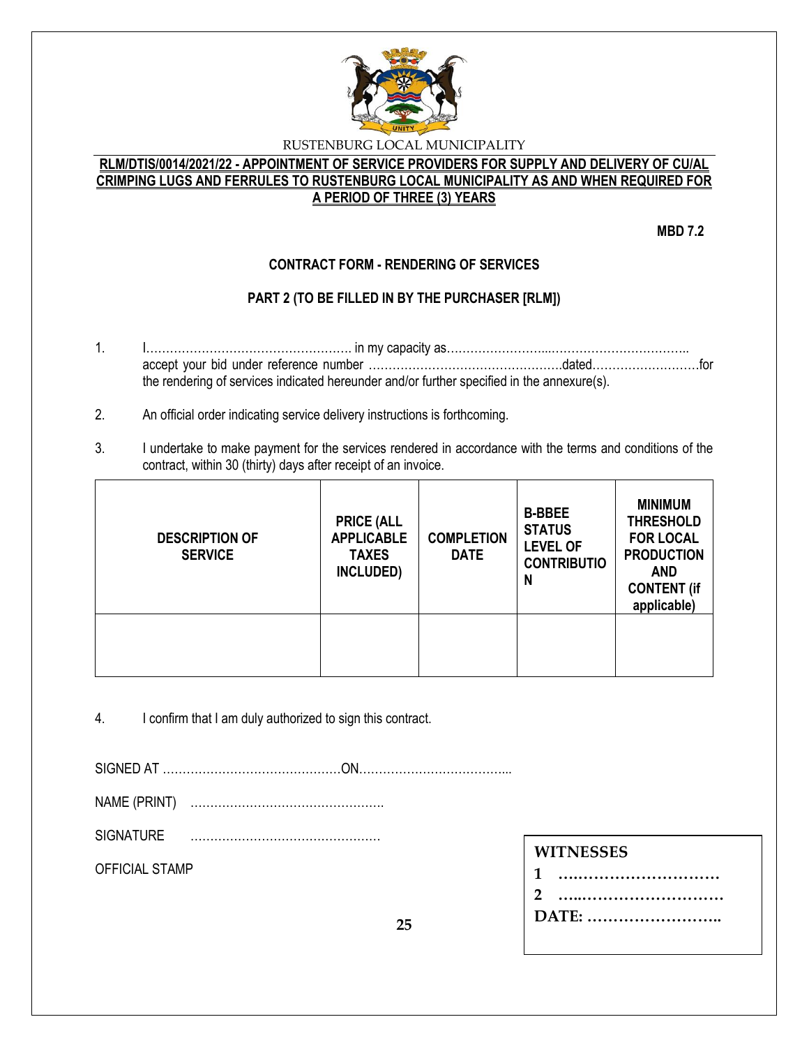RUSTENBURG LOCAL MUNICIPALITY

**RLM/DTIS/0014/2021/22 - APPOINTMENT OF SERVICE PROVIDERS FOR SUPPLY AND DELIVERY OF CU/AL CRIMPING LUGS AND FERRULES TO RUSTENBURG LOCAL MUNICIPALITY AS AND WHEN REQUIRED FOR A PERIOD OF THREE (3) YEARS**

**MBD 7.2**

**CONTRACT FORM - RENDERING OF SERVICES**

**PART 2 (TO BE FILLED IN BY THE PURCHASER [RLM])**

1. I……………………………………………. in my capacity as……………………...…………………………….. accept your bid under reference number ………………………………………….dated………………………for the rendering of services indicated hereunder and/or further specified in the annexure(s).

2. An official order indicating service delivery instructions is forthcoming.

3. I undertake to make payment for the services rendered in accordance with the terms and conditions of the contract, within 30 (thirty) days after receipt of an invoice.

| DESCRIPTION OF SERVICE | PRICE (ALL APPLICABLE TAXES INCLUDED) | COMPLETION DATE | B-BBEE STATUS LEVEL OF CONTRIBUTION | MINIMUM THRESHOLD FOR LOCAL PRODUCTION AND CONTENT (if applicable) |
|---|---|---|---|---|
| | | | | |

4. I confirm that I am duly authorized to sign this contract.

SIGNED AT ………………………………………ON………………………………...

NAME (PRINT) ………………………………………….

SIGNATURE …………………………………………

OFFICIAL STAMP

**WITNESSES**

**1 …………………………**

**2 …..………………………**

**DATE: ……………………..**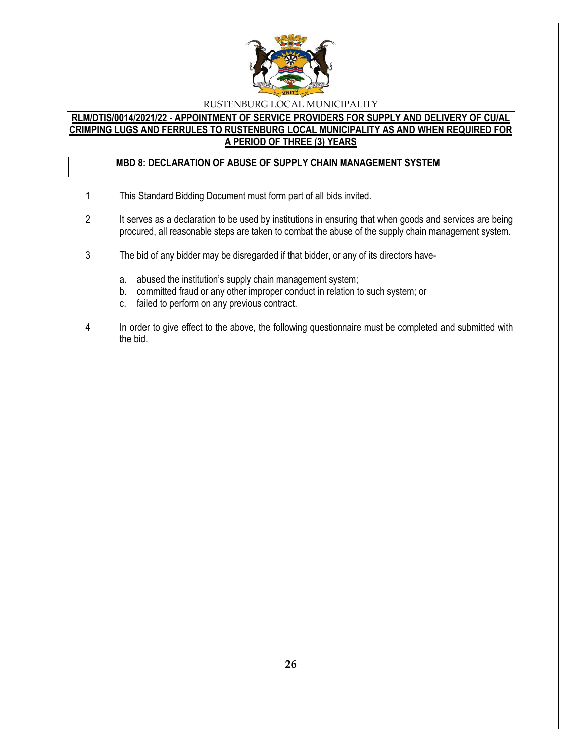**RLM/DTIS/0014/2021/22 - APPOINTMENT OF SERVICE PROVIDERS FOR SUPPLY AND DELIVERY OF CU/AL CRIMPING LUGS AND FERRULES TO RUSTENBURG LOCAL MUNICIPALITY AS AND WHEN REQUIRED FOR A PERIOD OF THREE (3) YEARS**

## MBD 8: DECLARATION OF ABUSE OF SUPPLY CHAIN MANAGEMENT SYSTEM

1. This Standard Bidding Document must form part of all bids invited.

2. It serves as a declaration to be used by institutions in ensuring that when goods and services are being procured, all reasonable steps are taken to combat the abuse of the supply chain management system.

3. The bid of any bidder may be disregarded if that bidder, or any of its directors have-

    a. abused the institution's supply chain management system;
    b. committed fraud or any other improper conduct in relation to such system; or
    c. failed to perform on any previous contract.

4. In order to give effect to the above, the following questionnaire must be completed and submitted with the bid.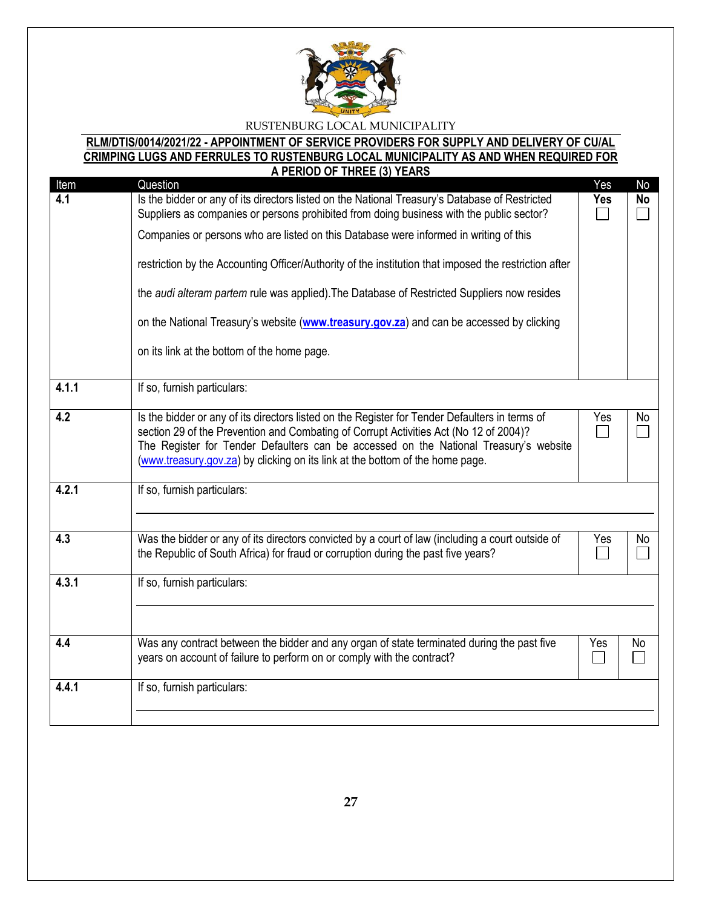RUSTENBURG LOCAL MUNICIPALITY

**RLM/DTIS/0014/2021/22 - APPOINTMENT OF SERVICE PROVIDERS FOR SUPPLY AND DELIVERY OF CU/AL CRIMPING LUGS AND FERRULES TO RUSTENBURG LOCAL MUNICIPALITY AS AND WHEN REQUIRED FOR A PERIOD OF THREE (3) YEARS**

| Item | Question | Yes | No |
|---|---|---|---|
| **4.1** | Is the bidder or any of its directors listed on the National Treasury's Database of Restricted Suppliers as companies or persons prohibited from doing business with the public sector?<br><br>Companies or persons who are listed on this Database were informed in writing of this restriction by the Accounting Officer/Authority of the institution that imposed the restriction after the *audi alteram partem* rule was applied).The Database of Restricted Suppliers now resides on the National Treasury's website (**www.treasury.gov.za**) and can be accessed by clicking on its link at the bottom of the home page. | **Yes** ☐ | **No** ☐ |
| **4.1.1** | If so, furnish particulars: | | |
| **4.2** | Is the bidder or any of its directors listed on the Register for Tender Defaulters in terms of section 29 of the Prevention and Combating of Corrupt Activities Act (No 12 of 2004)? The Register for Tender Defaulters can be accessed on the National Treasury's website (www.treasury.gov.za) by clicking on its link at the bottom of the home page. | Yes ☐ | No ☐ |
| **4.2.1** | If so, furnish particulars: | | |
| **4.3** | Was the bidder or any of its directors convicted by a court of law (including a court outside of the Republic of South Africa) for fraud or corruption during the past five years? | Yes ☐ | No ☐ |
| **4.3.1** | If so, furnish particulars: | | |
| **4.4** | Was any contract between the bidder and any organ of state terminated during the past five years on account of failure to perform on or comply with the contract? | Yes ☐ | No ☐ |
| **4.4.1** | If so, furnish particulars: | | |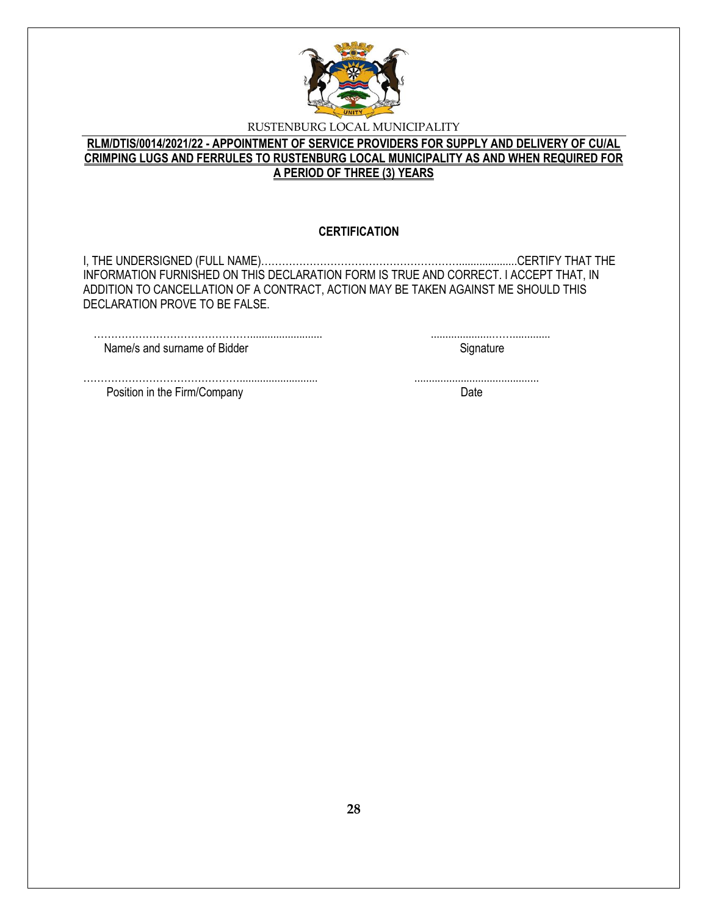RUSTENBURG LOCAL MUNICIPALITY

**RLM/DTIS/0014/2021/22 - APPOINTMENT OF SERVICE PROVIDERS FOR SUPPLY AND DELIVERY OF CU/AL CRIMPING LUGS AND FERRULES TO RUSTENBURG LOCAL MUNICIPALITY AS AND WHEN REQUIRED FOR A PERIOD OF THREE (3) YEARS**

## CERTIFICATION

I, THE UNDERSIGNED (FULL NAME)…………………………………………………....................CERTIFY THAT THE INFORMATION FURNISHED ON THIS DECLARATION FORM IS TRUE AND CORRECT. I ACCEPT THAT, IN ADDITION TO CANCELLATION OF A CONTRACT, ACTION MAY BE TAKEN AGAINST ME SHOULD THIS DECLARATION PROVE TO BE FALSE.

………………………………………......................... ......................……..............
Name/s and surname of Bidder Signature

………………………………………........................... ...........................................
Position in the Firm/Company Date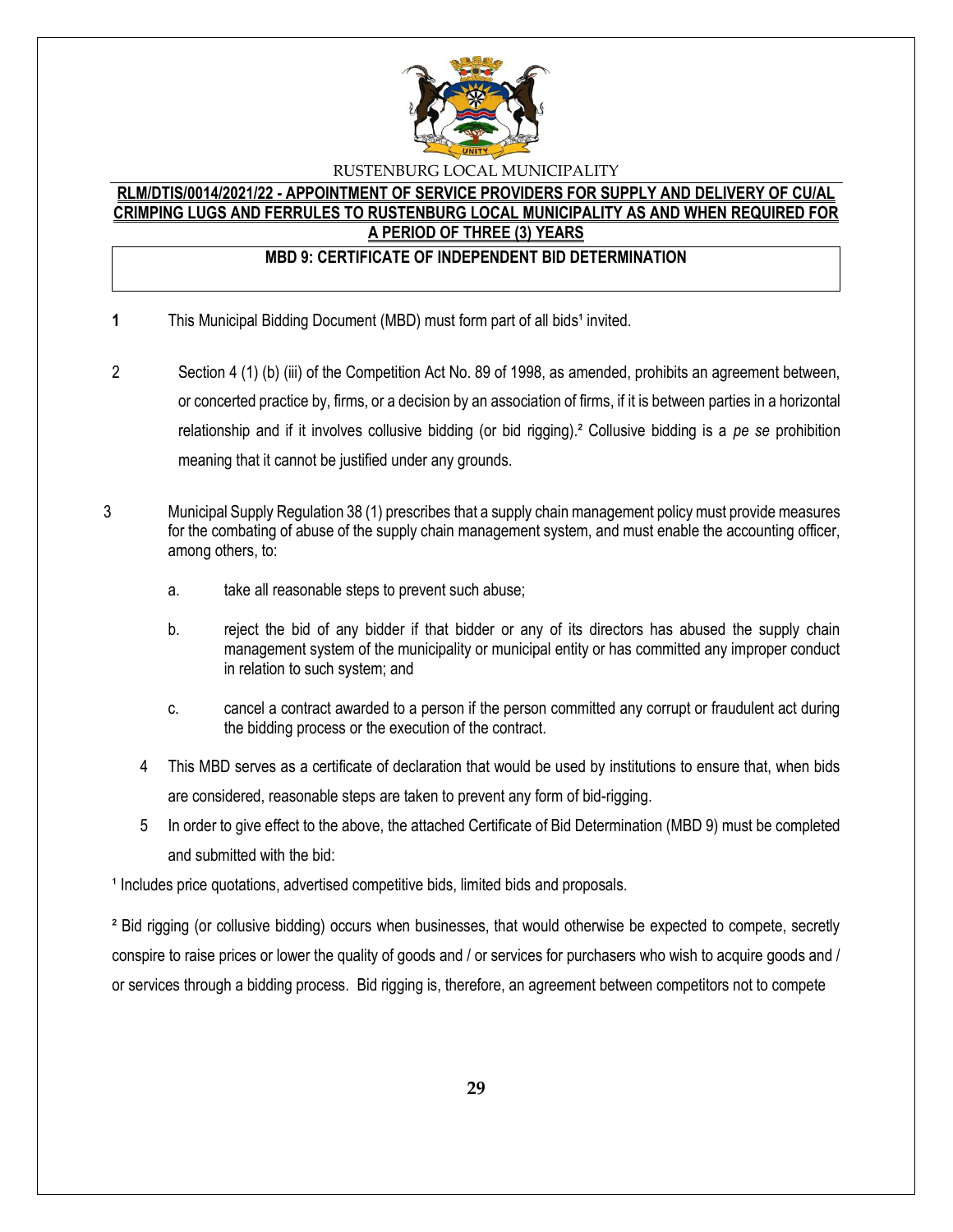RUSTENBURG LOCAL MUNICIPALITY

**RLM/DTIS/0014/2021/22 - APPOINTMENT OF SERVICE PROVIDERS FOR SUPPLY AND DELIVERY OF CU/AL CRIMPING LUGS AND FERRULES TO RUSTENBURG LOCAL MUNICIPALITY AS AND WHEN REQUIRED FOR A PERIOD OF THREE (3) YEARS**

**MBD 9: CERTIFICATE OF INDEPENDENT BID DETERMINATION**

1. This Municipal Bidding Document (MBD) must form part of all bids[1] invited.

2. Section 4 (1) (b) (iii) of the Competition Act No. 89 of 1998, as amended, prohibits an agreement between, or concerted practice by, firms, or a decision by an association of firms, if it is between parties in a horizontal relationship and if it involves collusive bidding (or bid rigging).[2] Collusive bidding is a *pe se* prohibition meaning that it cannot be justified under any grounds.

3. Municipal Supply Regulation 38 (1) prescribes that a supply chain management policy must provide measures for the combating of abuse of the supply chain management system, and must enable the accounting officer, among others, to:

   a. take all reasonable steps to prevent such abuse;

   b. reject the bid of any bidder if that bidder or any of its directors has abused the supply chain management system of the municipality or municipal entity or has committed any improper conduct in relation to such system; and

   c. cancel a contract awarded to a person if the person committed any corrupt or fraudulent act during the bidding process or the execution of the contract.

4. This MBD serves as a certificate of declaration that would be used by institutions to ensure that, when bids are considered, reasonable steps are taken to prevent any form of bid-rigging.

5. In order to give effect to the above, the attached Certificate of Bid Determination (MBD 9) must be completed and submitted with the bid:

[1] Includes price quotations, advertised competitive bids, limited bids and proposals.

[2] Bid rigging (or collusive bidding) occurs when businesses, that would otherwise be expected to compete, secretly conspire to raise prices or lower the quality of goods and / or services for purchasers who wish to acquire goods and / or services through a bidding process. Bid rigging is, therefore, an agreement between competitors not to compete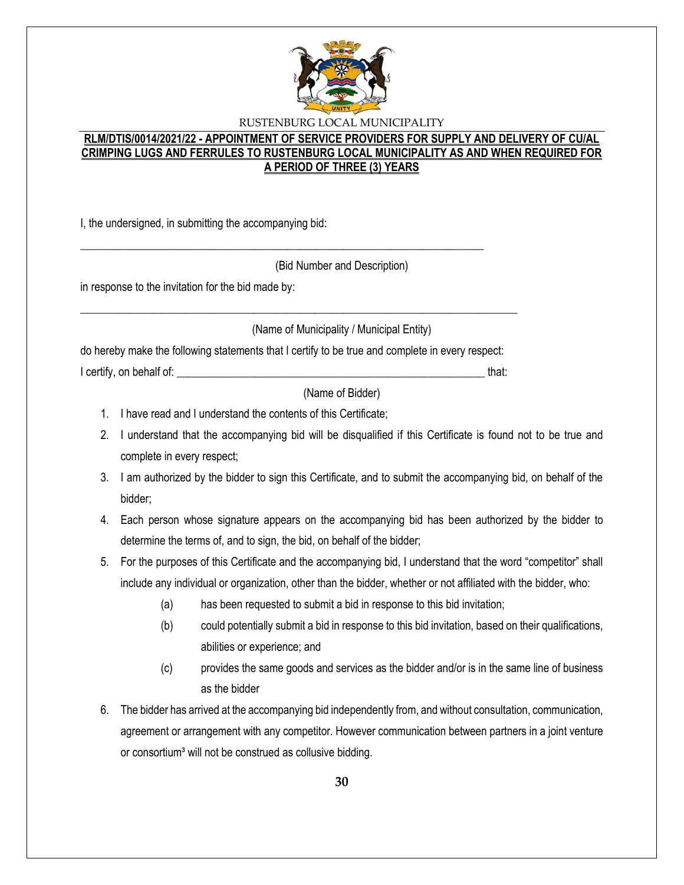RUSTENBURG LOCAL MUNICIPALITY

**RLM/DTIS/0014/2021/22 - APPOINTMENT OF SERVICE PROVIDERS FOR SUPPLY AND DELIVERY OF CU/AL CRIMPING LUGS AND FERRULES TO RUSTENBURG LOCAL MUNICIPALITY AS AND WHEN REQUIRED FOR A PERIOD OF THREE (3) YEARS**

I, the undersigned, in submitting the accompanying bid:

______________________________________________________________________

(Bid Number and Description)

in response to the invitation for the bid made by:

___________________________________________________________________________

(Name of Municipality / Municipal Entity)

do hereby make the following statements that I certify to be true and complete in every respect:

I certify, on behalf of: _______________________________________________________ that:

(Name of Bidder)

1. I have read and I understand the contents of this Certificate;
2. I understand that the accompanying bid will be disqualified if this Certificate is found not to be true and complete in every respect;
3. I am authorized by the bidder to sign this Certificate, and to submit the accompanying bid, on behalf of the bidder;
4. Each person whose signature appears on the accompanying bid has been authorized by the bidder to determine the terms of, and to sign, the bid, on behalf of the bidder;
5. For the purposes of this Certificate and the accompanying bid, I understand that the word "competitor" shall include any individual or organization, other than the bidder, whether or not affiliated with the bidder, who:
   - (a) has been requested to submit a bid in response to this bid invitation;
   - (b) could potentially submit a bid in response to this bid invitation, based on their qualifications, abilities or experience; and
   - (c) provides the same goods and services as the bidder and/or is in the same line of business as the bidder
6. The bidder has arrived at the accompanying bid independently from, and without consultation, communication, agreement or arrangement with any competitor. However communication between partners in a joint venture or consortium[3] will not be construed as collusive bidding.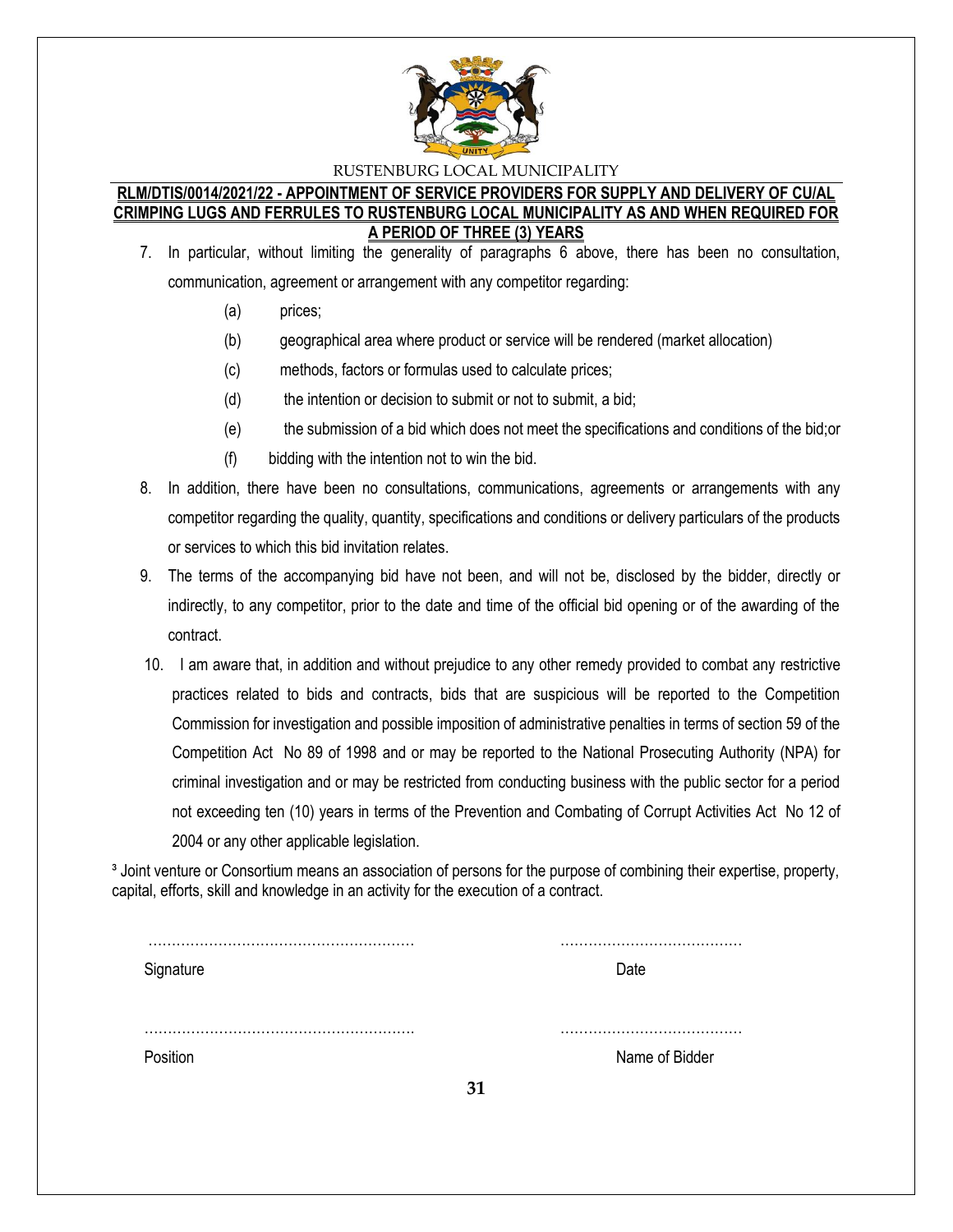7. In particular, without limiting the generality of paragraphs 6 above, there has been no consultation, communication, agreement or arrangement with any competitor regarding:

   (a) prices;

   (b) geographical area where product or service will be rendered (market allocation)

   (c) methods, factors or formulas used to calculate prices;

   (d) the intention or decision to submit or not to submit, a bid;

   (e) the submission of a bid which does not meet the specifications and conditions of the bid;or

   (f) bidding with the intention not to win the bid.

8. In addition, there have been no consultations, communications, agreements or arrangements with any competitor regarding the quality, quantity, specifications and conditions or delivery particulars of the products or services to which this bid invitation relates.

9. The terms of the accompanying bid have not been, and will not be, disclosed by the bidder, directly or indirectly, to any competitor, prior to the date and time of the official bid opening or of the awarding of the contract.

10. I am aware that, in addition and without prejudice to any other remedy provided to combat any restrictive practices related to bids and contracts, bids that are suspicious will be reported to the Competition Commission for investigation and possible imposition of administrative penalties in terms of section 59 of the Competition Act No 89 of 1998 and or may be reported to the National Prosecuting Authority (NPA) for criminal investigation and or may be restricted from conducting business with the public sector for a period not exceeding ten (10) years in terms of the Prevention and Combating of Corrupt Activities Act No 12 of 2004 or any other applicable legislation.

[3] Joint venture or Consortium means an association of persons for the purpose of combining their expertise, property, capital, efforts, skill and knowledge in an activity for the execution of a contract.

………………………………………………… ………………………………

Signature Date

………………………………………………… ………………………………

Position Name of Bidder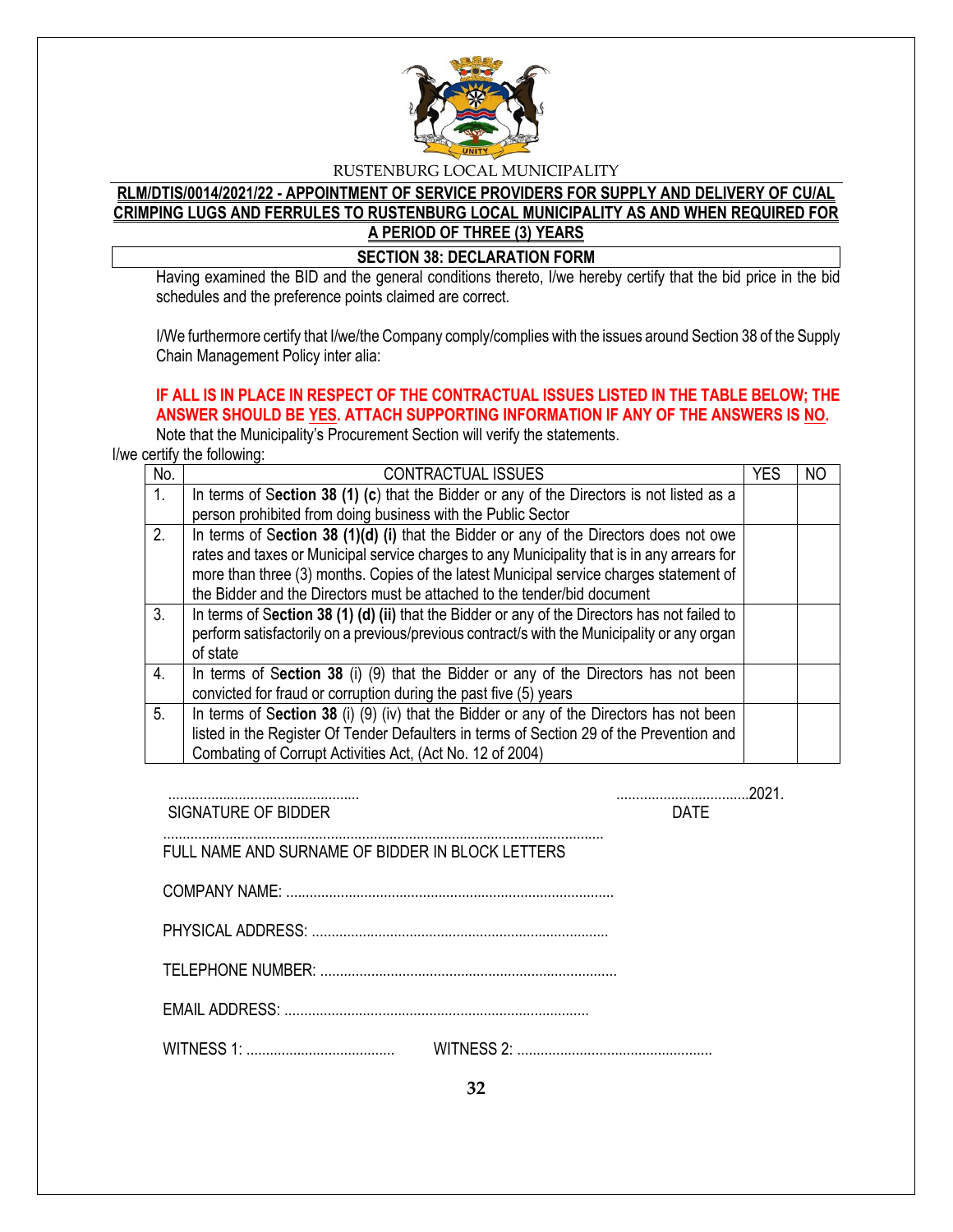RUSTENBURG LOCAL MUNICIPALITY

**RLM/DTIS/0014/2021/22 - APPOINTMENT OF SERVICE PROVIDERS FOR SUPPLY AND DELIVERY OF CU/AL CRIMPING LUGS AND FERRULES TO RUSTENBURG LOCAL MUNICIPALITY AS AND WHEN REQUIRED FOR A PERIOD OF THREE (3) YEARS**

## SECTION 38: DECLARATION FORM

Having examined the BID and the general conditions thereto, I/we hereby certify that the bid price in the bid schedules and the preference points claimed are correct.

I/We furthermore certify that I/we/the Company comply/complies with the issues around Section 38 of the Supply Chain Management Policy inter alia:

**IF ALL IS IN PLACE IN RESPECT OF THE CONTRACTUAL ISSUES LISTED IN THE TABLE BELOW; THE ANSWER SHOULD BE YES. ATTACH SUPPORTING INFORMATION IF ANY OF THE ANSWERS IS NO.**

Note that the Municipality's Procurement Section will verify the statements.

I/we certify the following:

| No. | CONTRACTUAL ISSUES | YES | NO |
|---|---|---|---|
| 1. | In terms of **Section 38 (1) (c**) that the Bidder or any of the Directors is not listed as a person prohibited from doing business with the Public Sector | | |
| 2. | In terms of **Section 38 (1)(d) (i)** that the Bidder or any of the Directors does not owe rates and taxes or Municipal service charges to any Municipality that is in any arrears for more than three (3) months. Copies of the latest Municipal service charges statement of the Bidder and the Directors must be attached to the tender/bid document | | |
| 3. | In terms of **Section 38 (1) (d) (ii)** that the Bidder or any of the Directors has not failed to perform satisfactorily on a previous/previous contract/s with the Municipality or any organ of state | | |
| 4. | In terms of **Section 38** (i) (9) that the Bidder or any of the Directors has not been convicted for fraud or corruption during the past five (5) years | | |
| 5. | In terms of **Section 38** (i) (9) (iv) that the Bidder or any of the Directors has not been listed in the Register Of Tender Defaulters in terms of Section 29 of the Prevention and Combating of Corrupt Activities Act, (Act No. 12 of 2004) | | |

................................................ ..................................2021.
SIGNATURE OF BIDDER DATE

................................................................................................................
FULL NAME AND SURNAME OF BIDDER IN BLOCK LETTERS

COMPANY NAME: ..................................................................................

PHYSICAL ADDRESS: ...........................................................................

TELEPHONE NUMBER: ...........................................................................

EMAIL ADDRESS: ............................................................................

WITNESS 1: ..................................... WITNESS 2: .................................................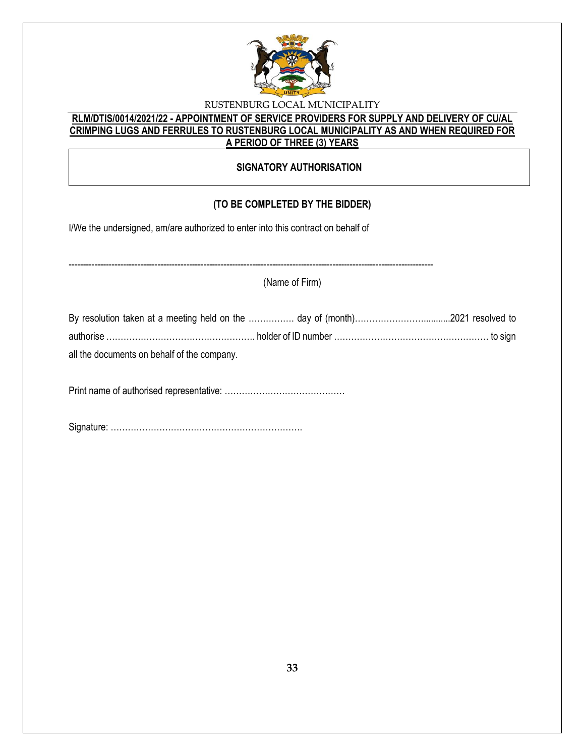RUSTENBURG LOCAL MUNICIPALITY

**RLM/DTIS/0014/2021/22 - APPOINTMENT OF SERVICE PROVIDERS FOR SUPPLY AND DELIVERY OF CU/AL CRIMPING LUGS AND FERRULES TO RUSTENBURG LOCAL MUNICIPALITY AS AND WHEN REQUIRED FOR A PERIOD OF THREE (3) YEARS**

**SIGNATORY AUTHORISATION**

**(TO BE COMPLETED BY THE BIDDER)**

I/We the undersigned, am/are authorized to enter into this contract on behalf of

---------------------------------------------------------------------------------------------------------------------------

(Name of Firm)

By resolution taken at a meeting held on the ……………. day of (month)………………….........2021 resolved to authorise ……………………………………………. holder of ID number ……………………………………………… to sign all the documents on behalf of the company.

Print name of authorised representative: ……………………………………

Signature: ………………………………………………………….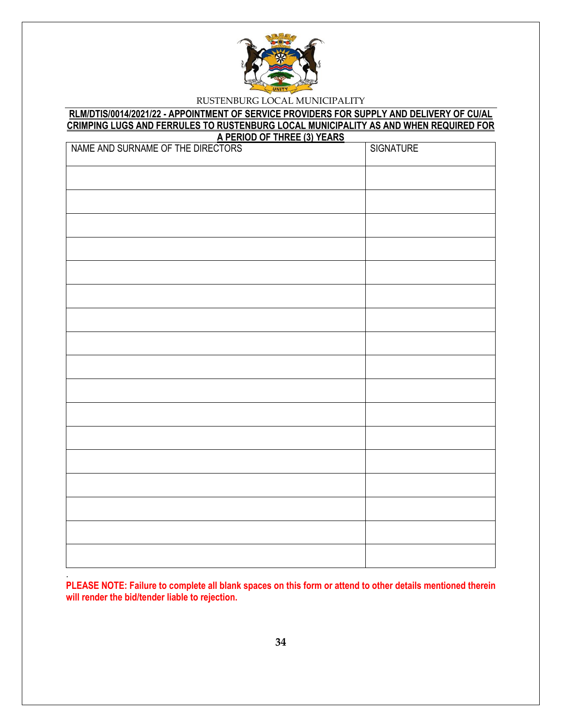RUSTENBURG LOCAL MUNICIPALITY

**RLM/DTIS/0014/2021/22 - APPOINTMENT OF SERVICE PROVIDERS FOR SUPPLY AND DELIVERY OF CU/AL CRIMPING LUGS AND FERRULES TO RUSTENBURG LOCAL MUNICIPALITY AS AND WHEN REQUIRED FOR A PERIOD OF THREE (3) YEARS**

| NAME AND SURNAME OF THE DIRECTORS | SIGNATURE |
|---|---|
| | |
| | |
| | |
| | |
| | |
| | |
| | |
| | |
| | |
| | |
| | |
| | |
| | |
| | |
| | |
| | |
| | |

.

**PLEASE NOTE: Failure to complete all blank spaces on this form or attend to other details mentioned therein will render the bid/tender liable to rejection.**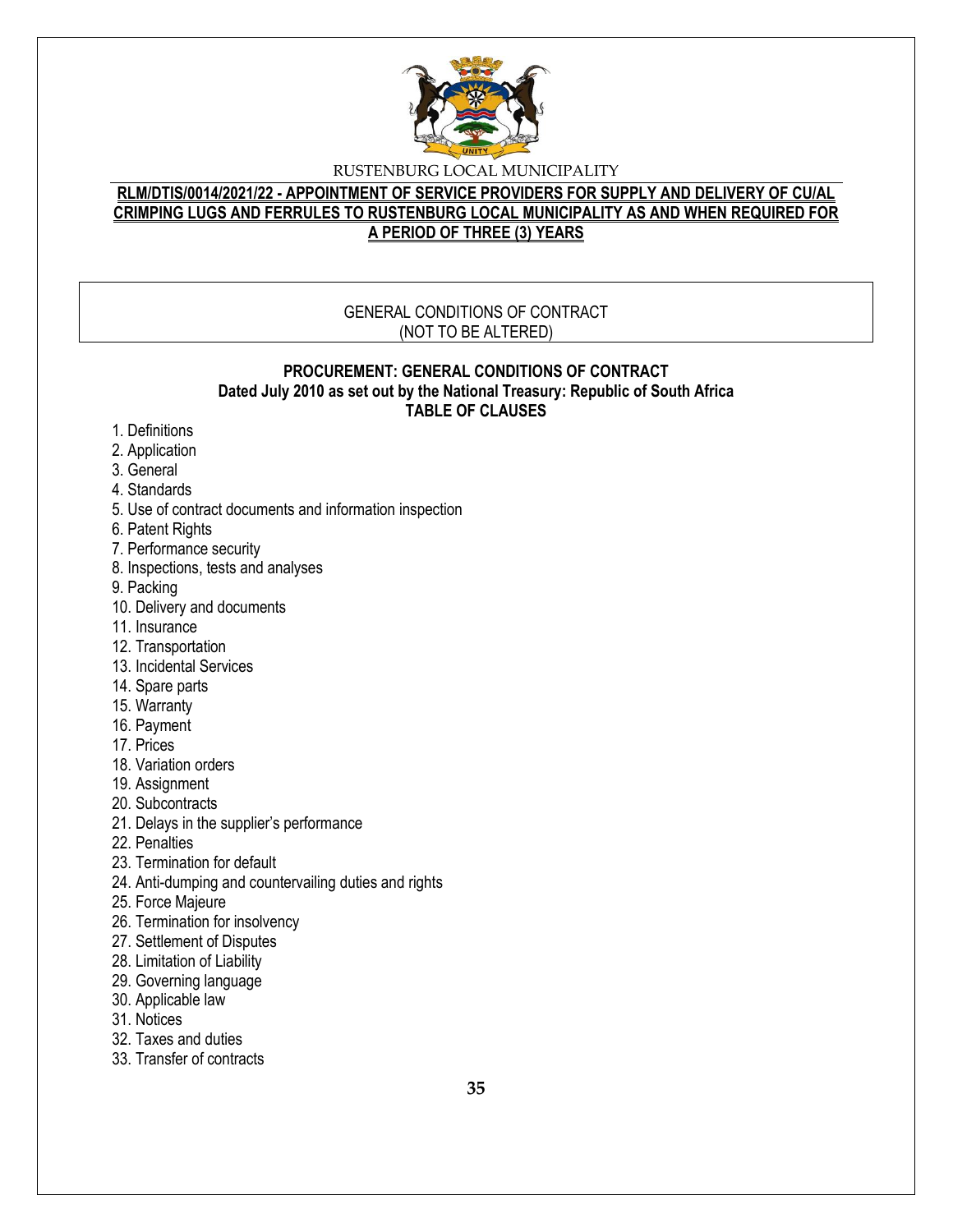RUSTENBURG LOCAL MUNICIPALITY

**RLM/DTIS/0014/2021/22 - APPOINTMENT OF SERVICE PROVIDERS FOR SUPPLY AND DELIVERY OF CU/AL CRIMPING LUGS AND FERRULES TO RUSTENBURG LOCAL MUNICIPALITY AS AND WHEN REQUIRED FOR A PERIOD OF THREE (3) YEARS**

GENERAL CONDITIONS OF CONTRACT
(NOT TO BE ALTERED)

**PROCUREMENT: GENERAL CONDITIONS OF CONTRACT**
**Dated July 2010 as set out by the National Treasury: Republic of South Africa**
**TABLE OF CLAUSES**

1. Definitions
2. Application
3. General
4. Standards
5. Use of contract documents and information inspection
6. Patent Rights
7. Performance security
8. Inspections, tests and analyses
9. Packing
10. Delivery and documents
11. Insurance
12. Transportation
13. Incidental Services
14. Spare parts
15. Warranty
16. Payment
17. Prices
18. Variation orders
19. Assignment
20. Subcontracts
21. Delays in the supplier's performance
22. Penalties
23. Termination for default
24. Anti-dumping and countervailing duties and rights
25. Force Majeure
26. Termination for insolvency
27. Settlement of Disputes
28. Limitation of Liability
29. Governing language
30. Applicable law
31. Notices
32. Taxes and duties
33. Transfer of contracts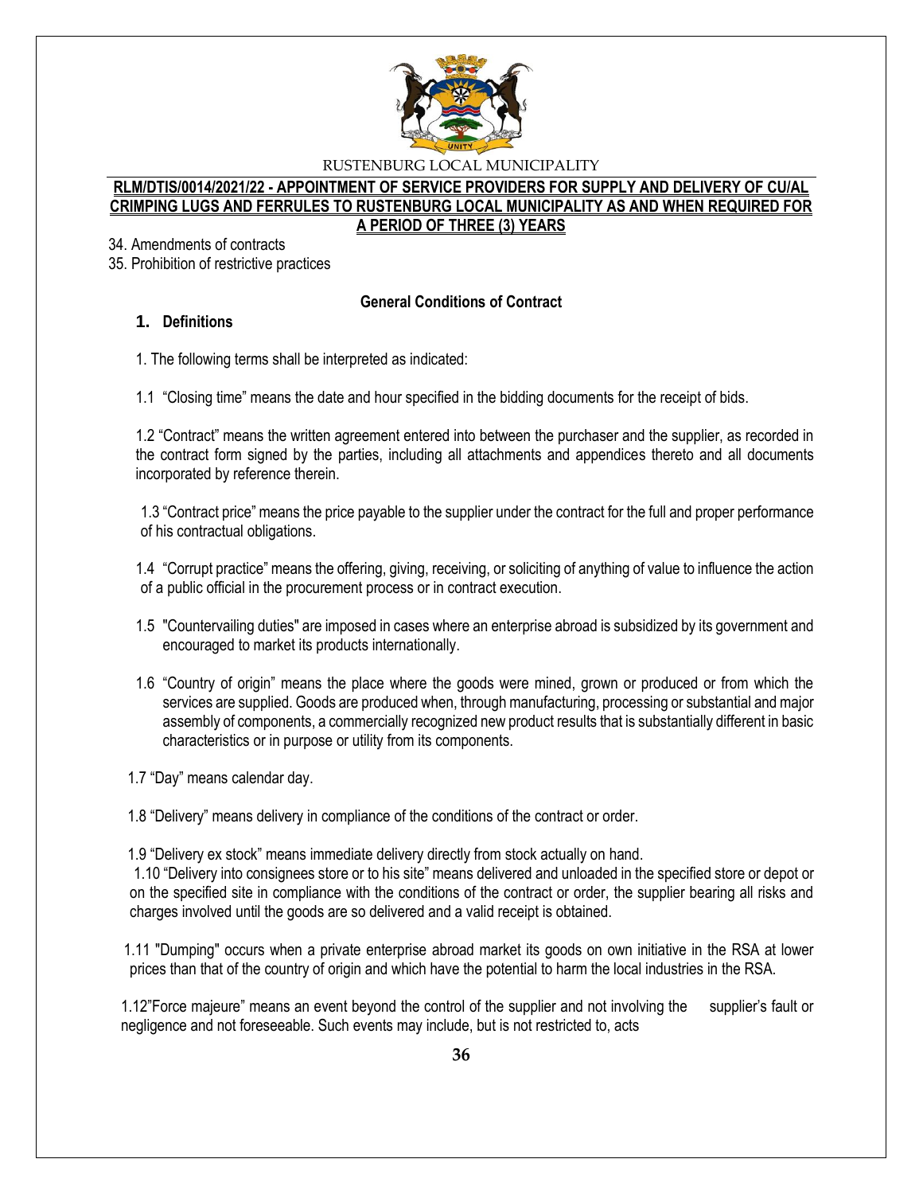34. Amendments of contracts
35. Prohibition of restrictive practices

**General Conditions of Contract**

## 1. Definitions

1. The following terms shall be interpreted as indicated:

1.1 "Closing time" means the date and hour specified in the bidding documents for the receipt of bids.

1.2 "Contract" means the written agreement entered into between the purchaser and the supplier, as recorded in the contract form signed by the parties, including all attachments and appendices thereto and all documents incorporated by reference therein.

1.3 "Contract price" means the price payable to the supplier under the contract for the full and proper performance of his contractual obligations.

1.4 "Corrupt practice" means the offering, giving, receiving, or soliciting of anything of value to influence the action of a public official in the procurement process or in contract execution.

1.5 "Countervailing duties" are imposed in cases where an enterprise abroad is subsidized by its government and encouraged to market its products internationally.

1.6 "Country of origin" means the place where the goods were mined, grown or produced or from which the services are supplied. Goods are produced when, through manufacturing, processing or substantial and major assembly of components, a commercially recognized new product results that is substantially different in basic characteristics or in purpose or utility from its components.

1.7 "Day" means calendar day.

1.8 "Delivery" means delivery in compliance of the conditions of the contract or order.

1.9 "Delivery ex stock" means immediate delivery directly from stock actually on hand.

1.10 "Delivery into consignees store or to his site" means delivered and unloaded in the specified store or depot or on the specified site in compliance with the conditions of the contract or order, the supplier bearing all risks and charges involved until the goods are so delivered and a valid receipt is obtained.

1.11 "Dumping" occurs when a private enterprise abroad market its goods on own initiative in the RSA at lower prices than that of the country of origin and which have the potential to harm the local industries in the RSA.

1.12"Force majeure" means an event beyond the control of the supplier and not involving the supplier's fault or negligence and not foreseeable. Such events may include, but is not restricted to, acts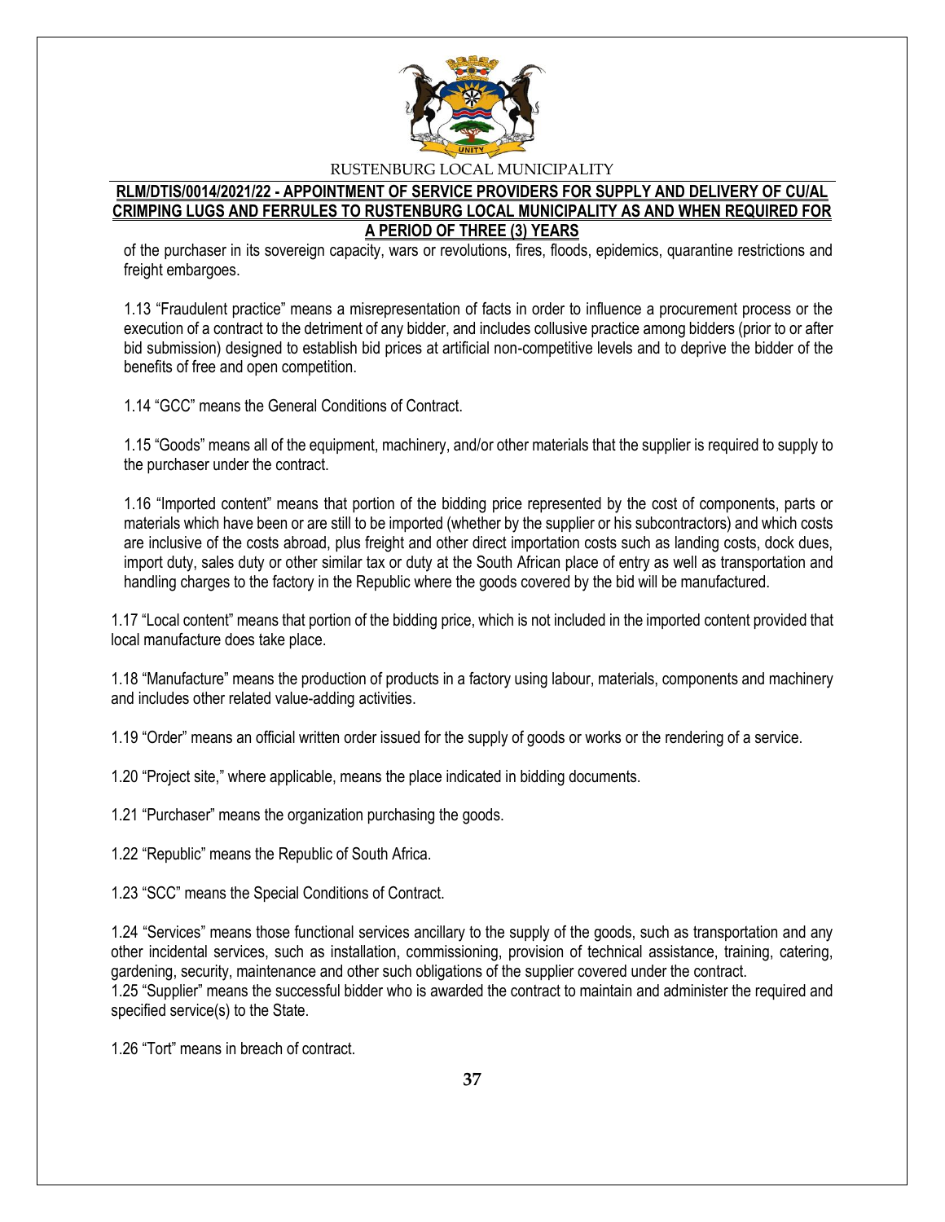of the purchaser in its sovereign capacity, wars or revolutions, fires, floods, epidemics, quarantine restrictions and freight embargoes.

1.13 "Fraudulent practice" means a misrepresentation of facts in order to influence a procurement process or the execution of a contract to the detriment of any bidder, and includes collusive practice among bidders (prior to or after bid submission) designed to establish bid prices at artificial non-competitive levels and to deprive the bidder of the benefits of free and open competition.

1.14 "GCC" means the General Conditions of Contract.

1.15 "Goods" means all of the equipment, machinery, and/or other materials that the supplier is required to supply to the purchaser under the contract.

1.16 "Imported content" means that portion of the bidding price represented by the cost of components, parts or materials which have been or are still to be imported (whether by the supplier or his subcontractors) and which costs are inclusive of the costs abroad, plus freight and other direct importation costs such as landing costs, dock dues, import duty, sales duty or other similar tax or duty at the South African place of entry as well as transportation and handling charges to the factory in the Republic where the goods covered by the bid will be manufactured.

1.17 "Local content" means that portion of the bidding price, which is not included in the imported content provided that local manufacture does take place.

1.18 "Manufacture" means the production of products in a factory using labour, materials, components and machinery and includes other related value-adding activities.

1.19 "Order" means an official written order issued for the supply of goods or works or the rendering of a service.

1.20 "Project site," where applicable, means the place indicated in bidding documents.

1.21 "Purchaser" means the organization purchasing the goods.

1.22 "Republic" means the Republic of South Africa.

1.23 "SCC" means the Special Conditions of Contract.

1.24 "Services" means those functional services ancillary to the supply of the goods, such as transportation and any other incidental services, such as installation, commissioning, provision of technical assistance, training, catering, gardening, security, maintenance and other such obligations of the supplier covered under the contract.
1.25 "Supplier" means the successful bidder who is awarded the contract to maintain and administer the required and specified service(s) to the State.

1.26 "Tort" means in breach of contract.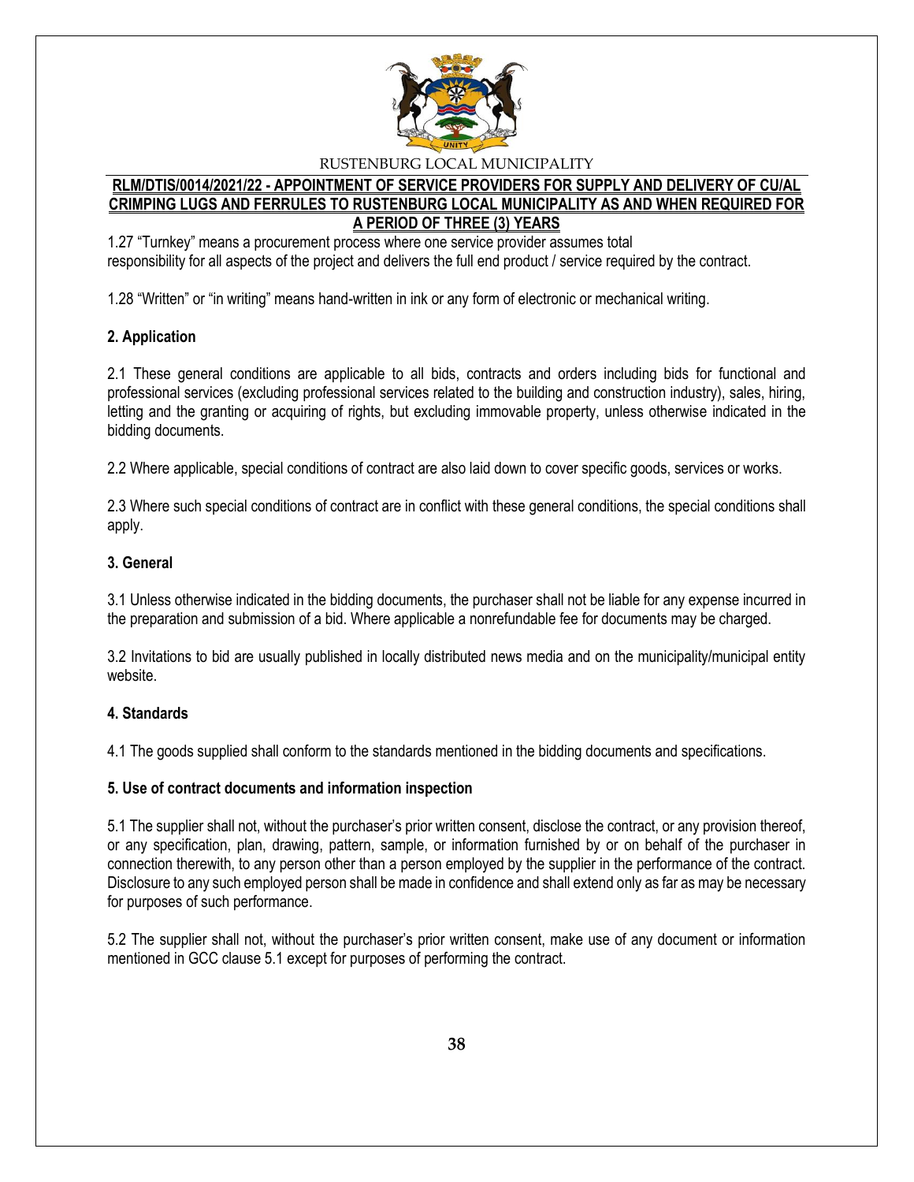1.27 “Turnkey” means a procurement process where one service provider assumes total responsibility for all aspects of the project and delivers the full end product / service required by the contract.

1.28 “Written” or “in writing” means hand-written in ink or any form of electronic or mechanical writing.

**2. Application**

2.1 These general conditions are applicable to all bids, contracts and orders including bids for functional and professional services (excluding professional services related to the building and construction industry), sales, hiring, letting and the granting or acquiring of rights, but excluding immovable property, unless otherwise indicated in the bidding documents.

2.2 Where applicable, special conditions of contract are also laid down to cover specific goods, services or works.

2.3 Where such special conditions of contract are in conflict with these general conditions, the special conditions shall apply.

**3. General**

3.1 Unless otherwise indicated in the bidding documents, the purchaser shall not be liable for any expense incurred in the preparation and submission of a bid. Where applicable a nonrefundable fee for documents may be charged.

3.2 Invitations to bid are usually published in locally distributed news media and on the municipality/municipal entity website.

**4. Standards**

4.1 The goods supplied shall conform to the standards mentioned in the bidding documents and specifications.

**5. Use of contract documents and information inspection**

5.1 The supplier shall not, without the purchaser’s prior written consent, disclose the contract, or any provision thereof, or any specification, plan, drawing, pattern, sample, or information furnished by or on behalf of the purchaser in connection therewith, to any person other than a person employed by the supplier in the performance of the contract. Disclosure to any such employed person shall be made in confidence and shall extend only as far as may be necessary for purposes of such performance.

5.2 The supplier shall not, without the purchaser’s prior written consent, make use of any document or information mentioned in GCC clause 5.1 except for purposes of performing the contract.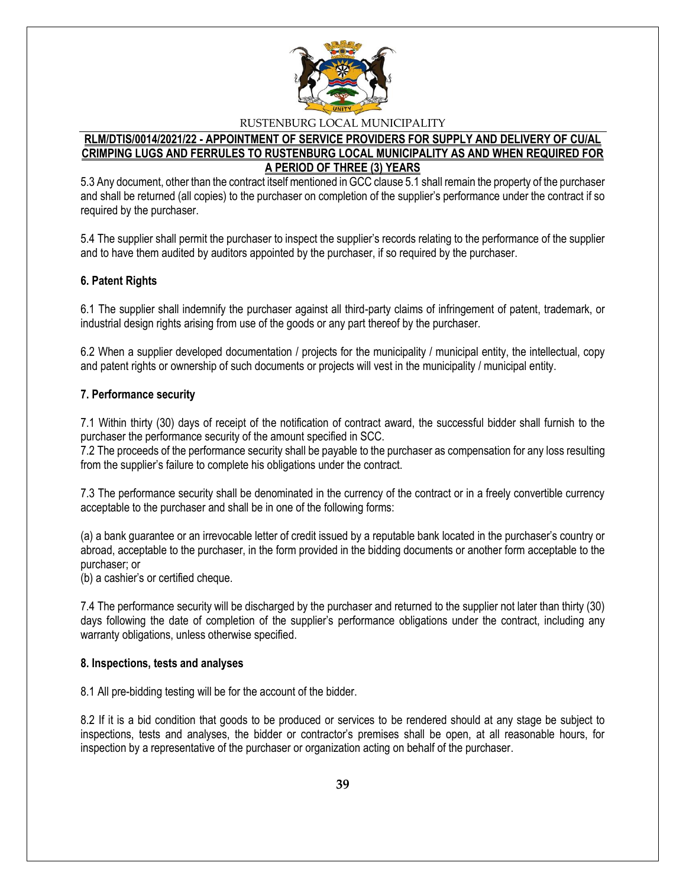5.3 Any document, other than the contract itself mentioned in GCC clause 5.1 shall remain the property of the purchaser and shall be returned (all copies) to the purchaser on completion of the supplier's performance under the contract if so required by the purchaser.

5.4 The supplier shall permit the purchaser to inspect the supplier's records relating to the performance of the supplier and to have them audited by auditors appointed by the purchaser, if so required by the purchaser.

**6. Patent Rights**

6.1 The supplier shall indemnify the purchaser against all third-party claims of infringement of patent, trademark, or industrial design rights arising from use of the goods or any part thereof by the purchaser.

6.2 When a supplier developed documentation / projects for the municipality / municipal entity, the intellectual, copy and patent rights or ownership of such documents or projects will vest in the municipality / municipal entity.

**7. Performance security**

7.1 Within thirty (30) days of receipt of the notification of contract award, the successful bidder shall furnish to the purchaser the performance security of the amount specified in SCC.

7.2 The proceeds of the performance security shall be payable to the purchaser as compensation for any loss resulting from the supplier's failure to complete his obligations under the contract.

7.3 The performance security shall be denominated in the currency of the contract or in a freely convertible currency acceptable to the purchaser and shall be in one of the following forms:

(a) a bank guarantee or an irrevocable letter of credit issued by a reputable bank located in the purchaser's country or abroad, acceptable to the purchaser, in the form provided in the bidding documents or another form acceptable to the purchaser; or

(b) a cashier's or certified cheque.

7.4 The performance security will be discharged by the purchaser and returned to the supplier not later than thirty (30) days following the date of completion of the supplier's performance obligations under the contract, including any warranty obligations, unless otherwise specified.

**8. Inspections, tests and analyses**

8.1 All pre-bidding testing will be for the account of the bidder.

8.2 If it is a bid condition that goods to be produced or services to be rendered should at any stage be subject to inspections, tests and analyses, the bidder or contractor's premises shall be open, at all reasonable hours, for inspection by a representative of the purchaser or organization acting on behalf of the purchaser.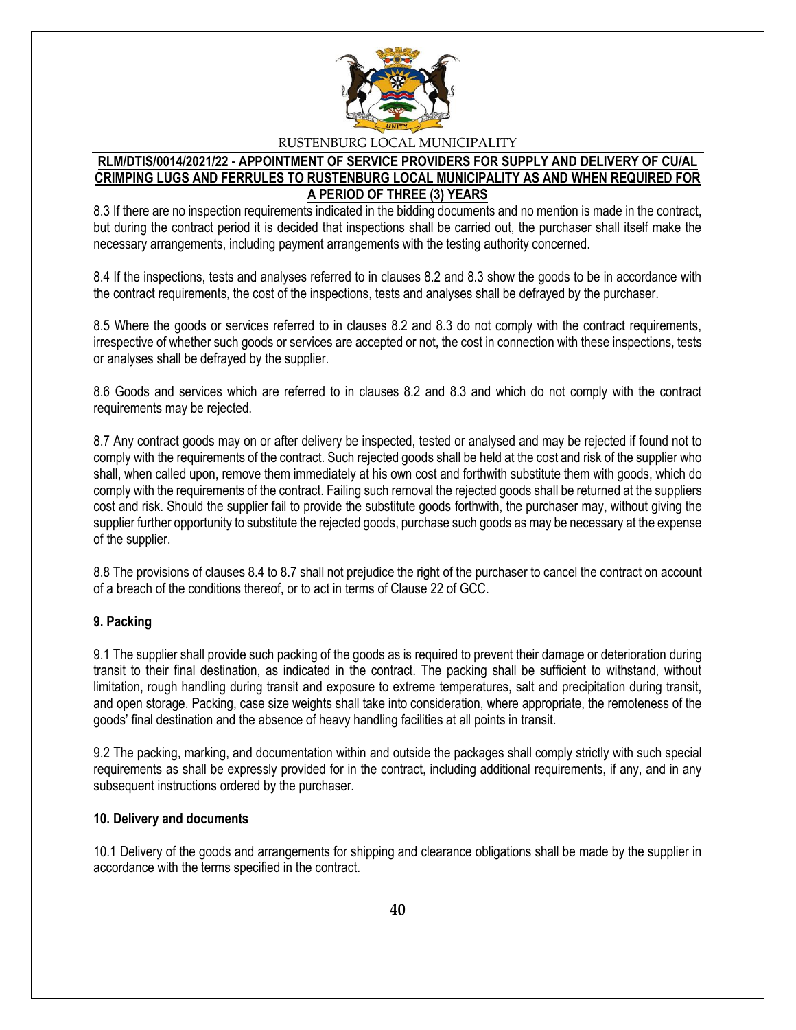8.3 If there are no inspection requirements indicated in the bidding documents and no mention is made in the contract, but during the contract period it is decided that inspections shall be carried out, the purchaser shall itself make the necessary arrangements, including payment arrangements with the testing authority concerned.

8.4 If the inspections, tests and analyses referred to in clauses 8.2 and 8.3 show the goods to be in accordance with the contract requirements, the cost of the inspections, tests and analyses shall be defrayed by the purchaser.

8.5 Where the goods or services referred to in clauses 8.2 and 8.3 do not comply with the contract requirements, irrespective of whether such goods or services are accepted or not, the cost in connection with these inspections, tests or analyses shall be defrayed by the supplier.

8.6 Goods and services which are referred to in clauses 8.2 and 8.3 and which do not comply with the contract requirements may be rejected.

8.7 Any contract goods may on or after delivery be inspected, tested or analysed and may be rejected if found not to comply with the requirements of the contract. Such rejected goods shall be held at the cost and risk of the supplier who shall, when called upon, remove them immediately at his own cost and forthwith substitute them with goods, which do comply with the requirements of the contract. Failing such removal the rejected goods shall be returned at the suppliers cost and risk. Should the supplier fail to provide the substitute goods forthwith, the purchaser may, without giving the supplier further opportunity to substitute the rejected goods, purchase such goods as may be necessary at the expense of the supplier.

8.8 The provisions of clauses 8.4 to 8.7 shall not prejudice the right of the purchaser to cancel the contract on account of a breach of the conditions thereof, or to act in terms of Clause 22 of GCC.

**9. Packing**

9.1 The supplier shall provide such packing of the goods as is required to prevent their damage or deterioration during transit to their final destination, as indicated in the contract. The packing shall be sufficient to withstand, without limitation, rough handling during transit and exposure to extreme temperatures, salt and precipitation during transit, and open storage. Packing, case size weights shall take into consideration, where appropriate, the remoteness of the goods' final destination and the absence of heavy handling facilities at all points in transit.

9.2 The packing, marking, and documentation within and outside the packages shall comply strictly with such special requirements as shall be expressly provided for in the contract, including additional requirements, if any, and in any subsequent instructions ordered by the purchaser.

**10. Delivery and documents**

10.1 Delivery of the goods and arrangements for shipping and clearance obligations shall be made by the supplier in accordance with the terms specified in the contract.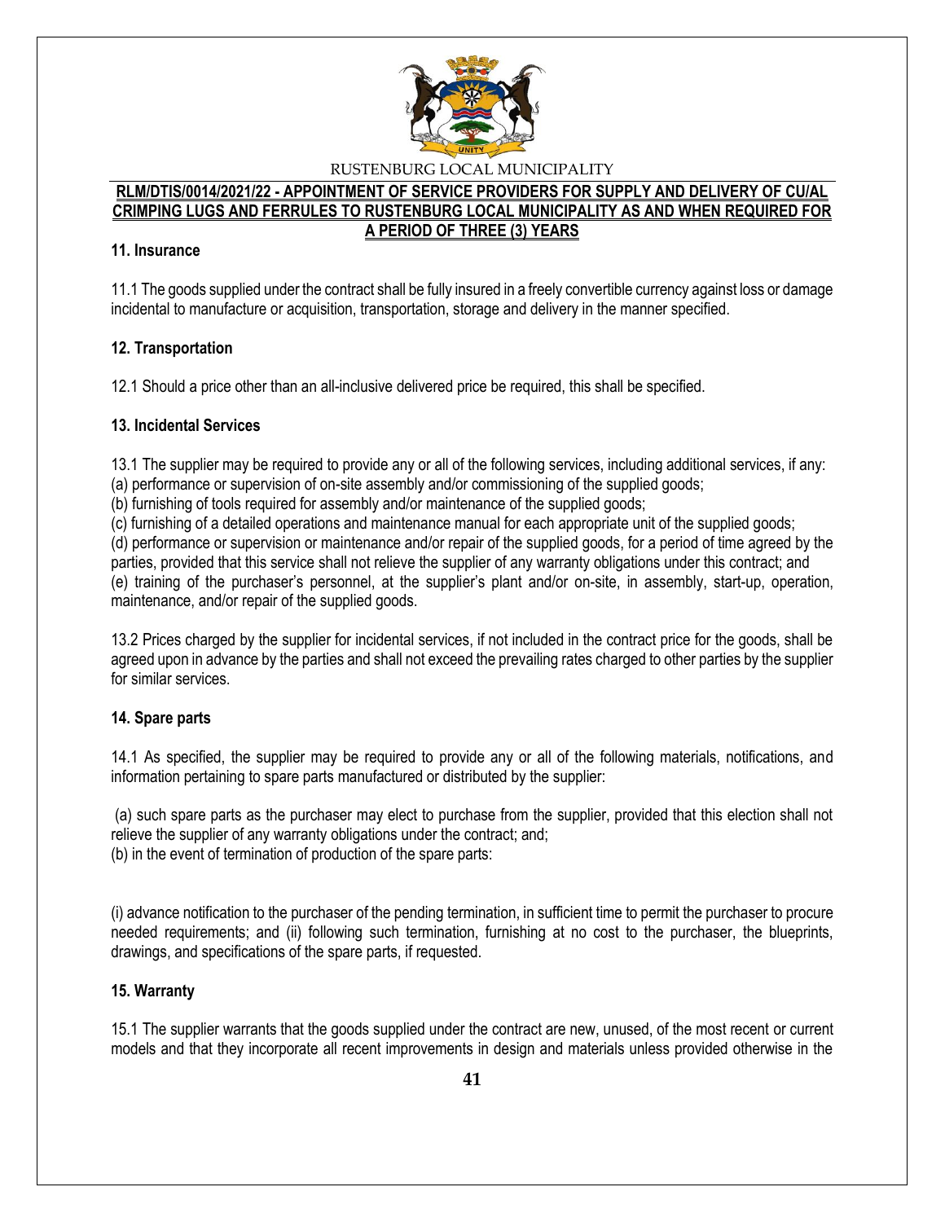## 11. Insurance

11.1 The goods supplied under the contract shall be fully insured in a freely convertible currency against loss or damage incidental to manufacture or acquisition, transportation, storage and delivery in the manner specified.

## 12. Transportation

12.1 Should a price other than an all-inclusive delivered price be required, this shall be specified.

## 13. Incidental Services

13.1 The supplier may be required to provide any or all of the following services, including additional services, if any:
(a) performance or supervision of on-site assembly and/or commissioning of the supplied goods;
(b) furnishing of tools required for assembly and/or maintenance of the supplied goods;
(c) furnishing of a detailed operations and maintenance manual for each appropriate unit of the supplied goods;
(d) performance or supervision or maintenance and/or repair of the supplied goods, for a period of time agreed by the parties, provided that this service shall not relieve the supplier of any warranty obligations under this contract; and
(e) training of the purchaser's personnel, at the supplier's plant and/or on-site, in assembly, start-up, operation, maintenance, and/or repair of the supplied goods.

13.2 Prices charged by the supplier for incidental services, if not included in the contract price for the goods, shall be agreed upon in advance by the parties and shall not exceed the prevailing rates charged to other parties by the supplier for similar services.

## 14. Spare parts

14.1 As specified, the supplier may be required to provide any or all of the following materials, notifications, and information pertaining to spare parts manufactured or distributed by the supplier:

(a) such spare parts as the purchaser may elect to purchase from the supplier, provided that this election shall not relieve the supplier of any warranty obligations under the contract; and;
(b) in the event of termination of production of the spare parts:

(i) advance notification to the purchaser of the pending termination, in sufficient time to permit the purchaser to procure needed requirements; and (ii) following such termination, furnishing at no cost to the purchaser, the blueprints, drawings, and specifications of the spare parts, if requested.

## 15. Warranty

15.1 The supplier warrants that the goods supplied under the contract are new, unused, of the most recent or current models and that they incorporate all recent improvements in design and materials unless provided otherwise in the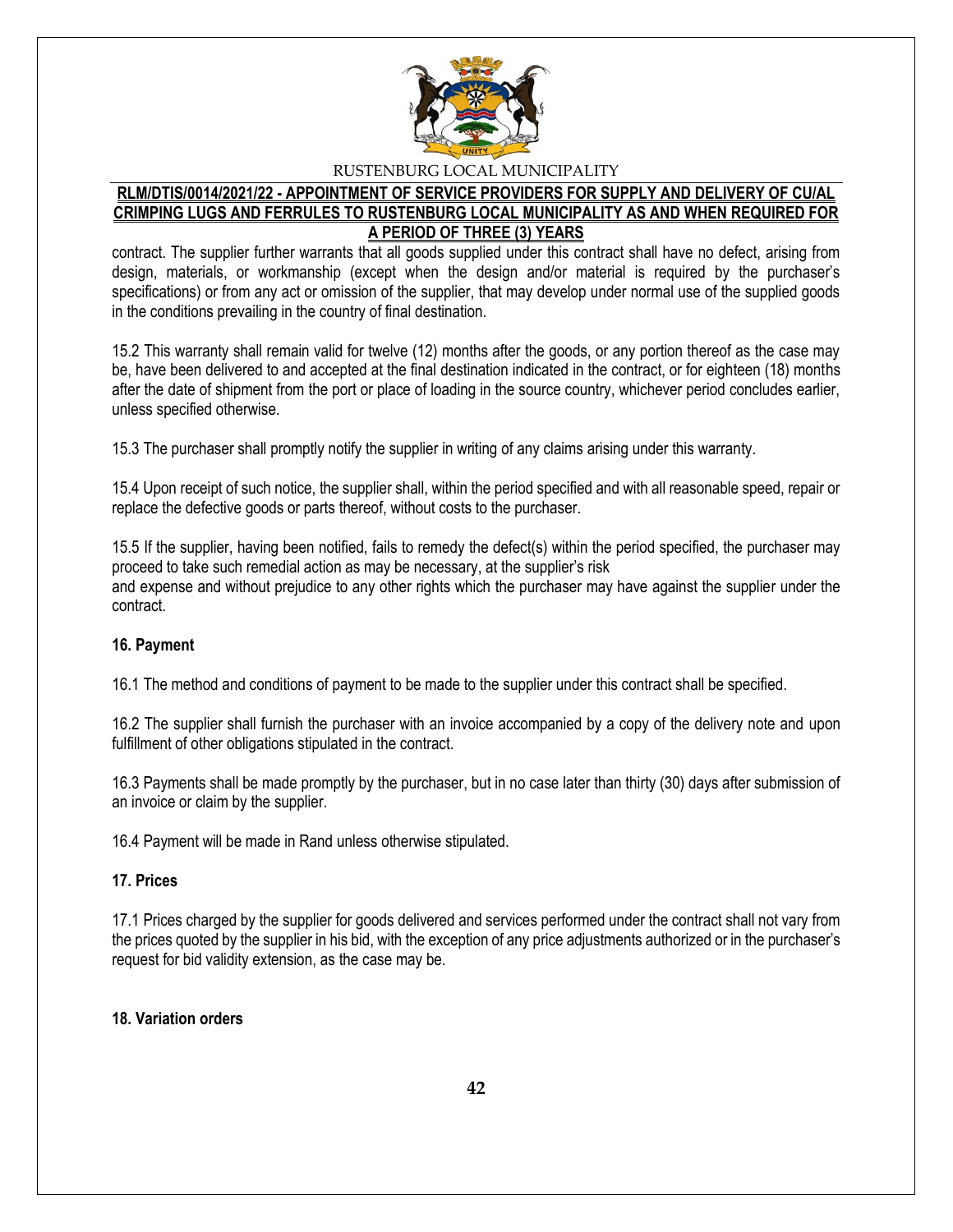contract. The supplier further warrants that all goods supplied under this contract shall have no defect, arising from design, materials, or workmanship (except when the design and/or material is required by the purchaser's specifications) or from any act or omission of the supplier, that may develop under normal use of the supplied goods in the conditions prevailing in the country of final destination.

15.2 This warranty shall remain valid for twelve (12) months after the goods, or any portion thereof as the case may be, have been delivered to and accepted at the final destination indicated in the contract, or for eighteen (18) months after the date of shipment from the port or place of loading in the source country, whichever period concludes earlier, unless specified otherwise.

15.3 The purchaser shall promptly notify the supplier in writing of any claims arising under this warranty.

15.4 Upon receipt of such notice, the supplier shall, within the period specified and with all reasonable speed, repair or replace the defective goods or parts thereof, without costs to the purchaser.

15.5 If the supplier, having been notified, fails to remedy the defect(s) within the period specified, the purchaser may proceed to take such remedial action as may be necessary, at the supplier's risk
and expense and without prejudice to any other rights which the purchaser may have against the supplier under the contract.

**16. Payment**

16.1 The method and conditions of payment to be made to the supplier under this contract shall be specified.

16.2 The supplier shall furnish the purchaser with an invoice accompanied by a copy of the delivery note and upon fulfillment of other obligations stipulated in the contract.

16.3 Payments shall be made promptly by the purchaser, but in no case later than thirty (30) days after submission of an invoice or claim by the supplier.

16.4 Payment will be made in Rand unless otherwise stipulated.

**17. Prices**

17.1 Prices charged by the supplier for goods delivered and services performed under the contract shall not vary from the prices quoted by the supplier in his bid, with the exception of any price adjustments authorized or in the purchaser's request for bid validity extension, as the case may be.

**18. Variation orders**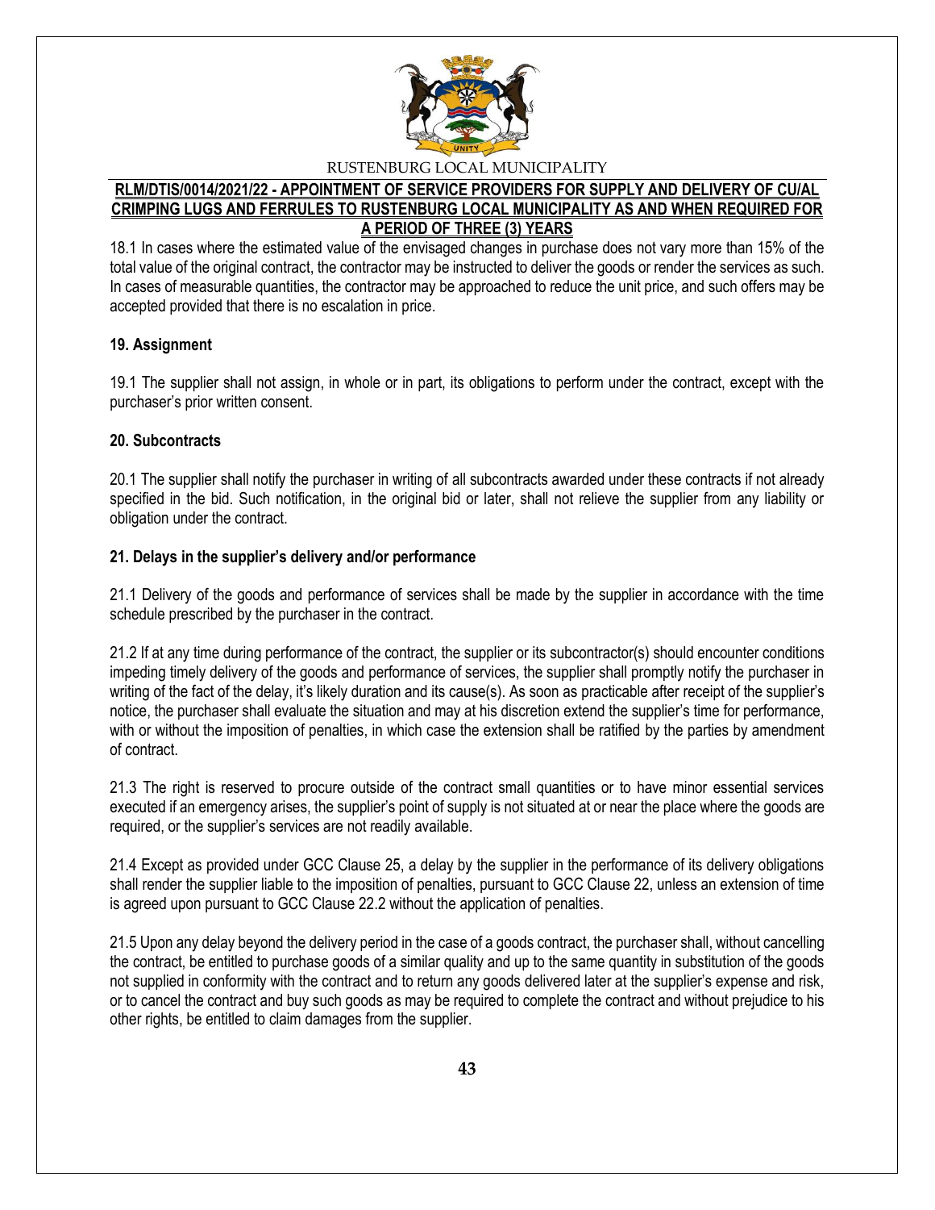18.1 In cases where the estimated value of the envisaged changes in purchase does not vary more than 15% of the total value of the original contract, the contractor may be instructed to deliver the goods or render the services as such. In cases of measurable quantities, the contractor may be approached to reduce the unit price, and such offers may be accepted provided that there is no escalation in price.

**19. Assignment**

19.1 The supplier shall not assign, in whole or in part, its obligations to perform under the contract, except with the purchaser's prior written consent.

**20. Subcontracts**

20.1 The supplier shall notify the purchaser in writing of all subcontracts awarded under these contracts if not already specified in the bid. Such notification, in the original bid or later, shall not relieve the supplier from any liability or obligation under the contract.

**21. Delays in the supplier's delivery and/or performance**

21.1 Delivery of the goods and performance of services shall be made by the supplier in accordance with the time schedule prescribed by the purchaser in the contract.

21.2 If at any time during performance of the contract, the supplier or its subcontractor(s) should encounter conditions impeding timely delivery of the goods and performance of services, the supplier shall promptly notify the purchaser in writing of the fact of the delay, it's likely duration and its cause(s). As soon as practicable after receipt of the supplier's notice, the purchaser shall evaluate the situation and may at his discretion extend the supplier's time for performance, with or without the imposition of penalties, in which case the extension shall be ratified by the parties by amendment of contract.

21.3 The right is reserved to procure outside of the contract small quantities or to have minor essential services executed if an emergency arises, the supplier's point of supply is not situated at or near the place where the goods are required, or the supplier's services are not readily available.

21.4 Except as provided under GCC Clause 25, a delay by the supplier in the performance of its delivery obligations shall render the supplier liable to the imposition of penalties, pursuant to GCC Clause 22, unless an extension of time is agreed upon pursuant to GCC Clause 22.2 without the application of penalties.

21.5 Upon any delay beyond the delivery period in the case of a goods contract, the purchaser shall, without cancelling the contract, be entitled to purchase goods of a similar quality and up to the same quantity in substitution of the goods not supplied in conformity with the contract and to return any goods delivered later at the supplier's expense and risk, or to cancel the contract and buy such goods as may be required to complete the contract and without prejudice to his other rights, be entitled to claim damages from the supplier.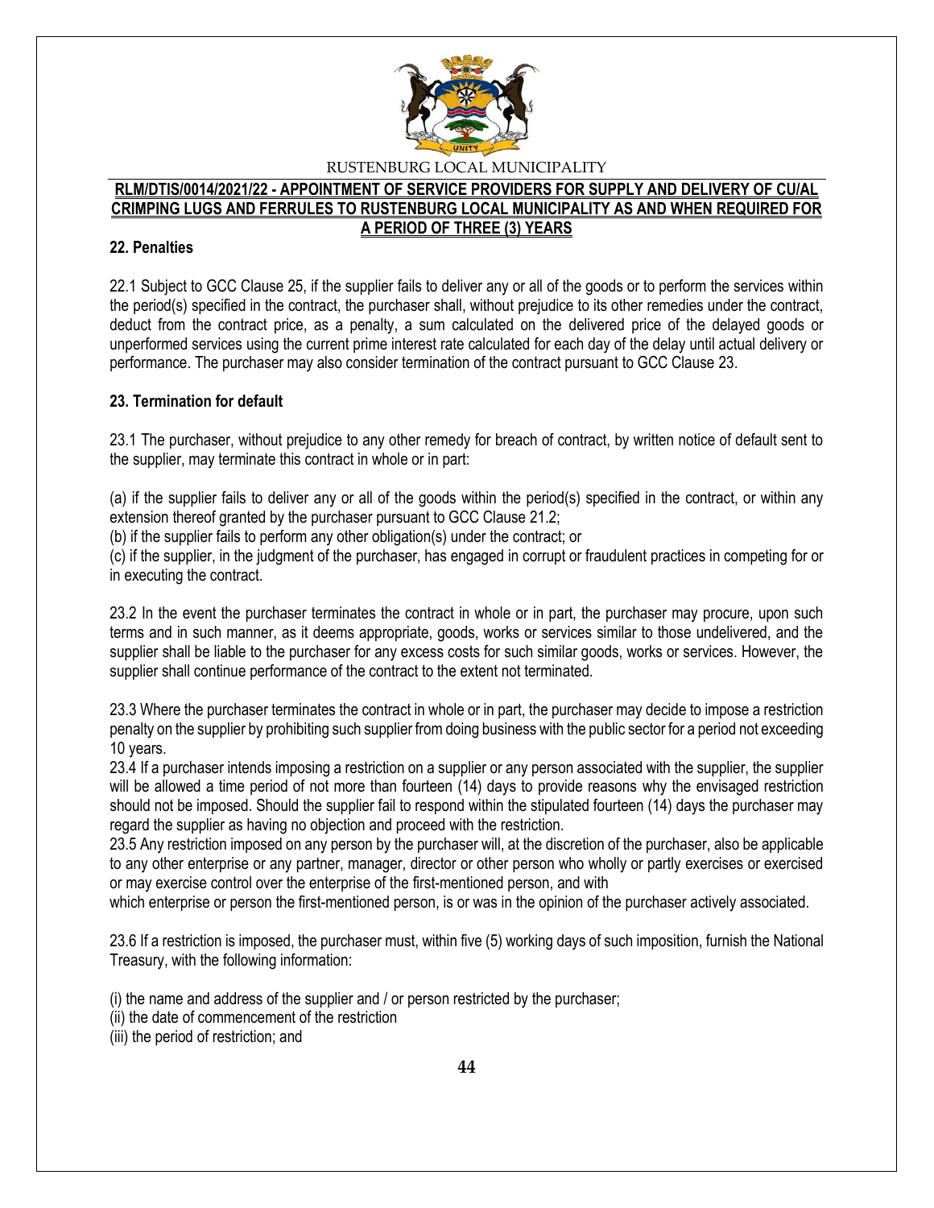## 22. Penalties

22.1 Subject to GCC Clause 25, if the supplier fails to deliver any or all of the goods or to perform the services within the period(s) specified in the contract, the purchaser shall, without prejudice to its other remedies under the contract, deduct from the contract price, as a penalty, a sum calculated on the delivered price of the delayed goods or unperformed services using the current prime interest rate calculated for each day of the delay until actual delivery or performance. The purchaser may also consider termination of the contract pursuant to GCC Clause 23.

## 23. Termination for default

23.1 The purchaser, without prejudice to any other remedy for breach of contract, by written notice of default sent to the supplier, may terminate this contract in whole or in part:

(a) if the supplier fails to deliver any or all of the goods within the period(s) specified in the contract, or within any extension thereof granted by the purchaser pursuant to GCC Clause 21.2;
(b) if the supplier fails to perform any other obligation(s) under the contract; or
(c) if the supplier, in the judgment of the purchaser, has engaged in corrupt or fraudulent practices in competing for or in executing the contract.

23.2 In the event the purchaser terminates the contract in whole or in part, the purchaser may procure, upon such terms and in such manner, as it deems appropriate, goods, works or services similar to those undelivered, and the supplier shall be liable to the purchaser for any excess costs for such similar goods, works or services. However, the supplier shall continue performance of the contract to the extent not terminated.

23.3 Where the purchaser terminates the contract in whole or in part, the purchaser may decide to impose a restriction penalty on the supplier by prohibiting such supplier from doing business with the public sector for a period not exceeding 10 years.
23.4 If a purchaser intends imposing a restriction on a supplier or any person associated with the supplier, the supplier will be allowed a time period of not more than fourteen (14) days to provide reasons why the envisaged restriction should not be imposed. Should the supplier fail to respond within the stipulated fourteen (14) days the purchaser may regard the supplier as having no objection and proceed with the restriction.
23.5 Any restriction imposed on any person by the purchaser will, at the discretion of the purchaser, also be applicable to any other enterprise or any partner, manager, director or other person who wholly or partly exercises or exercised or may exercise control over the enterprise of the first-mentioned person, and with
which enterprise or person the first-mentioned person, is or was in the opinion of the purchaser actively associated.

23.6 If a restriction is imposed, the purchaser must, within five (5) working days of such imposition, furnish the National Treasury, with the following information:

(i) the name and address of the supplier and / or person restricted by the purchaser;
(ii) the date of commencement of the restriction
(iii) the period of restriction; and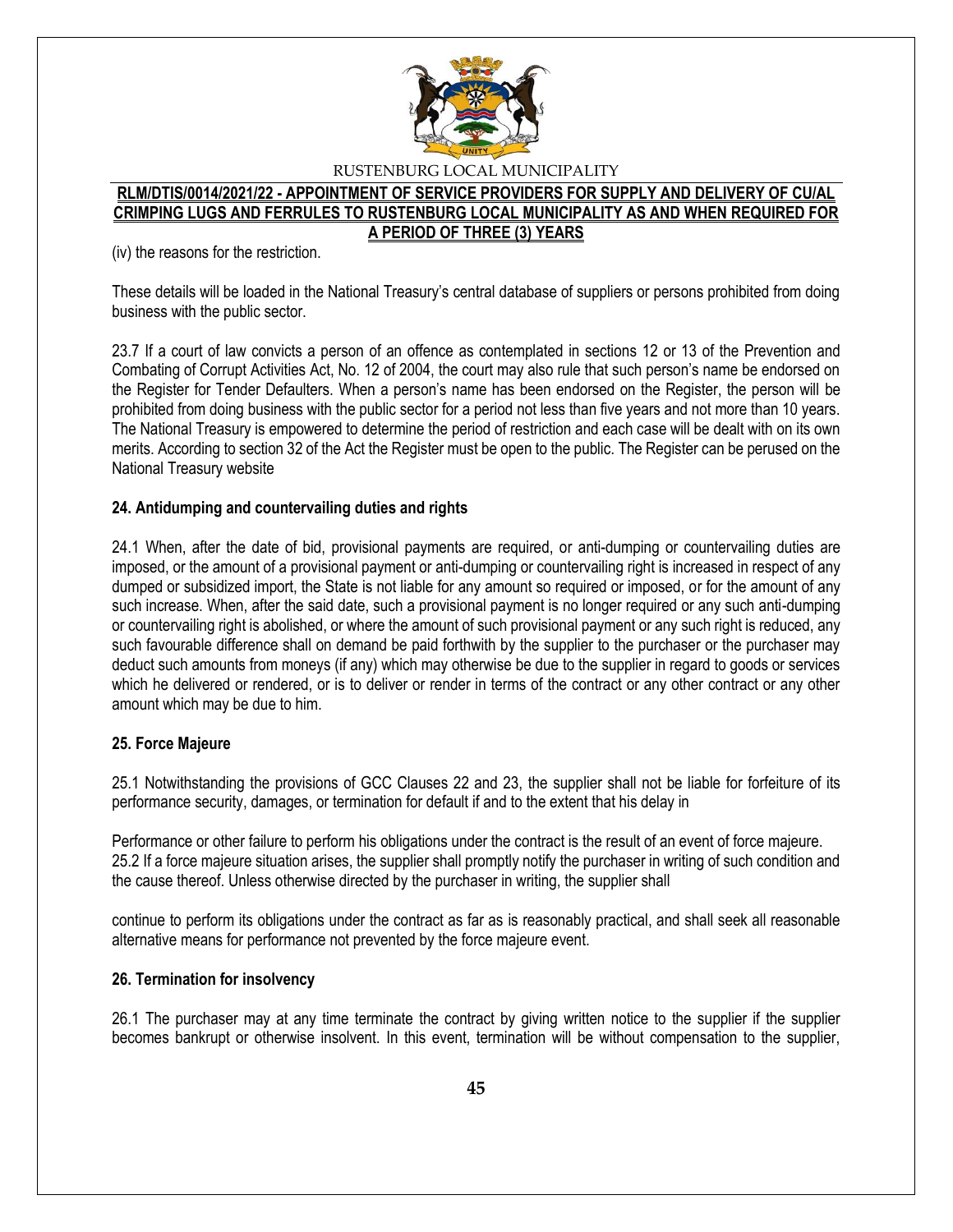(iv) the reasons for the restriction.

These details will be loaded in the National Treasury's central database of suppliers or persons prohibited from doing business with the public sector.

23.7 If a court of law convicts a person of an offence as contemplated in sections 12 or 13 of the Prevention and Combating of Corrupt Activities Act, No. 12 of 2004, the court may also rule that such person's name be endorsed on the Register for Tender Defaulters. When a person's name has been endorsed on the Register, the person will be prohibited from doing business with the public sector for a period not less than five years and not more than 10 years. The National Treasury is empowered to determine the period of restriction and each case will be dealt with on its own merits. According to section 32 of the Act the Register must be open to the public. The Register can be perused on the National Treasury website

**24. Antidumping and countervailing duties and rights**

24.1 When, after the date of bid, provisional payments are required, or anti-dumping or countervailing duties are imposed, or the amount of a provisional payment or anti-dumping or countervailing right is increased in respect of any dumped or subsidized import, the State is not liable for any amount so required or imposed, or for the amount of any such increase. When, after the said date, such a provisional payment is no longer required or any such anti-dumping or countervailing right is abolished, or where the amount of such provisional payment or any such right is reduced, any such favourable difference shall on demand be paid forthwith by the supplier to the purchaser or the purchaser may deduct such amounts from moneys (if any) which may otherwise be due to the supplier in regard to goods or services which he delivered or rendered, or is to deliver or render in terms of the contract or any other contract or any other amount which may be due to him.

**25. Force Majeure**

25.1 Notwithstanding the provisions of GCC Clauses 22 and 23, the supplier shall not be liable for forfeiture of its performance security, damages, or termination for default if and to the extent that his delay in

Performance or other failure to perform his obligations under the contract is the result of an event of force majeure.
25.2 If a force majeure situation arises, the supplier shall promptly notify the purchaser in writing of such condition and the cause thereof. Unless otherwise directed by the purchaser in writing, the supplier shall

continue to perform its obligations under the contract as far as is reasonably practical, and shall seek all reasonable alternative means for performance not prevented by the force majeure event.

**26. Termination for insolvency**

26.1 The purchaser may at any time terminate the contract by giving written notice to the supplier if the supplier becomes bankrupt or otherwise insolvent. In this event, termination will be without compensation to the supplier,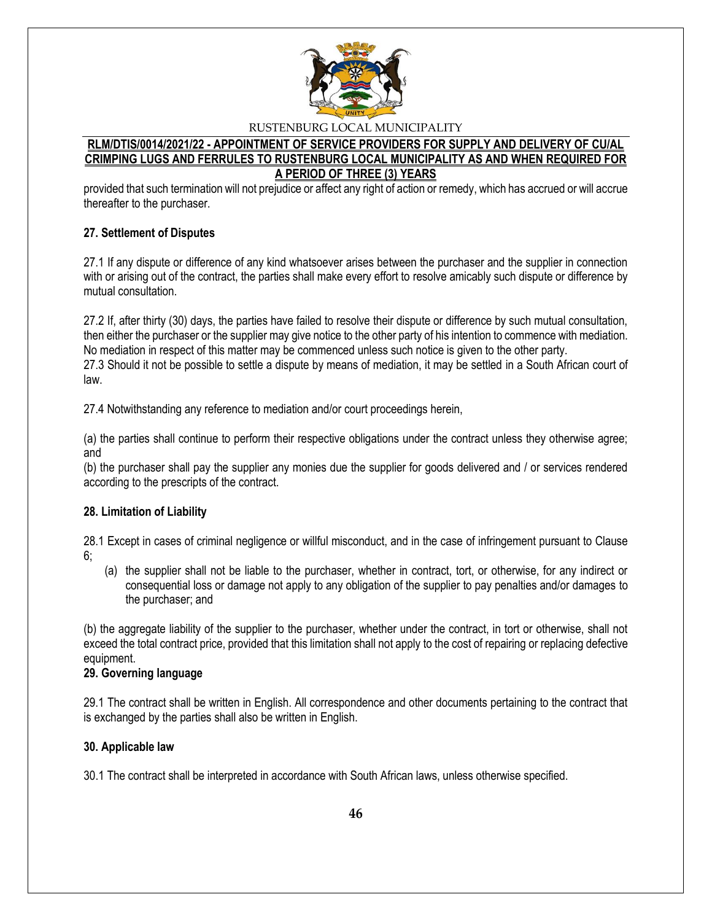provided that such termination will not prejudice or affect any right of action or remedy, which has accrued or will accrue thereafter to the purchaser.

**27. Settlement of Disputes**

27.1 If any dispute or difference of any kind whatsoever arises between the purchaser and the supplier in connection with or arising out of the contract, the parties shall make every effort to resolve amicably such dispute or difference by mutual consultation.

27.2 If, after thirty (30) days, the parties have failed to resolve their dispute or difference by such mutual consultation, then either the purchaser or the supplier may give notice to the other party of his intention to commence with mediation. No mediation in respect of this matter may be commenced unless such notice is given to the other party.

27.3 Should it not be possible to settle a dispute by means of mediation, it may be settled in a South African court of law.

27.4 Notwithstanding any reference to mediation and/or court proceedings herein,

(a) the parties shall continue to perform their respective obligations under the contract unless they otherwise agree; and

(b) the purchaser shall pay the supplier any monies due the supplier for goods delivered and / or services rendered according to the prescripts of the contract.

**28. Limitation of Liability**

28.1 Except in cases of criminal negligence or willful misconduct, and in the case of infringement pursuant to Clause 6;

(a) the supplier shall not be liable to the purchaser, whether in contract, tort, or otherwise, for any indirect or consequential loss or damage not apply to any obligation of the supplier to pay penalties and/or damages to the purchaser; and

(b) the aggregate liability of the supplier to the purchaser, whether under the contract, in tort or otherwise, shall not exceed the total contract price, provided that this limitation shall not apply to the cost of repairing or replacing defective equipment.

**29. Governing language**

29.1 The contract shall be written in English. All correspondence and other documents pertaining to the contract that is exchanged by the parties shall also be written in English.

**30. Applicable law**

30.1 The contract shall be interpreted in accordance with South African laws, unless otherwise specified.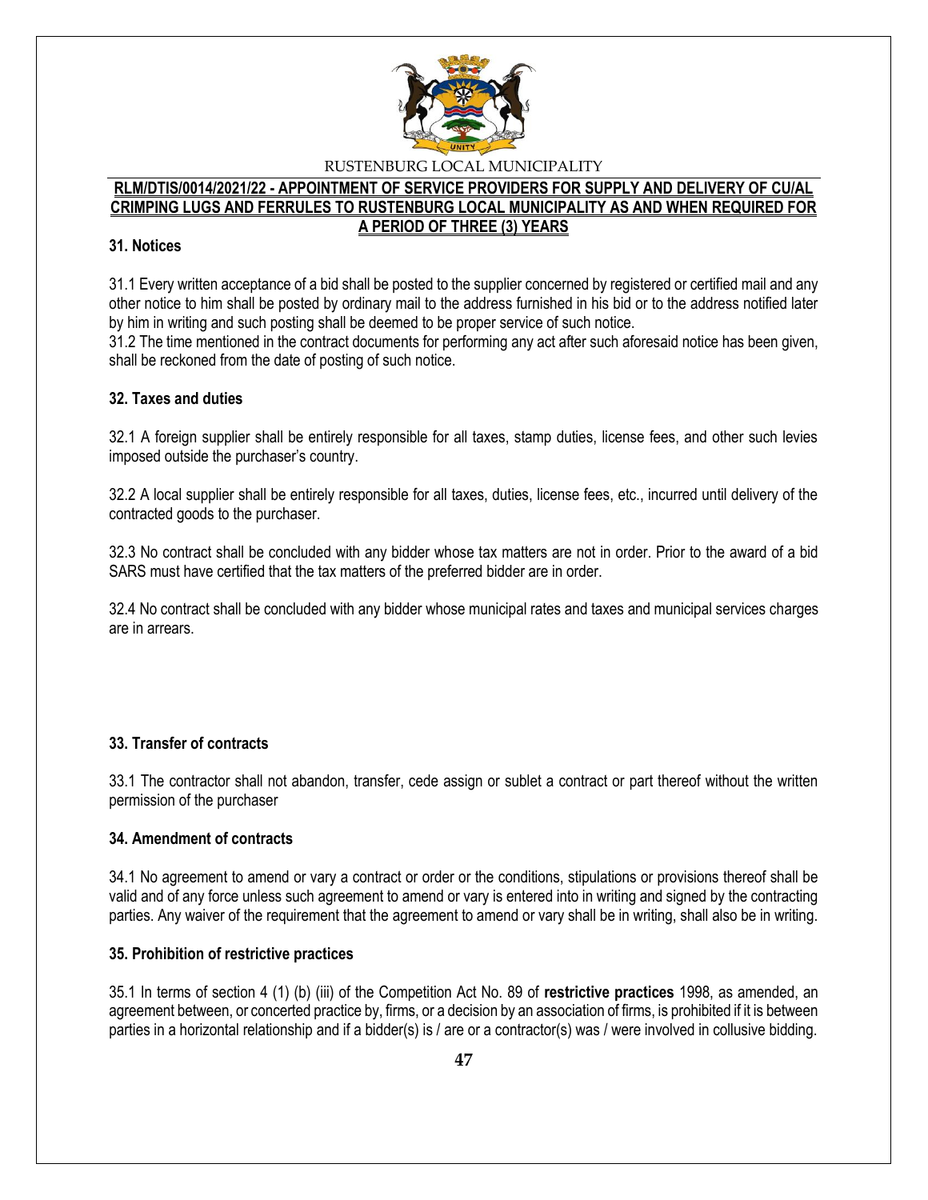### 31. Notices

31.1 Every written acceptance of a bid shall be posted to the supplier concerned by registered or certified mail and any other notice to him shall be posted by ordinary mail to the address furnished in his bid or to the address notified later by him in writing and such posting shall be deemed to be proper service of such notice.
31.2 The time mentioned in the contract documents for performing any act after such aforesaid notice has been given, shall be reckoned from the date of posting of such notice.

### 32. Taxes and duties

32.1 A foreign supplier shall be entirely responsible for all taxes, stamp duties, license fees, and other such levies imposed outside the purchaser's country.

32.2 A local supplier shall be entirely responsible for all taxes, duties, license fees, etc., incurred until delivery of the contracted goods to the purchaser.

32.3 No contract shall be concluded with any bidder whose tax matters are not in order. Prior to the award of a bid SARS must have certified that the tax matters of the preferred bidder are in order.

32.4 No contract shall be concluded with any bidder whose municipal rates and taxes and municipal services charges are in arrears.

### 33. Transfer of contracts

33.1 The contractor shall not abandon, transfer, cede assign or sublet a contract or part thereof without the written permission of the purchaser

### 34. Amendment of contracts

34.1 No agreement to amend or vary a contract or order or the conditions, stipulations or provisions thereof shall be valid and of any force unless such agreement to amend or vary is entered into in writing and signed by the contracting parties. Any waiver of the requirement that the agreement to amend or vary shall be in writing, shall also be in writing.

### 35. Prohibition of restrictive practices

35.1 In terms of section 4 (1) (b) (iii) of the Competition Act No. 89 of **restrictive practices** 1998, as amended, an agreement between, or concerted practice by, firms, or a decision by an association of firms, is prohibited if it is between parties in a horizontal relationship and if a bidder(s) is / are or a contractor(s) was / were involved in collusive bidding.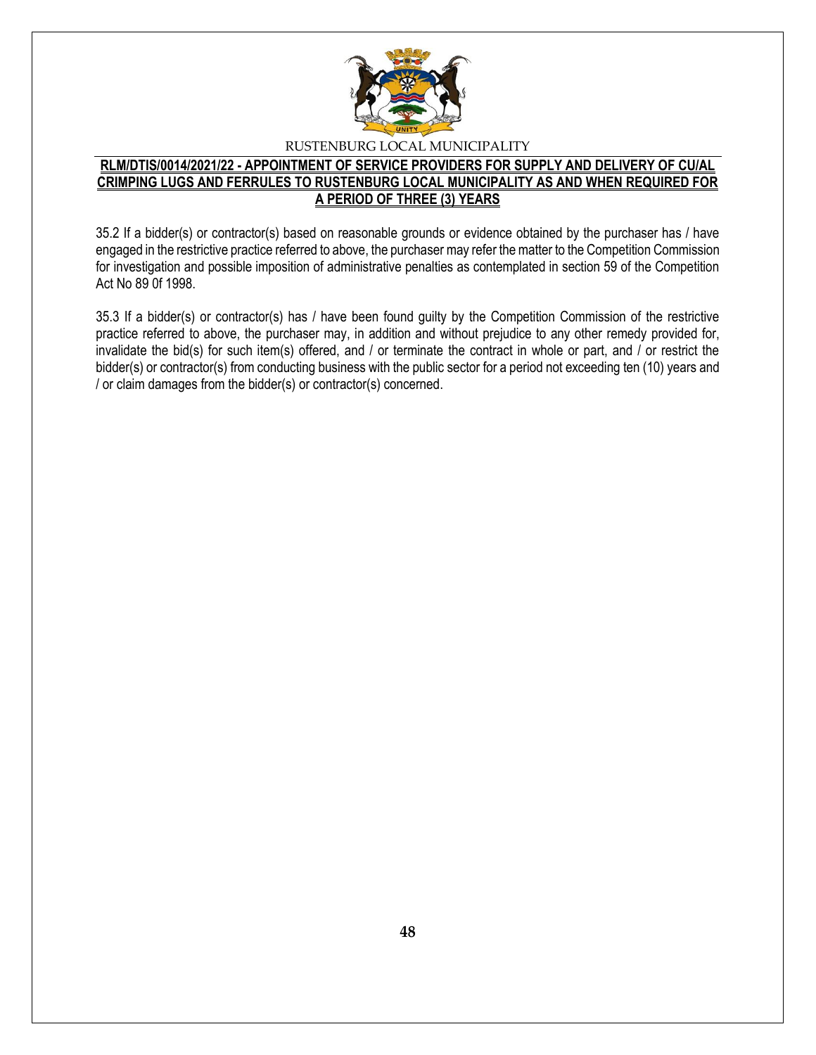35.2 If a bidder(s) or contractor(s) based on reasonable grounds or evidence obtained by the purchaser has / have engaged in the restrictive practice referred to above, the purchaser may refer the matter to the Competition Commission for investigation and possible imposition of administrative penalties as contemplated in section 59 of the Competition Act No 89 0f 1998.

35.3 If a bidder(s) or contractor(s) has / have been found guilty by the Competition Commission of the restrictive practice referred to above, the purchaser may, in addition and without prejudice to any other remedy provided for, invalidate the bid(s) for such item(s) offered, and / or terminate the contract in whole or part, and / or restrict the bidder(s) or contractor(s) from conducting business with the public sector for a period not exceeding ten (10) years and / or claim damages from the bidder(s) or contractor(s) concerned.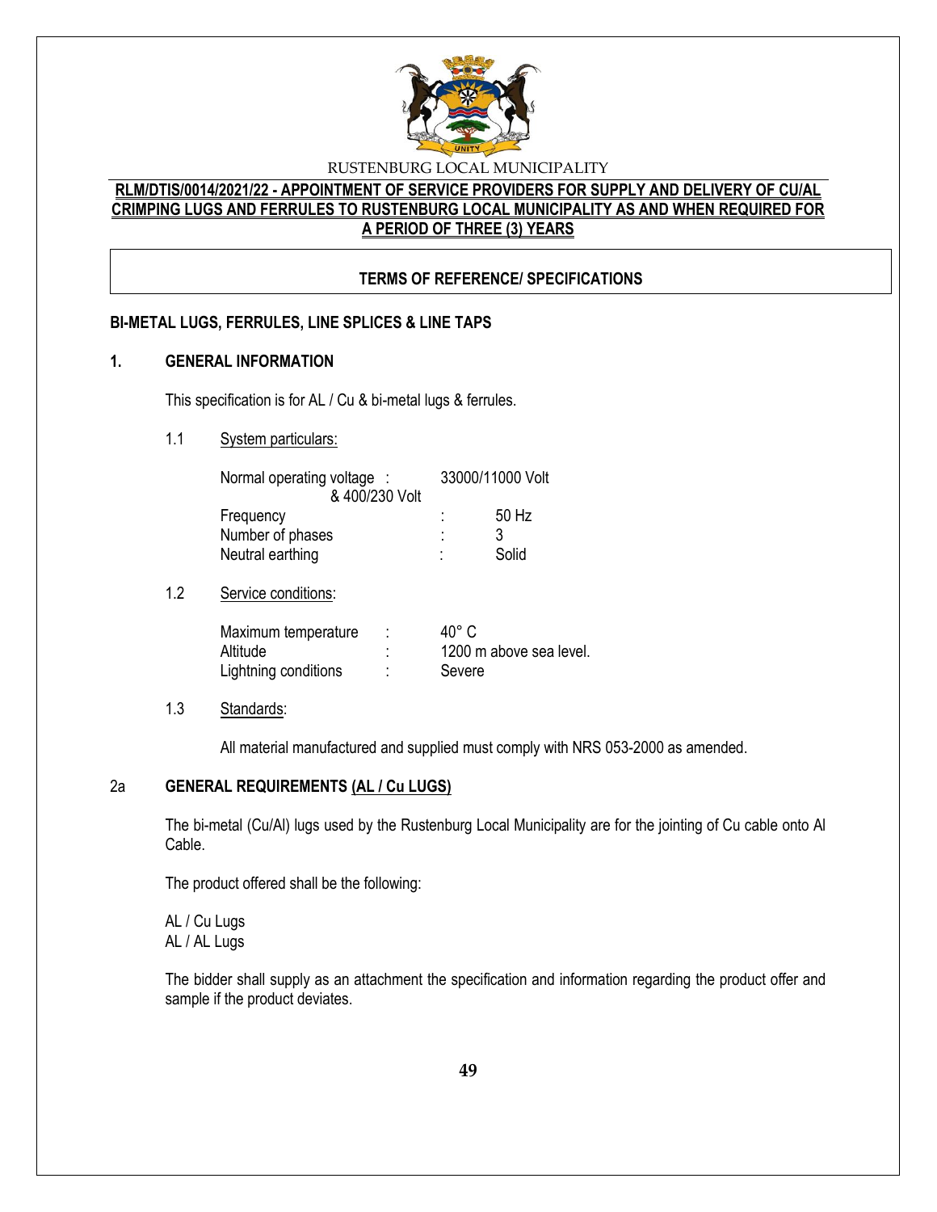RUSTENBURG LOCAL MUNICIPALITY

**RLM/DTIS/0014/2021/22 - APPOINTMENT OF SERVICE PROVIDERS FOR SUPPLY AND DELIVERY OF CU/AL CRIMPING LUGS AND FERRULES TO RUSTENBURG LOCAL MUNICIPALITY AS AND WHEN REQUIRED FOR A PERIOD OF THREE (3) YEARS**

**TERMS OF REFERENCE/ SPECIFICATIONS**

**BI-METAL LUGS, FERRULES, LINE SPLICES & LINE TAPS**

## 1. GENERAL INFORMATION

This specification is for AL / Cu & bi-metal lugs & ferrules.

1.1 System particulars:

| | | |
|---|---|---|
| Normal operating voltage & 400/230 Volt | : | 33000/11000 Volt |
| Frequency | : | 50 Hz |
| Number of phases | : | 3 |
| Neutral earthing | : | Solid |

1.2 Service conditions:

| | | |
|---|---|---|
| Maximum temperature | : | 40° C |
| Altitude | : | 1200 m above sea level. |
| Lightning conditions | : | Severe |

1.3 Standards:

All material manufactured and supplied must comply with NRS 053-2000 as amended.

## 2a GENERAL REQUIREMENTS (AL / Cu LUGS)

The bi-metal (Cu/Al) lugs used by the Rustenburg Local Municipality are for the jointing of Cu cable onto Al Cable.

The product offered shall be the following:

AL / Cu Lugs
AL / AL Lugs

The bidder shall supply as an attachment the specification and information regarding the product offer and sample if the product deviates.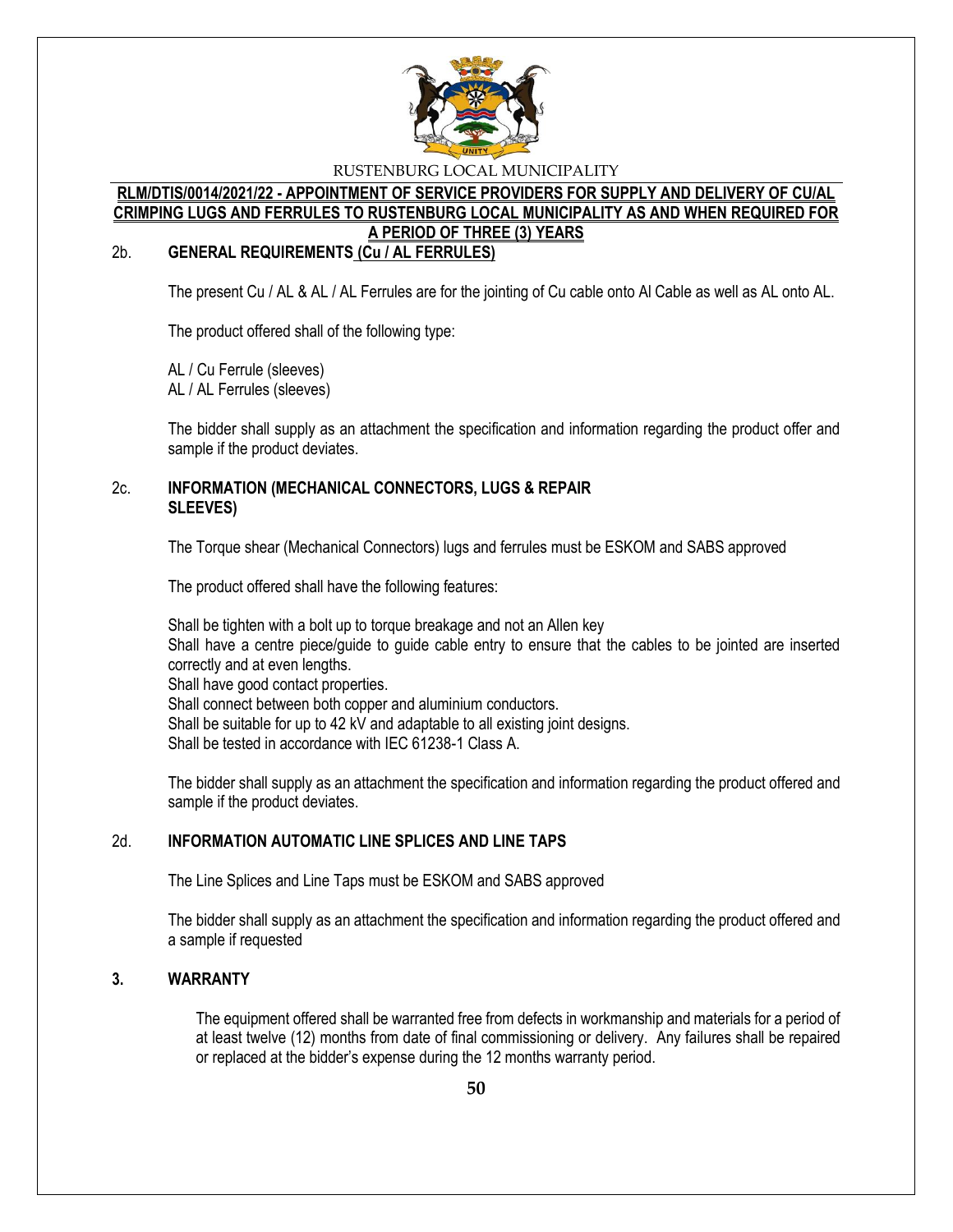RUSTENBURG LOCAL MUNICIPALITY

**RLM/DTIS/0014/2021/22 - APPOINTMENT OF SERVICE PROVIDERS FOR SUPPLY AND DELIVERY OF CU/AL CRIMPING LUGS AND FERRULES TO RUSTENBURG LOCAL MUNICIPALITY AS AND WHEN REQUIRED FOR A PERIOD OF THREE (3) YEARS**

## 2b. GENERAL REQUIREMENTS (Cu / AL FERRULES)

The present Cu / AL & AL / AL Ferrules are for the jointing of Cu cable onto Al Cable as well as AL onto AL.

The product offered shall of the following type:

AL / Cu Ferrule (sleeves)
AL / AL Ferrules (sleeves)

The bidder shall supply as an attachment the specification and information regarding the product offer and sample if the product deviates.

## 2c. INFORMATION (MECHANICAL CONNECTORS, LUGS & REPAIR SLEEVES)

The Torque shear (Mechanical Connectors) lugs and ferrules must be ESKOM and SABS approved

The product offered shall have the following features:

Shall be tighten with a bolt up to torque breakage and not an Allen key
Shall have a centre piece/guide to guide cable entry to ensure that the cables to be jointed are inserted correctly and at even lengths.
Shall have good contact properties.
Shall connect between both copper and aluminium conductors.
Shall be suitable for up to 42 kV and adaptable to all existing joint designs.
Shall be tested in accordance with IEC 61238-1 Class A.

The bidder shall supply as an attachment the specification and information regarding the product offered and sample if the product deviates.

## 2d. INFORMATION AUTOMATIC LINE SPLICES AND LINE TAPS

The Line Splices and Line Taps must be ESKOM and SABS approved

The bidder shall supply as an attachment the specification and information regarding the product offered and a sample if requested

## 3. WARRANTY

The equipment offered shall be warranted free from defects in workmanship and materials for a period of at least twelve (12) months from date of final commissioning or delivery. Any failures shall be repaired or replaced at the bidder's expense during the 12 months warranty period.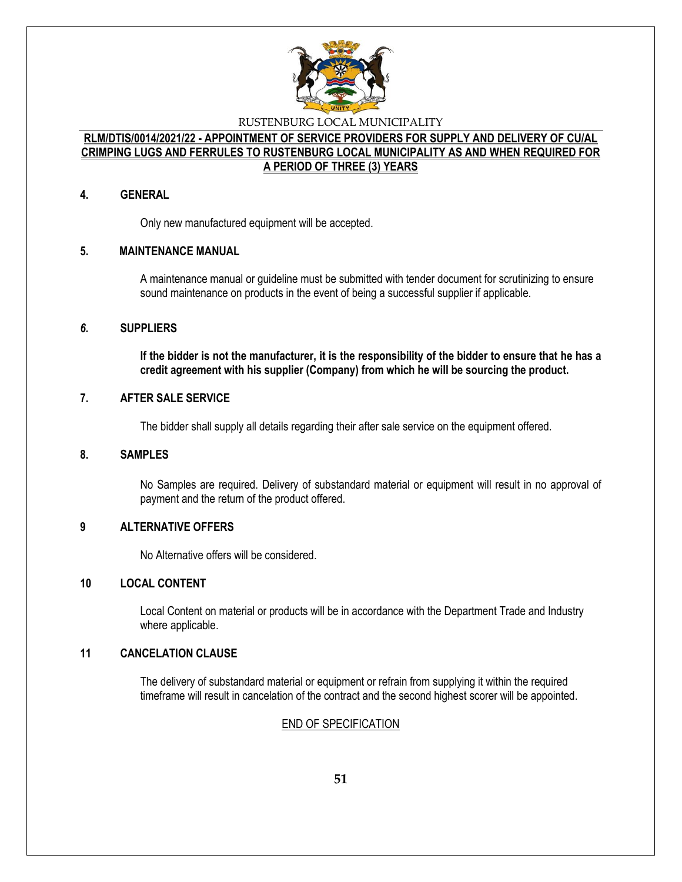RUSTENBURG LOCAL MUNICIPALITY

**RLM/DTIS/0014/2021/22 - APPOINTMENT OF SERVICE PROVIDERS FOR SUPPLY AND DELIVERY OF CU/AL CRIMPING LUGS AND FERRULES TO RUSTENBURG LOCAL MUNICIPALITY AS AND WHEN REQUIRED FOR A PERIOD OF THREE (3) YEARS**

## 4. GENERAL

Only new manufactured equipment will be accepted.

## 5. MAINTENANCE MANUAL

A maintenance manual or guideline must be submitted with tender document for scrutinizing to ensure sound maintenance on products in the event of being a successful supplier if applicable.

## *6.* SUPPLIERS

**If the bidder is not the manufacturer, it is the responsibility of the bidder to ensure that he has a credit agreement with his supplier (Company) from which he will be sourcing the product.**

## 7. AFTER SALE SERVICE

The bidder shall supply all details regarding their after sale service on the equipment offered.

## 8. SAMPLES

No Samples are required. Delivery of substandard material or equipment will result in no approval of payment and the return of the product offered.

## 9 ALTERNATIVE OFFERS

No Alternative offers will be considered.

## 10 LOCAL CONTENT

Local Content on material or products will be in accordance with the Department Trade and Industry where applicable.

## 11 CANCELATION CLAUSE

The delivery of substandard material or equipment or refrain from supplying it within the required timeframe will result in cancelation of the contract and the second highest scorer will be appointed.

END OF SPECIFICATION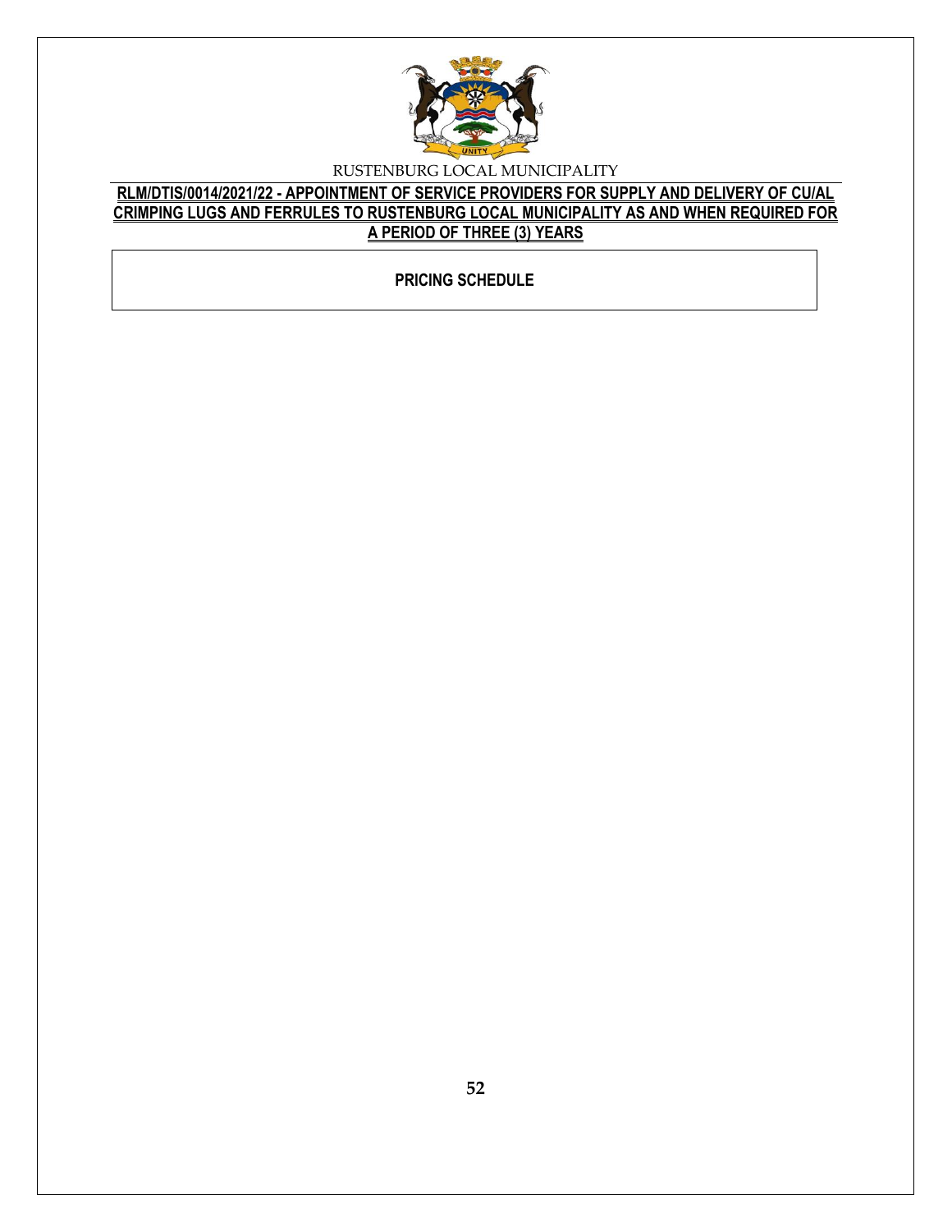RUSTENBURG LOCAL MUNICIPALITY

**RLM/DTIS/0014/2021/22 - APPOINTMENT OF SERVICE PROVIDERS FOR SUPPLY AND DELIVERY OF CU/AL CRIMPING LUGS AND FERRULES TO RUSTENBURG LOCAL MUNICIPALITY AS AND WHEN REQUIRED FOR A PERIOD OF THREE (3) YEARS**

**PRICING SCHEDULE**